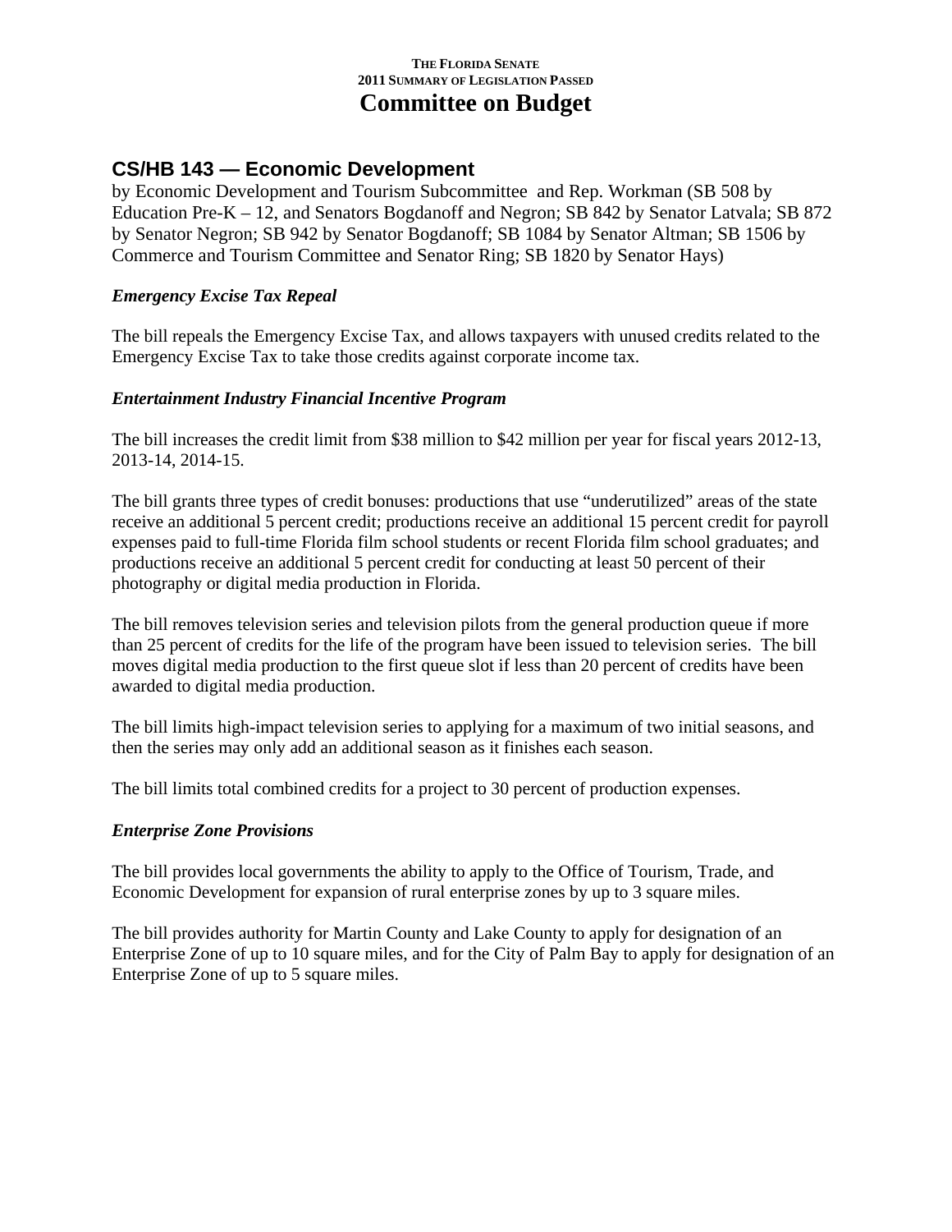THE FLORIDA SENATE
2011 SUMMARY OF LEGISLATION PASSED

# Committee on Budget

## CS/HB 143 — Economic Development

by Economic Development and Tourism Subcommittee and Rep. Workman (SB 508 by Education Pre-K – 12, and Senators Bogdanoff and Negron; SB 842 by Senator Latvala; SB 872 by Senator Negron; SB 942 by Senator Bogdanoff; SB 1084 by Senator Altman; SB 1506 by Commerce and Tourism Committee and Senator Ring; SB 1820 by Senator Hays)

### *Emergency Excise Tax Repeal*

The bill repeals the Emergency Excise Tax, and allows taxpayers with unused credits related to the Emergency Excise Tax to take those credits against corporate income tax.

### *Entertainment Industry Financial Incentive Program*

The bill increases the credit limit from $38 million to $42 million per year for fiscal years 2012-13, 2013-14, 2014-15.

The bill grants three types of credit bonuses: productions that use "underutilized" areas of the state receive an additional 5 percent credit; productions receive an additional 15 percent credit for payroll expenses paid to full-time Florida film school students or recent Florida film school graduates; and productions receive an additional 5 percent credit for conducting at least 50 percent of their photography or digital media production in Florida.

The bill removes television series and television pilots from the general production queue if more than 25 percent of credits for the life of the program have been issued to television series. The bill moves digital media production to the first queue slot if less than 20 percent of credits have been awarded to digital media production.

The bill limits high-impact television series to applying for a maximum of two initial seasons, and then the series may only add an additional season as it finishes each season.

The bill limits total combined credits for a project to 30 percent of production expenses.

### *Enterprise Zone Provisions*

The bill provides local governments the ability to apply to the Office of Tourism, Trade, and Economic Development for expansion of rural enterprise zones by up to 3 square miles.

The bill provides authority for Martin County and Lake County to apply for designation of an Enterprise Zone of up to 10 square miles, and for the City of Palm Bay to apply for designation of an Enterprise Zone of up to 5 square miles.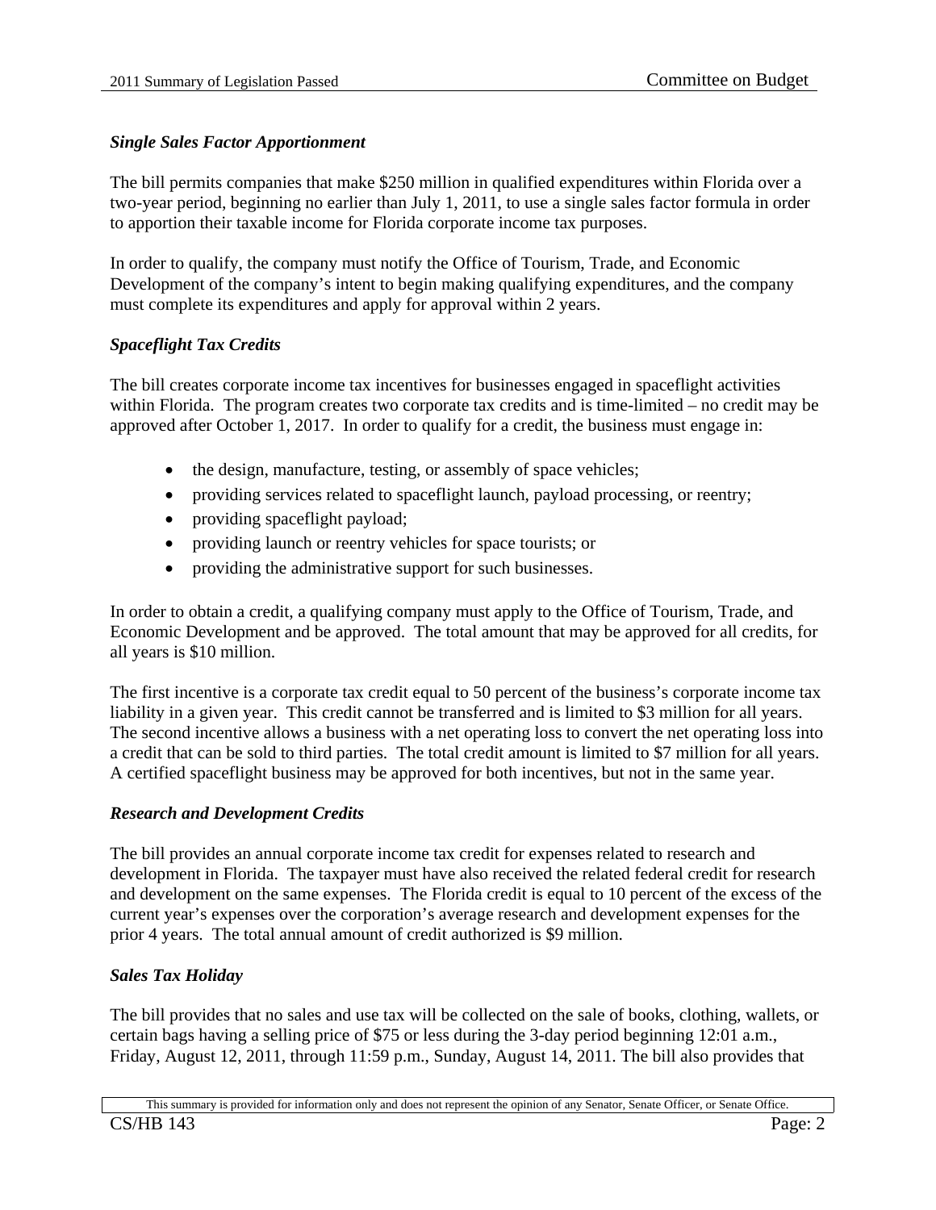### *Single Sales Factor Apportionment*

The bill permits companies that make $250 million in qualified expenditures within Florida over a two-year period, beginning no earlier than July 1, 2011, to use a single sales factor formula in order to apportion their taxable income for Florida corporate income tax purposes.

In order to qualify, the company must notify the Office of Tourism, Trade, and Economic Development of the company's intent to begin making qualifying expenditures, and the company must complete its expenditures and apply for approval within 2 years.

### *Spaceflight Tax Credits*

The bill creates corporate income tax incentives for businesses engaged in spaceflight activities within Florida. The program creates two corporate tax credits and is time-limited – no credit may be approved after October 1, 2017. In order to qualify for a credit, the business must engage in:

- the design, manufacture, testing, or assembly of space vehicles;
- providing services related to spaceflight launch, payload processing, or reentry;
- providing spaceflight payload;
- providing launch or reentry vehicles for space tourists; or
- providing the administrative support for such businesses.

In order to obtain a credit, a qualifying company must apply to the Office of Tourism, Trade, and Economic Development and be approved. The total amount that may be approved for all credits, for all years is $10 million.

The first incentive is a corporate tax credit equal to 50 percent of the business's corporate income tax liability in a given year. This credit cannot be transferred and is limited to $3 million for all years. The second incentive allows a business with a net operating loss to convert the net operating loss into a credit that can be sold to third parties. The total credit amount is limited to $7 million for all years. A certified spaceflight business may be approved for both incentives, but not in the same year.

### *Research and Development Credits*

The bill provides an annual corporate income tax credit for expenses related to research and development in Florida. The taxpayer must have also received the related federal credit for research and development on the same expenses. The Florida credit is equal to 10 percent of the excess of the current year's expenses over the corporation's average research and development expenses for the prior 4 years. The total annual amount of credit authorized is $9 million.

### *Sales Tax Holiday*

The bill provides that no sales and use tax will be collected on the sale of books, clothing, wallets, or certain bags having a selling price of $75 or less during the 3-day period beginning 12:01 a.m., Friday, August 12, 2011, through 11:59 p.m., Sunday, August 14, 2011. The bill also provides that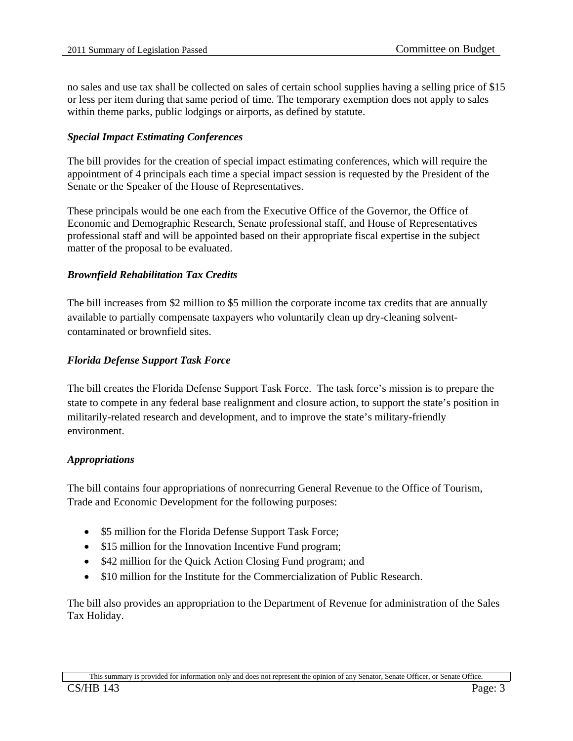no sales and use tax shall be collected on sales of certain school supplies having a selling price of $15 or less per item during that same period of time. The temporary exemption does not apply to sales within theme parks, public lodgings or airports, as defined by statute.

***Special Impact Estimating Conferences***

The bill provides for the creation of special impact estimating conferences, which will require the appointment of 4 principals each time a special impact session is requested by the President of the Senate or the Speaker of the House of Representatives.

These principals would be one each from the Executive Office of the Governor, the Office of Economic and Demographic Research, Senate professional staff, and House of Representatives professional staff and will be appointed based on their appropriate fiscal expertise in the subject matter of the proposal to be evaluated.

***Brownfield Rehabilitation Tax Credits***

The bill increases from $2 million to $5 million the corporate income tax credits that are annually available to partially compensate taxpayers who voluntarily clean up dry-cleaning solvent-contaminated or brownfield sites.

***Florida Defense Support Task Force***

The bill creates the Florida Defense Support Task Force. The task force's mission is to prepare the state to compete in any federal base realignment and closure action, to support the state's position in militarily-related research and development, and to improve the state's military-friendly environment.

***Appropriations***

The bill contains four appropriations of nonrecurring General Revenue to the Office of Tourism, Trade and Economic Development for the following purposes:

- $5 million for the Florida Defense Support Task Force;
- $15 million for the Innovation Incentive Fund program;
- $42 million for the Quick Action Closing Fund program; and
- $10 million for the Institute for the Commercialization of Public Research.

The bill also provides an appropriation to the Department of Revenue for administration of the Sales Tax Holiday.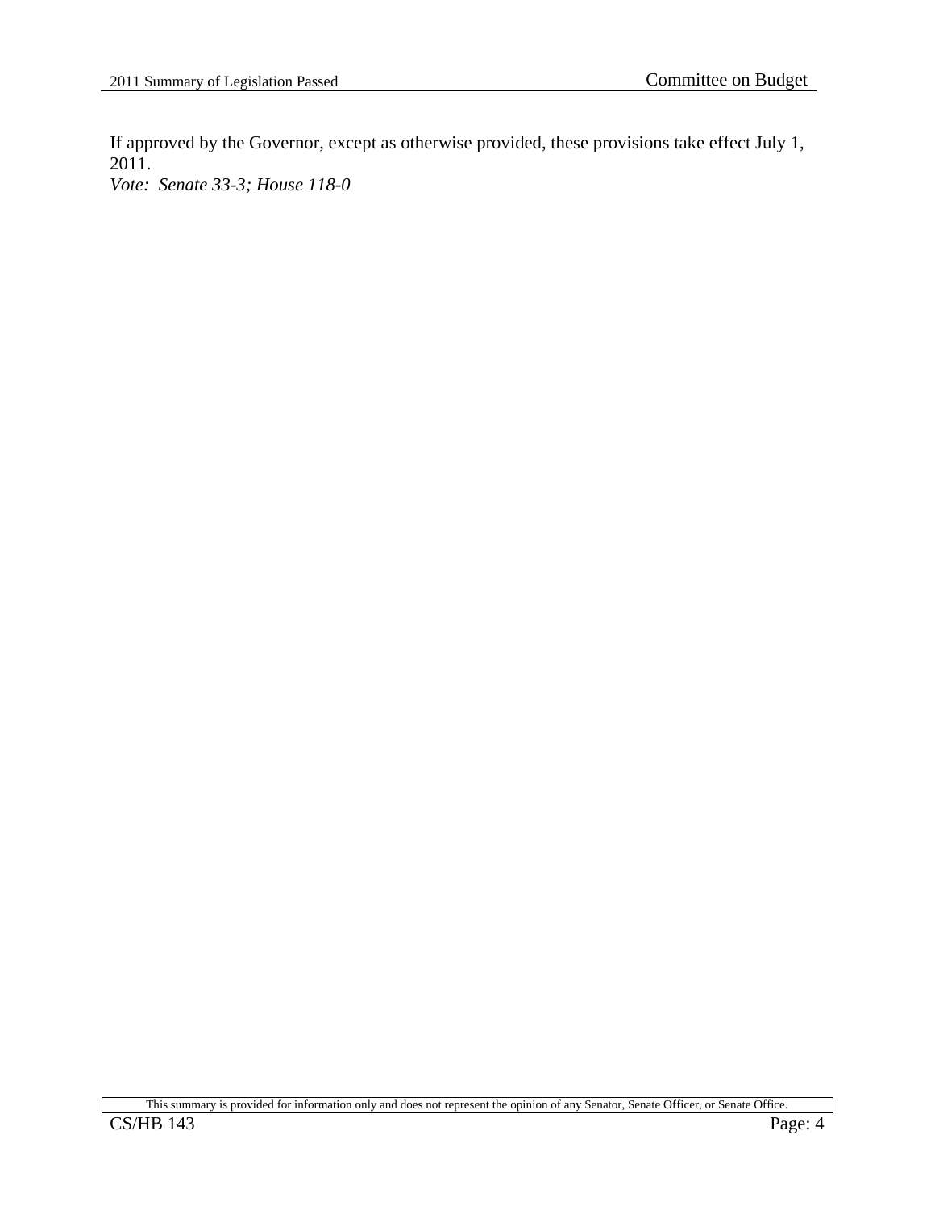If approved by the Governor, except as otherwise provided, these provisions take effect July 1, 2011.

*Vote: Senate 33-3; House 118-0*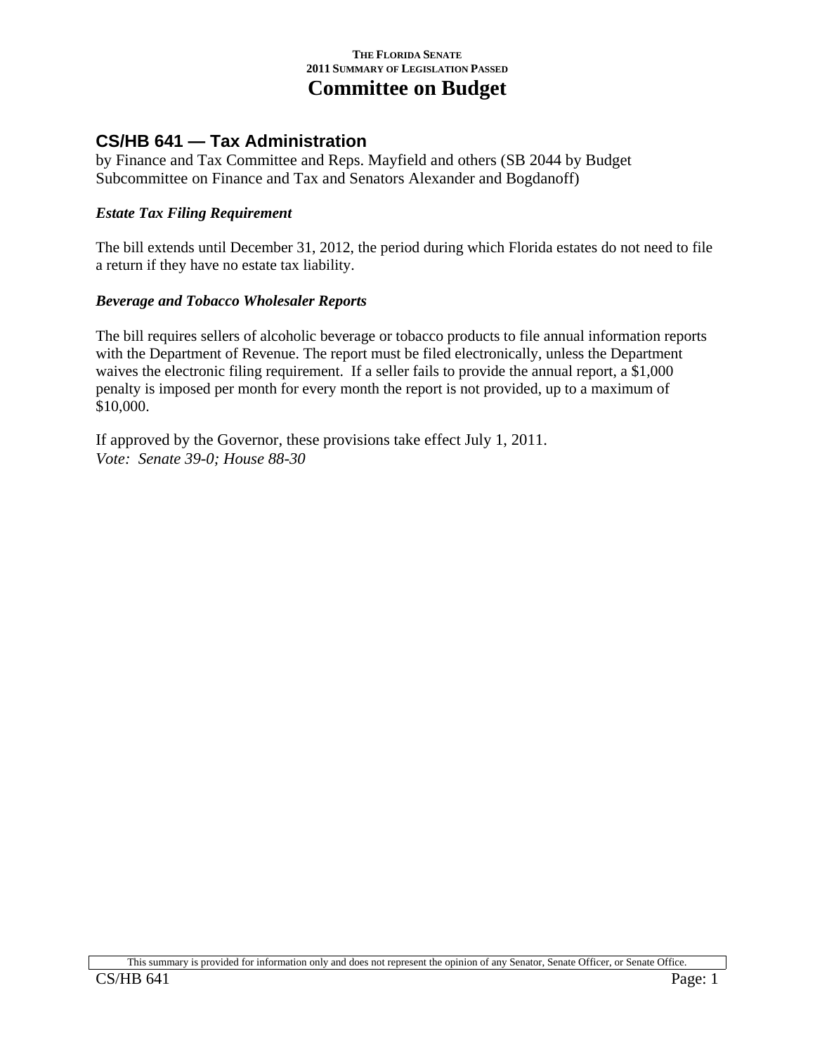## CS/HB 641 — Tax Administration

by Finance and Tax Committee and Reps. Mayfield and others (SB 2044 by Budget Subcommittee on Finance and Tax and Senators Alexander and Bogdanoff)

### *Estate Tax Filing Requirement*

The bill extends until December 31, 2012, the period during which Florida estates do not need to file a return if they have no estate tax liability.

### *Beverage and Tobacco Wholesaler Reports*

The bill requires sellers of alcoholic beverage or tobacco products to file annual information reports with the Department of Revenue. The report must be filed electronically, unless the Department waives the electronic filing requirement. If a seller fails to provide the annual report, a $1,000 penalty is imposed per month for every month the report is not provided, up to a maximum of $10,000.

If approved by the Governor, these provisions take effect July 1, 2011.
*Vote: Senate 39-0; House 88-30*

This summary is provided for information only and does not represent the opinion of any Senator, Senate Officer, or Senate Office.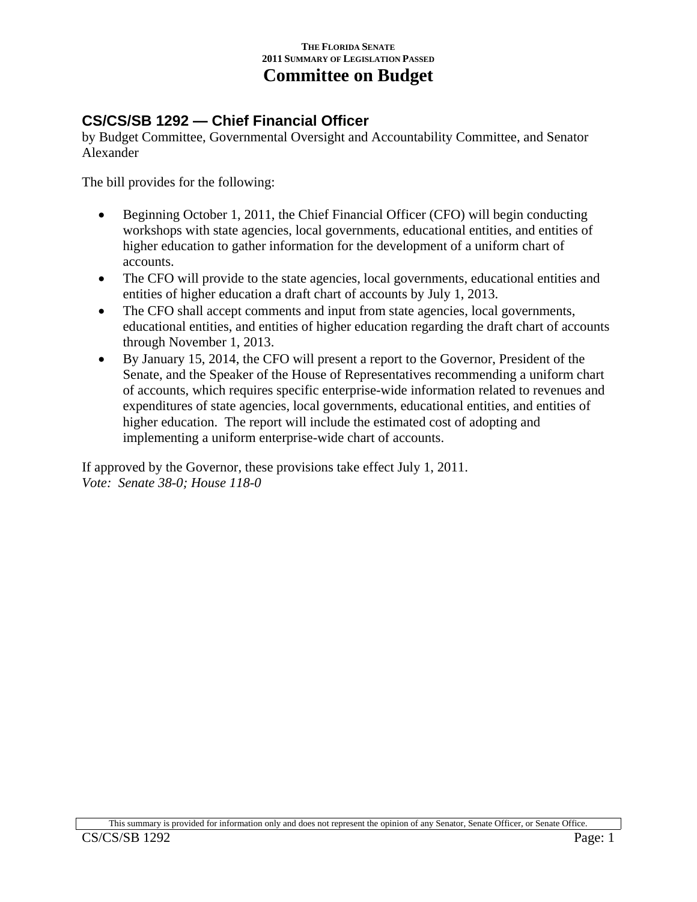THE FLORIDA SENATE
2011 SUMMARY OF LEGISLATION PASSED

# Committee on Budget

## CS/CS/SB 1292 — Chief Financial Officer

by Budget Committee, Governmental Oversight and Accountability Committee, and Senator Alexander

The bill provides for the following:

- Beginning October 1, 2011, the Chief Financial Officer (CFO) will begin conducting workshops with state agencies, local governments, educational entities, and entities of higher education to gather information for the development of a uniform chart of accounts.
- The CFO will provide to the state agencies, local governments, educational entities and entities of higher education a draft chart of accounts by July 1, 2013.
- The CFO shall accept comments and input from state agencies, local governments, educational entities, and entities of higher education regarding the draft chart of accounts through November 1, 2013.
- By January 15, 2014, the CFO will present a report to the Governor, President of the Senate, and the Speaker of the House of Representatives recommending a uniform chart of accounts, which requires specific enterprise-wide information related to revenues and expenditures of state agencies, local governments, educational entities, and entities of higher education. The report will include the estimated cost of adopting and implementing a uniform enterprise-wide chart of accounts.

If approved by the Governor, these provisions take effect July 1, 2011.
*Vote: Senate 38-0; House 118-0*

This summary is provided for information only and does not represent the opinion of any Senator, Senate Officer, or Senate Office.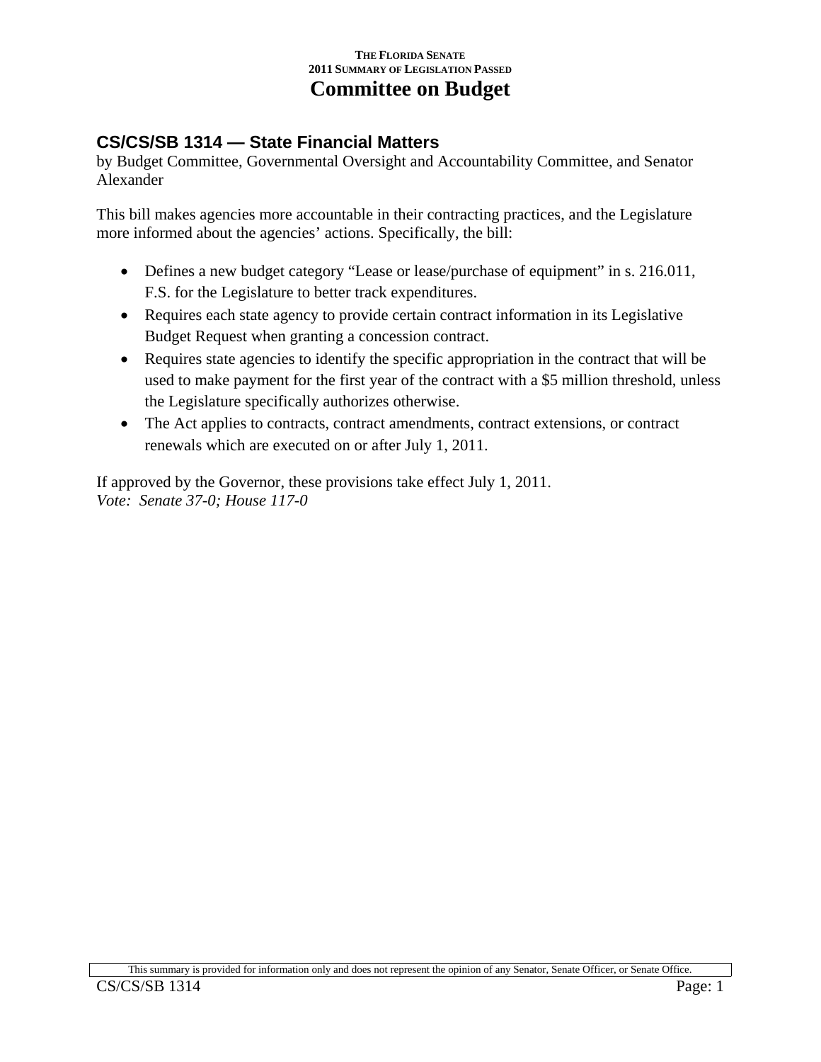# Committee on Budget

## CS/CS/SB 1314 — State Financial Matters

by Budget Committee, Governmental Oversight and Accountability Committee, and Senator Alexander

This bill makes agencies more accountable in their contracting practices, and the Legislature more informed about the agencies' actions. Specifically, the bill:

- Defines a new budget category "Lease or lease/purchase of equipment" in s. 216.011, F.S. for the Legislature to better track expenditures.
- Requires each state agency to provide certain contract information in its Legislative Budget Request when granting a concession contract.
- Requires state agencies to identify the specific appropriation in the contract that will be used to make payment for the first year of the contract with a $5 million threshold, unless the Legislature specifically authorizes otherwise.
- The Act applies to contracts, contract amendments, contract extensions, or contract renewals which are executed on or after July 1, 2011.

If approved by the Governor, these provisions take effect July 1, 2011.
*Vote: Senate 37-0; House 117-0*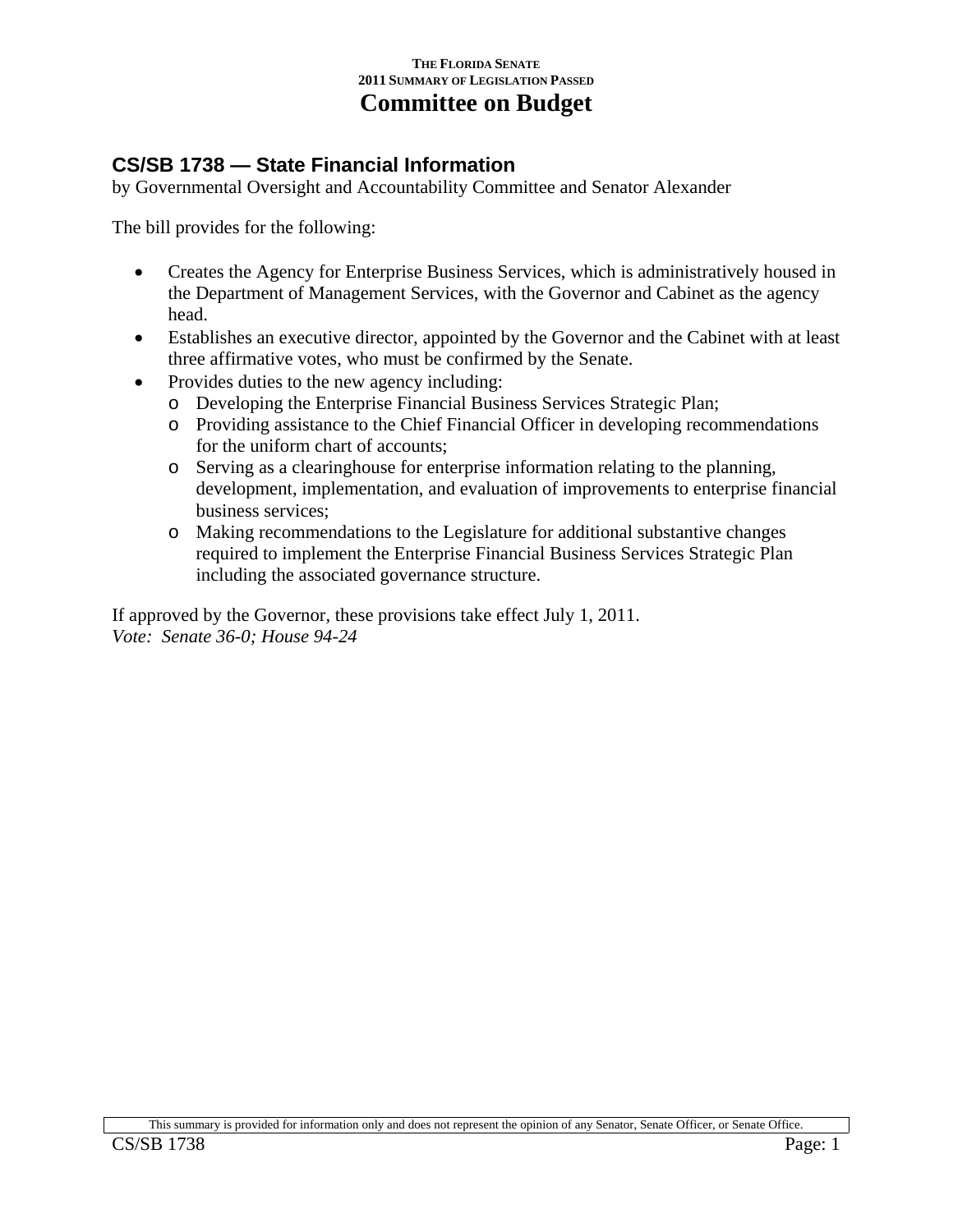THE FLORIDA SENATE
2011 SUMMARY OF LEGISLATION PASSED

# Committee on Budget

## CS/SB 1738 — State Financial Information

by Governmental Oversight and Accountability Committee and Senator Alexander

The bill provides for the following:

- Creates the Agency for Enterprise Business Services, which is administratively housed in the Department of Management Services, with the Governor and Cabinet as the agency head.
- Establishes an executive director, appointed by the Governor and the Cabinet with at least three affirmative votes, who must be confirmed by the Senate.
- Provides duties to the new agency including:
  - Developing the Enterprise Financial Business Services Strategic Plan;
  - Providing assistance to the Chief Financial Officer in developing recommendations for the uniform chart of accounts;
  - Serving as a clearinghouse for enterprise information relating to the planning, development, implementation, and evaluation of improvements to enterprise financial business services;
  - Making recommendations to the Legislature for additional substantive changes required to implement the Enterprise Financial Business Services Strategic Plan including the associated governance structure.

If approved by the Governor, these provisions take effect July 1, 2011.
*Vote: Senate 36-0; House 94-24*

This summary is provided for information only and does not represent the opinion of any Senator, Senate Officer, or Senate Office.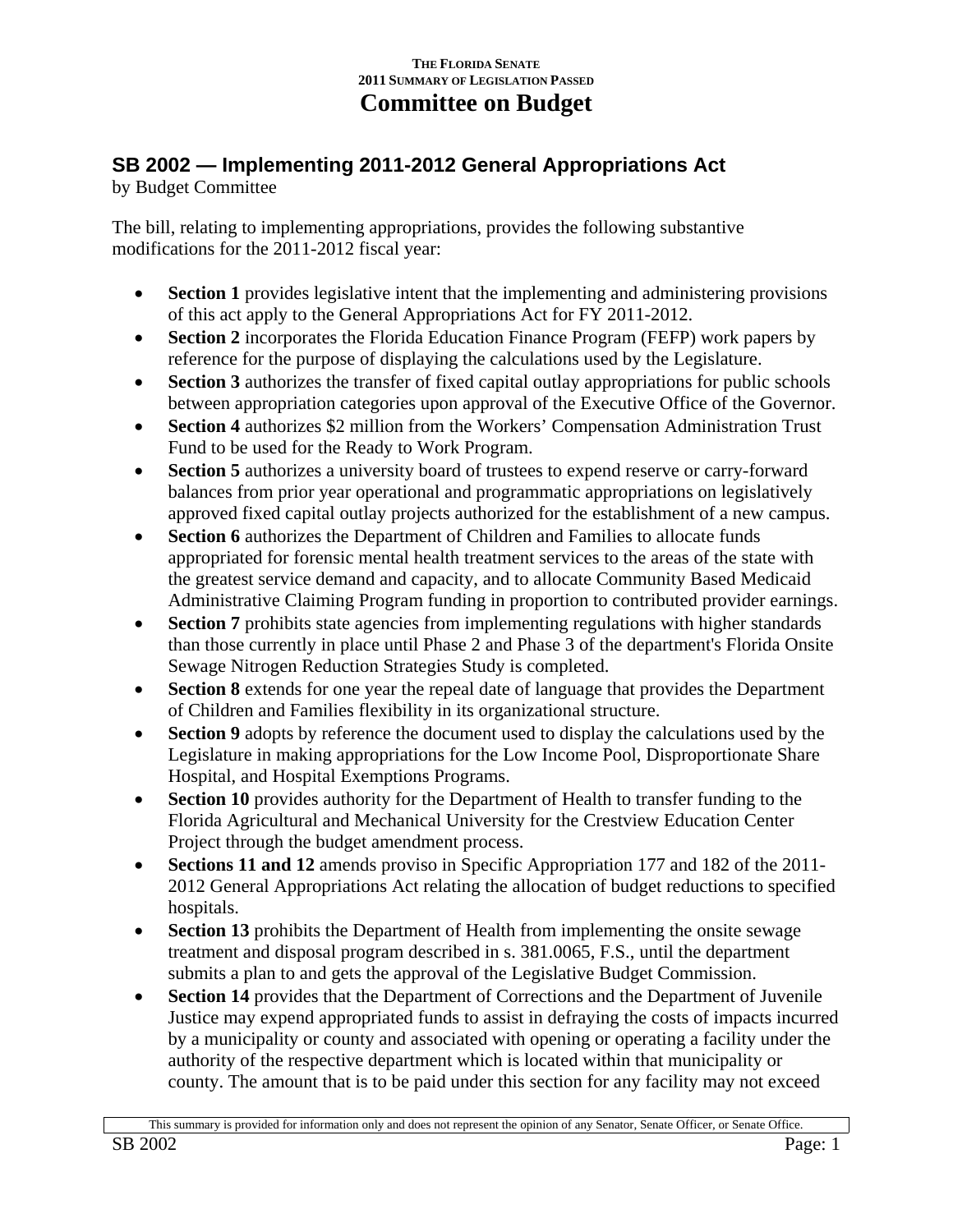THE FLORIDA SENATE
2011 SUMMARY OF LEGISLATION PASSED

# Committee on Budget

## SB 2002 — Implementing 2011-2012 General Appropriations Act

by Budget Committee

The bill, relating to implementing appropriations, provides the following substantive modifications for the 2011-2012 fiscal year:

- **Section 1** provides legislative intent that the implementing and administering provisions of this act apply to the General Appropriations Act for FY 2011-2012.
- **Section 2** incorporates the Florida Education Finance Program (FEFP) work papers by reference for the purpose of displaying the calculations used by the Legislature.
- **Section 3** authorizes the transfer of fixed capital outlay appropriations for public schools between appropriation categories upon approval of the Executive Office of the Governor.
- **Section 4** authorizes $2 million from the Workers' Compensation Administration Trust Fund to be used for the Ready to Work Program.
- **Section 5** authorizes a university board of trustees to expend reserve or carry-forward balances from prior year operational and programmatic appropriations on legislatively approved fixed capital outlay projects authorized for the establishment of a new campus.
- **Section 6** authorizes the Department of Children and Families to allocate funds appropriated for forensic mental health treatment services to the areas of the state with the greatest service demand and capacity, and to allocate Community Based Medicaid Administrative Claiming Program funding in proportion to contributed provider earnings.
- **Section 7** prohibits state agencies from implementing regulations with higher standards than those currently in place until Phase 2 and Phase 3 of the department's Florida Onsite Sewage Nitrogen Reduction Strategies Study is completed.
- **Section 8** extends for one year the repeal date of language that provides the Department of Children and Families flexibility in its organizational structure.
- **Section 9** adopts by reference the document used to display the calculations used by the Legislature in making appropriations for the Low Income Pool, Disproportionate Share Hospital, and Hospital Exemptions Programs.
- **Section 10** provides authority for the Department of Health to transfer funding to the Florida Agricultural and Mechanical University for the Crestview Education Center Project through the budget amendment process.
- **Sections 11 and 12** amends proviso in Specific Appropriation 177 and 182 of the 2011-2012 General Appropriations Act relating the allocation of budget reductions to specified hospitals.
- **Section 13** prohibits the Department of Health from implementing the onsite sewage treatment and disposal program described in s. 381.0065, F.S., until the department submits a plan to and gets the approval of the Legislative Budget Commission.
- **Section 14** provides that the Department of Corrections and the Department of Juvenile Justice may expend appropriated funds to assist in defraying the costs of impacts incurred by a municipality or county and associated with opening or operating a facility under the authority of the respective department which is located within that municipality or county. The amount that is to be paid under this section for any facility may not exceed

This summary is provided for information only and does not represent the opinion of any Senator, Senate Officer, or Senate Office.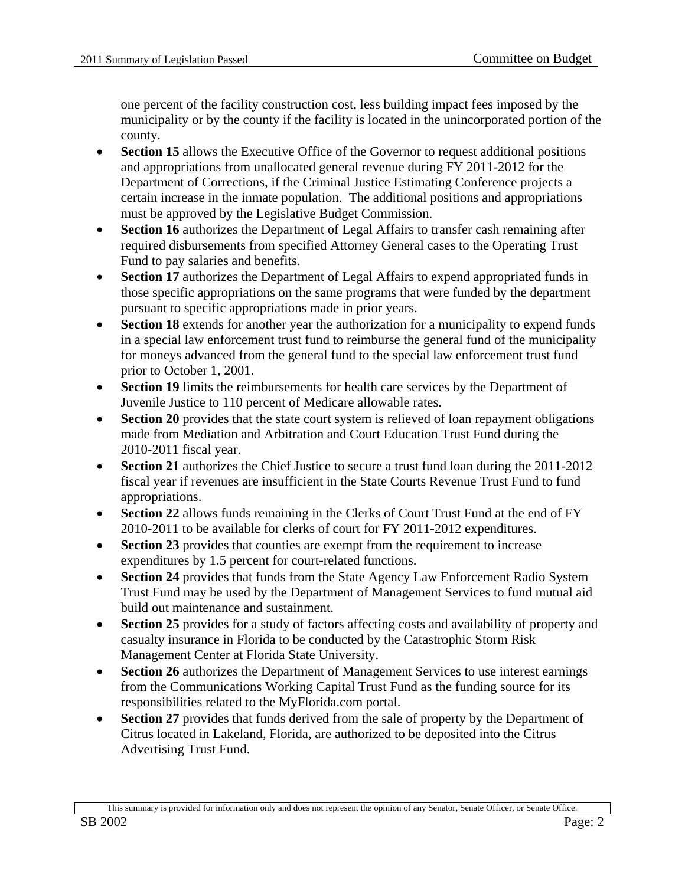one percent of the facility construction cost, less building impact fees imposed by the municipality or by the county if the facility is located in the unincorporated portion of the county.

- **Section 15** allows the Executive Office of the Governor to request additional positions and appropriations from unallocated general revenue during FY 2011-2012 for the Department of Corrections, if the Criminal Justice Estimating Conference projects a certain increase in the inmate population. The additional positions and appropriations must be approved by the Legislative Budget Commission.
- **Section 16** authorizes the Department of Legal Affairs to transfer cash remaining after required disbursements from specified Attorney General cases to the Operating Trust Fund to pay salaries and benefits.
- **Section 17** authorizes the Department of Legal Affairs to expend appropriated funds in those specific appropriations on the same programs that were funded by the department pursuant to specific appropriations made in prior years.
- **Section 18** extends for another year the authorization for a municipality to expend funds in a special law enforcement trust fund to reimburse the general fund of the municipality for moneys advanced from the general fund to the special law enforcement trust fund prior to October 1, 2001.
- **Section 19** limits the reimbursements for health care services by the Department of Juvenile Justice to 110 percent of Medicare allowable rates.
- **Section 20** provides that the state court system is relieved of loan repayment obligations made from Mediation and Arbitration and Court Education Trust Fund during the 2010-2011 fiscal year.
- **Section 21** authorizes the Chief Justice to secure a trust fund loan during the 2011-2012 fiscal year if revenues are insufficient in the State Courts Revenue Trust Fund to fund appropriations.
- **Section 22** allows funds remaining in the Clerks of Court Trust Fund at the end of FY 2010-2011 to be available for clerks of court for FY 2011-2012 expenditures.
- **Section 23** provides that counties are exempt from the requirement to increase expenditures by 1.5 percent for court-related functions.
- **Section 24** provides that funds from the State Agency Law Enforcement Radio System Trust Fund may be used by the Department of Management Services to fund mutual aid build out maintenance and sustainment.
- **Section 25** provides for a study of factors affecting costs and availability of property and casualty insurance in Florida to be conducted by the Catastrophic Storm Risk Management Center at Florida State University.
- **Section 26** authorizes the Department of Management Services to use interest earnings from the Communications Working Capital Trust Fund as the funding source for its responsibilities related to the MyFlorida.com portal.
- **Section 27** provides that funds derived from the sale of property by the Department of Citrus located in Lakeland, Florida, are authorized to be deposited into the Citrus Advertising Trust Fund.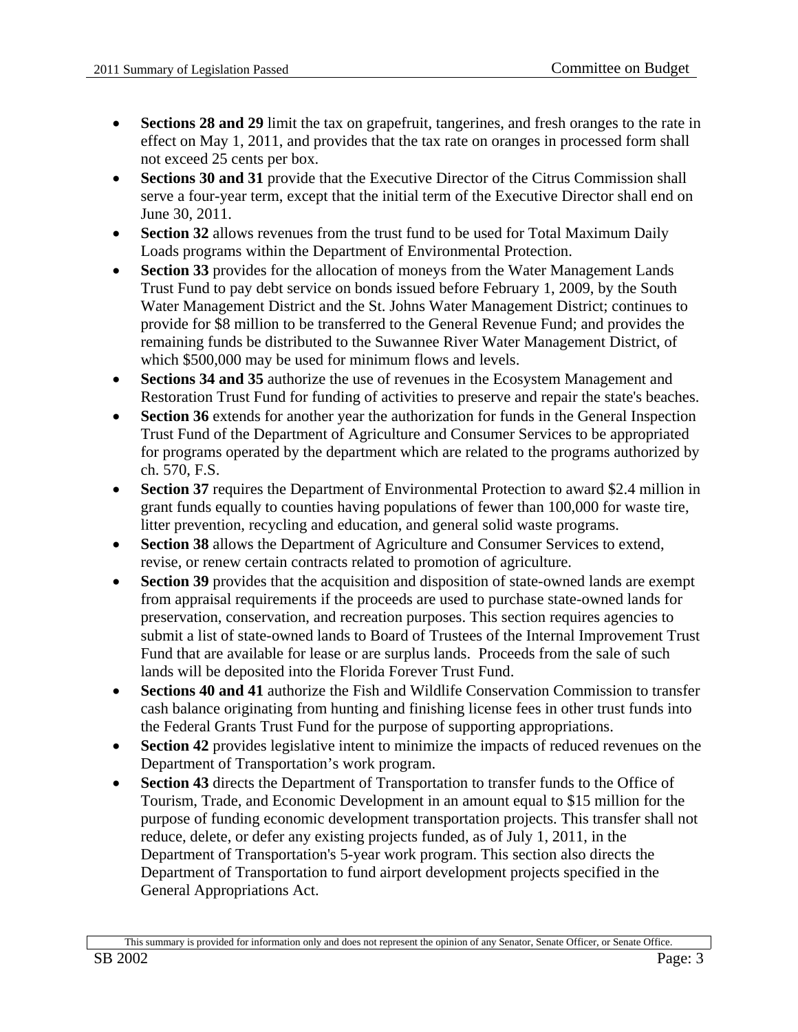- **Sections 28 and 29** limit the tax on grapefruit, tangerines, and fresh oranges to the rate in effect on May 1, 2011, and provides that the tax rate on oranges in processed form shall not exceed 25 cents per box.
- **Sections 30 and 31** provide that the Executive Director of the Citrus Commission shall serve a four-year term, except that the initial term of the Executive Director shall end on June 30, 2011.
- **Section 32** allows revenues from the trust fund to be used for Total Maximum Daily Loads programs within the Department of Environmental Protection.
- **Section 33** provides for the allocation of moneys from the Water Management Lands Trust Fund to pay debt service on bonds issued before February 1, 2009, by the South Water Management District and the St. Johns Water Management District; continues to provide for $8 million to be transferred to the General Revenue Fund; and provides the remaining funds be distributed to the Suwannee River Water Management District, of which $500,000 may be used for minimum flows and levels.
- **Sections 34 and 35** authorize the use of revenues in the Ecosystem Management and Restoration Trust Fund for funding of activities to preserve and repair the state's beaches.
- **Section 36** extends for another year the authorization for funds in the General Inspection Trust Fund of the Department of Agriculture and Consumer Services to be appropriated for programs operated by the department which are related to the programs authorized by ch. 570, F.S.
- **Section 37** requires the Department of Environmental Protection to award $2.4 million in grant funds equally to counties having populations of fewer than 100,000 for waste tire, litter prevention, recycling and education, and general solid waste programs.
- **Section 38** allows the Department of Agriculture and Consumer Services to extend, revise, or renew certain contracts related to promotion of agriculture.
- **Section 39** provides that the acquisition and disposition of state-owned lands are exempt from appraisal requirements if the proceeds are used to purchase state-owned lands for preservation, conservation, and recreation purposes. This section requires agencies to submit a list of state-owned lands to Board of Trustees of the Internal Improvement Trust Fund that are available for lease or are surplus lands. Proceeds from the sale of such lands will be deposited into the Florida Forever Trust Fund.
- **Sections 40 and 41** authorize the Fish and Wildlife Conservation Commission to transfer cash balance originating from hunting and finishing license fees in other trust funds into the Federal Grants Trust Fund for the purpose of supporting appropriations.
- **Section 42** provides legislative intent to minimize the impacts of reduced revenues on the Department of Transportation's work program.
- **Section 43** directs the Department of Transportation to transfer funds to the Office of Tourism, Trade, and Economic Development in an amount equal to $15 million for the purpose of funding economic development transportation projects. This transfer shall not reduce, delete, or defer any existing projects funded, as of July 1, 2011, in the Department of Transportation's 5-year work program. This section also directs the Department of Transportation to fund airport development projects specified in the General Appropriations Act.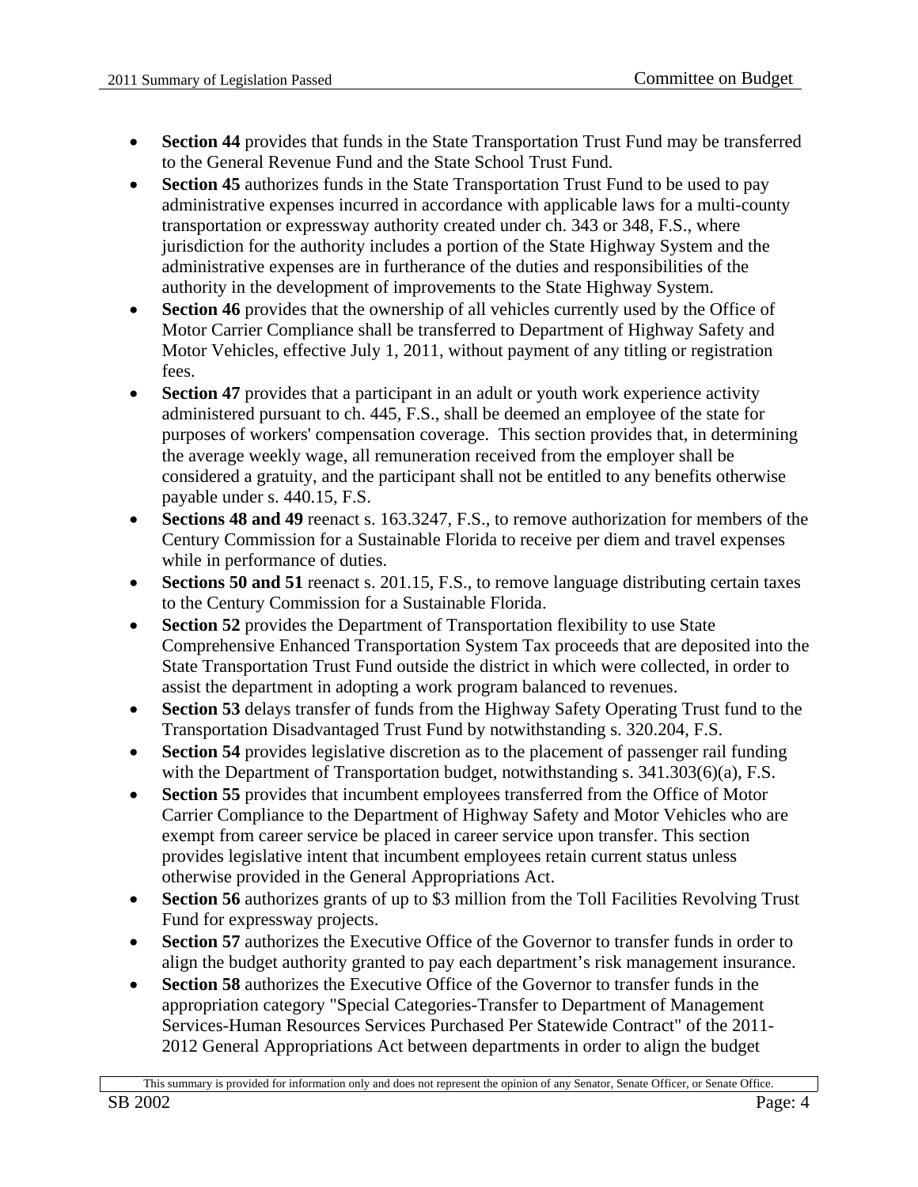- **Section 44** provides that funds in the State Transportation Trust Fund may be transferred to the General Revenue Fund and the State School Trust Fund.
- **Section 45** authorizes funds in the State Transportation Trust Fund to be used to pay administrative expenses incurred in accordance with applicable laws for a multi-county transportation or expressway authority created under ch. 343 or 348, F.S., where jurisdiction for the authority includes a portion of the State Highway System and the administrative expenses are in furtherance of the duties and responsibilities of the authority in the development of improvements to the State Highway System.
- **Section 46** provides that the ownership of all vehicles currently used by the Office of Motor Carrier Compliance shall be transferred to Department of Highway Safety and Motor Vehicles, effective July 1, 2011, without payment of any titling or registration fees.
- **Section 47** provides that a participant in an adult or youth work experience activity administered pursuant to ch. 445, F.S., shall be deemed an employee of the state for purposes of workers' compensation coverage. This section provides that, in determining the average weekly wage, all remuneration received from the employer shall be considered a gratuity, and the participant shall not be entitled to any benefits otherwise payable under s. 440.15, F.S.
- **Sections 48 and 49** reenact s. 163.3247, F.S., to remove authorization for members of the Century Commission for a Sustainable Florida to receive per diem and travel expenses while in performance of duties.
- **Sections 50 and 51** reenact s. 201.15, F.S., to remove language distributing certain taxes to the Century Commission for a Sustainable Florida.
- **Section 52** provides the Department of Transportation flexibility to use State Comprehensive Enhanced Transportation System Tax proceeds that are deposited into the State Transportation Trust Fund outside the district in which were collected, in order to assist the department in adopting a work program balanced to revenues.
- **Section 53** delays transfer of funds from the Highway Safety Operating Trust fund to the Transportation Disadvantaged Trust Fund by notwithstanding s. 320.204, F.S.
- **Section 54** provides legislative discretion as to the placement of passenger rail funding with the Department of Transportation budget, notwithstanding s. 341.303(6)(a), F.S.
- **Section 55** provides that incumbent employees transferred from the Office of Motor Carrier Compliance to the Department of Highway Safety and Motor Vehicles who are exempt from career service be placed in career service upon transfer. This section provides legislative intent that incumbent employees retain current status unless otherwise provided in the General Appropriations Act.
- **Section 56** authorizes grants of up to $3 million from the Toll Facilities Revolving Trust Fund for expressway projects.
- **Section 57** authorizes the Executive Office of the Governor to transfer funds in order to align the budget authority granted to pay each department's risk management insurance.
- **Section 58** authorizes the Executive Office of the Governor to transfer funds in the appropriation category "Special Categories-Transfer to Department of Management Services-Human Resources Services Purchased Per Statewide Contract" of the 2011-2012 General Appropriations Act between departments in order to align the budget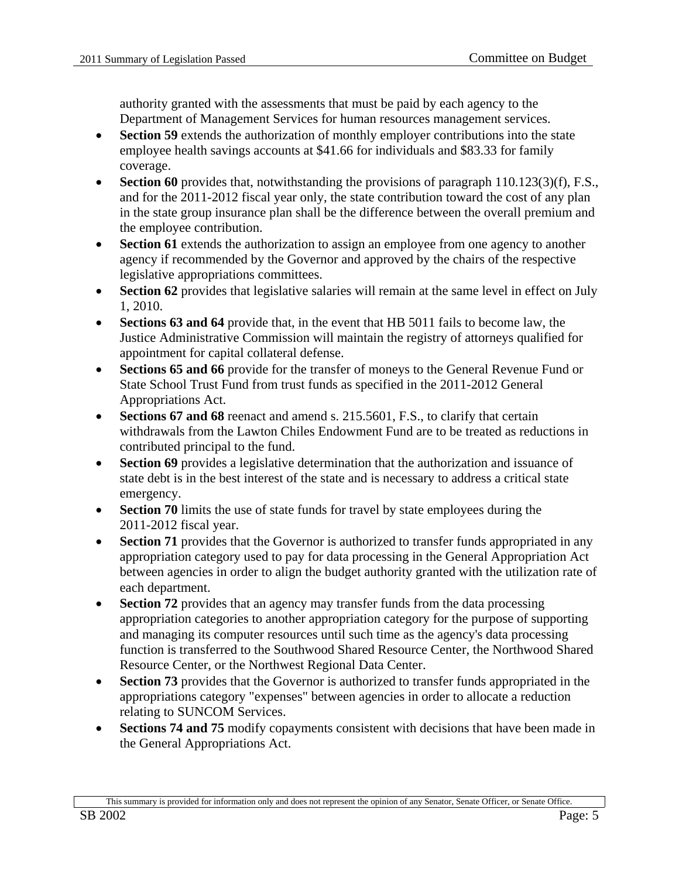authority granted with the assessments that must be paid by each agency to the Department of Management Services for human resources management services.

- **Section 59** extends the authorization of monthly employer contributions into the state employee health savings accounts at $41.66 for individuals and $83.33 for family coverage.
- **Section 60** provides that, notwithstanding the provisions of paragraph 110.123(3)(f), F.S., and for the 2011-2012 fiscal year only, the state contribution toward the cost of any plan in the state group insurance plan shall be the difference between the overall premium and the employee contribution.
- **Section 61** extends the authorization to assign an employee from one agency to another agency if recommended by the Governor and approved by the chairs of the respective legislative appropriations committees.
- **Section 62** provides that legislative salaries will remain at the same level in effect on July 1, 2010.
- **Sections 63 and 64** provide that, in the event that HB 5011 fails to become law, the Justice Administrative Commission will maintain the registry of attorneys qualified for appointment for capital collateral defense.
- **Sections 65 and 66** provide for the transfer of moneys to the General Revenue Fund or State School Trust Fund from trust funds as specified in the 2011-2012 General Appropriations Act.
- **Sections 67 and 68** reenact and amend s. 215.5601, F.S., to clarify that certain withdrawals from the Lawton Chiles Endowment Fund are to be treated as reductions in contributed principal to the fund.
- **Section 69** provides a legislative determination that the authorization and issuance of state debt is in the best interest of the state and is necessary to address a critical state emergency.
- **Section 70** limits the use of state funds for travel by state employees during the 2011-2012 fiscal year.
- **Section 71** provides that the Governor is authorized to transfer funds appropriated in any appropriation category used to pay for data processing in the General Appropriation Act between agencies in order to align the budget authority granted with the utilization rate of each department.
- **Section 72** provides that an agency may transfer funds from the data processing appropriation categories to another appropriation category for the purpose of supporting and managing its computer resources until such time as the agency's data processing function is transferred to the Southwood Shared Resource Center, the Northwood Shared Resource Center, or the Northwest Regional Data Center.
- **Section 73** provides that the Governor is authorized to transfer funds appropriated in the appropriations category "expenses" between agencies in order to allocate a reduction relating to SUNCOM Services.
- **Sections 74 and 75** modify copayments consistent with decisions that have been made in the General Appropriations Act.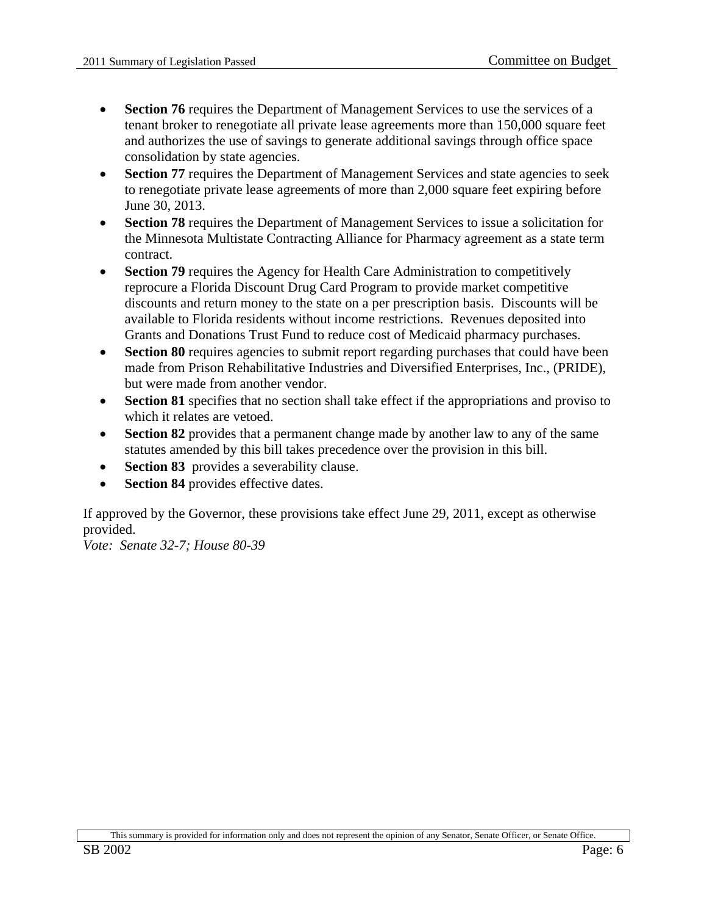- **Section 76** requires the Department of Management Services to use the services of a tenant broker to renegotiate all private lease agreements more than 150,000 square feet and authorizes the use of savings to generate additional savings through office space consolidation by state agencies.
- **Section 77** requires the Department of Management Services and state agencies to seek to renegotiate private lease agreements of more than 2,000 square feet expiring before June 30, 2013.
- **Section 78** requires the Department of Management Services to issue a solicitation for the Minnesota Multistate Contracting Alliance for Pharmacy agreement as a state term contract.
- **Section 79** requires the Agency for Health Care Administration to competitively reprocure a Florida Discount Drug Card Program to provide market competitive discounts and return money to the state on a per prescription basis. Discounts will be available to Florida residents without income restrictions. Revenues deposited into Grants and Donations Trust Fund to reduce cost of Medicaid pharmacy purchases.
- **Section 80** requires agencies to submit report regarding purchases that could have been made from Prison Rehabilitative Industries and Diversified Enterprises, Inc., (PRIDE), but were made from another vendor.
- **Section 81** specifies that no section shall take effect if the appropriations and proviso to which it relates are vetoed.
- **Section 82** provides that a permanent change made by another law to any of the same statutes amended by this bill takes precedence over the provision in this bill.
- **Section 83** provides a severability clause.
- **Section 84** provides effective dates.

If approved by the Governor, these provisions take effect June 29, 2011, except as otherwise provided.
*Vote: Senate 32-7; House 80-39*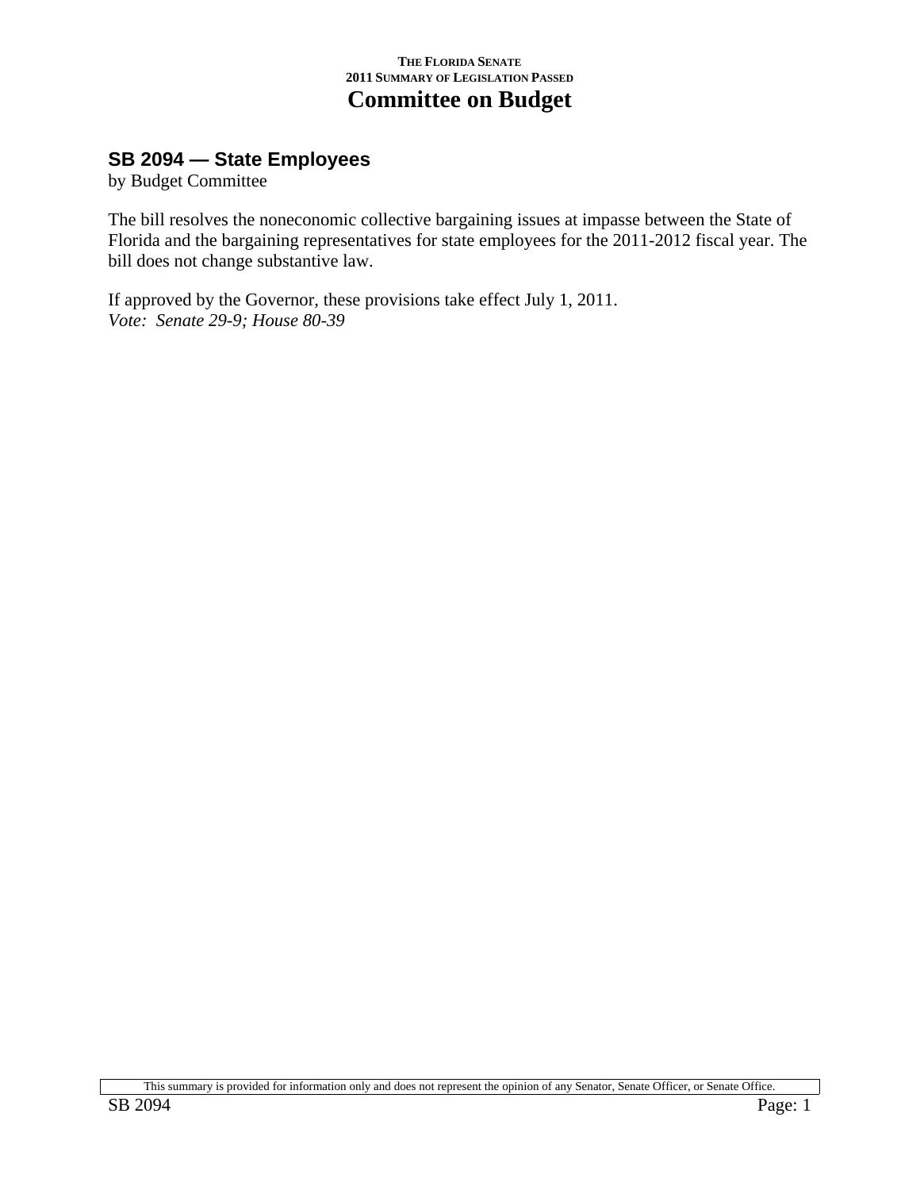## SB 2094 — State Employees

by Budget Committee

The bill resolves the noneconomic collective bargaining issues at impasse between the State of Florida and the bargaining representatives for state employees for the 2011-2012 fiscal year. The bill does not change substantive law.

If approved by the Governor, these provisions take effect July 1, 2011.
*Vote: Senate 29-9; House 80-39*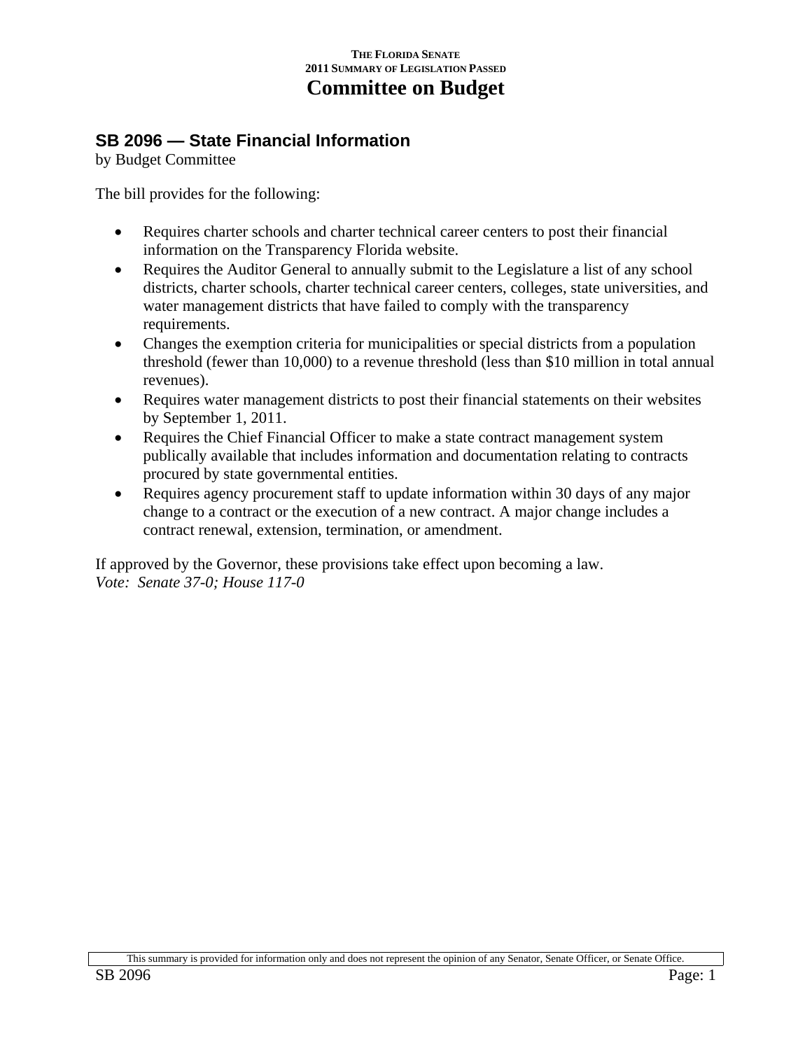## SB 2096 — State Financial Information

by Budget Committee

The bill provides for the following:

- Requires charter schools and charter technical career centers to post their financial information on the Transparency Florida website.
- Requires the Auditor General to annually submit to the Legislature a list of any school districts, charter schools, charter technical career centers, colleges, state universities, and water management districts that have failed to comply with the transparency requirements.
- Changes the exemption criteria for municipalities or special districts from a population threshold (fewer than 10,000) to a revenue threshold (less than $10 million in total annual revenues).
- Requires water management districts to post their financial statements on their websites by September 1, 2011.
- Requires the Chief Financial Officer to make a state contract management system publically available that includes information and documentation relating to contracts procured by state governmental entities.
- Requires agency procurement staff to update information within 30 days of any major change to a contract or the execution of a new contract. A major change includes a contract renewal, extension, termination, or amendment.

If approved by the Governor, these provisions take effect upon becoming a law.
*Vote: Senate 37-0; House 117-0*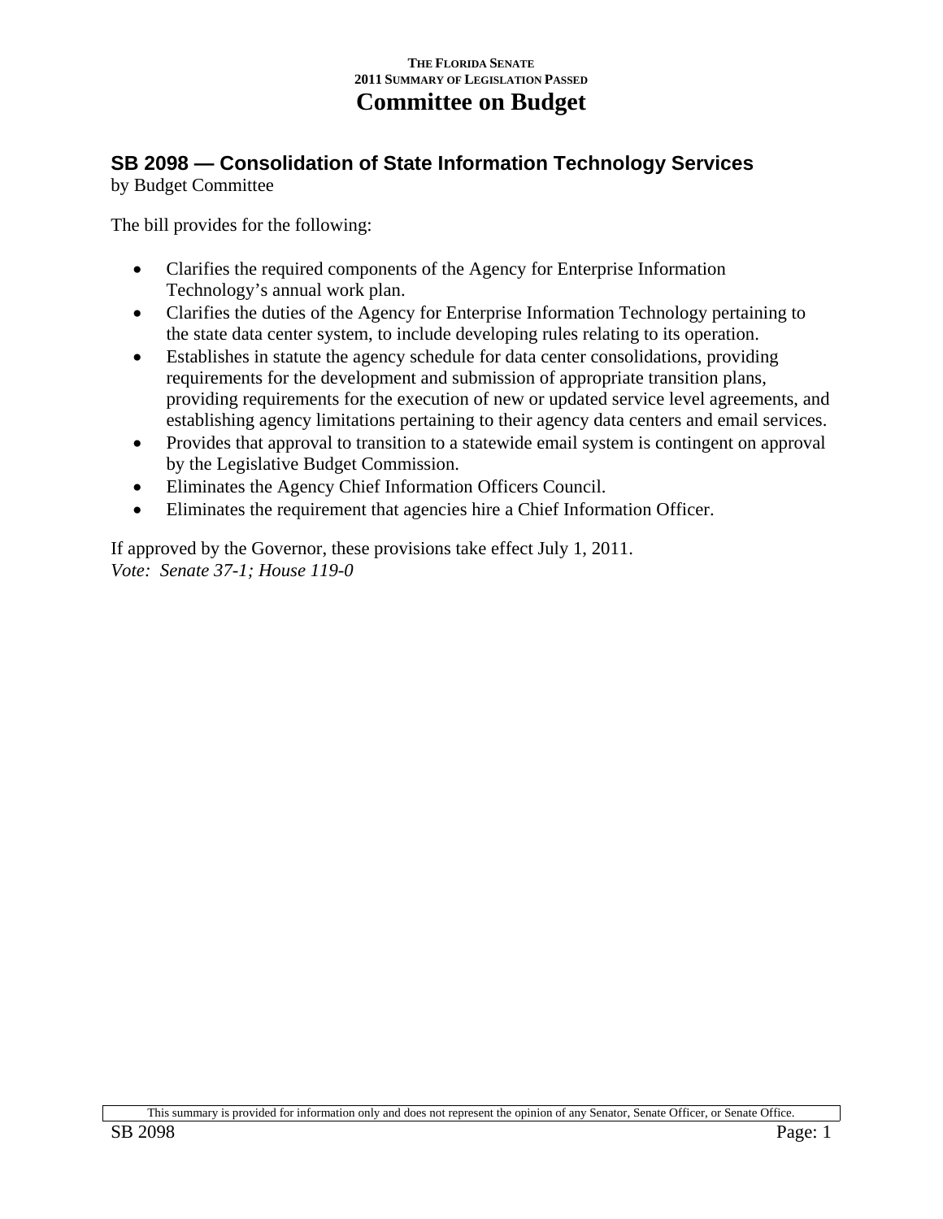## SB 2098 — Consolidation of State Information Technology Services

by Budget Committee

The bill provides for the following:

- Clarifies the required components of the Agency for Enterprise Information Technology's annual work plan.
- Clarifies the duties of the Agency for Enterprise Information Technology pertaining to the state data center system, to include developing rules relating to its operation.
- Establishes in statute the agency schedule for data center consolidations, providing requirements for the development and submission of appropriate transition plans, providing requirements for the execution of new or updated service level agreements, and establishing agency limitations pertaining to their agency data centers and email services.
- Provides that approval to transition to a statewide email system is contingent on approval by the Legislative Budget Commission.
- Eliminates the Agency Chief Information Officers Council.
- Eliminates the requirement that agencies hire a Chief Information Officer.

If approved by the Governor, these provisions take effect July 1, 2011.
*Vote: Senate 37-1; House 119-0*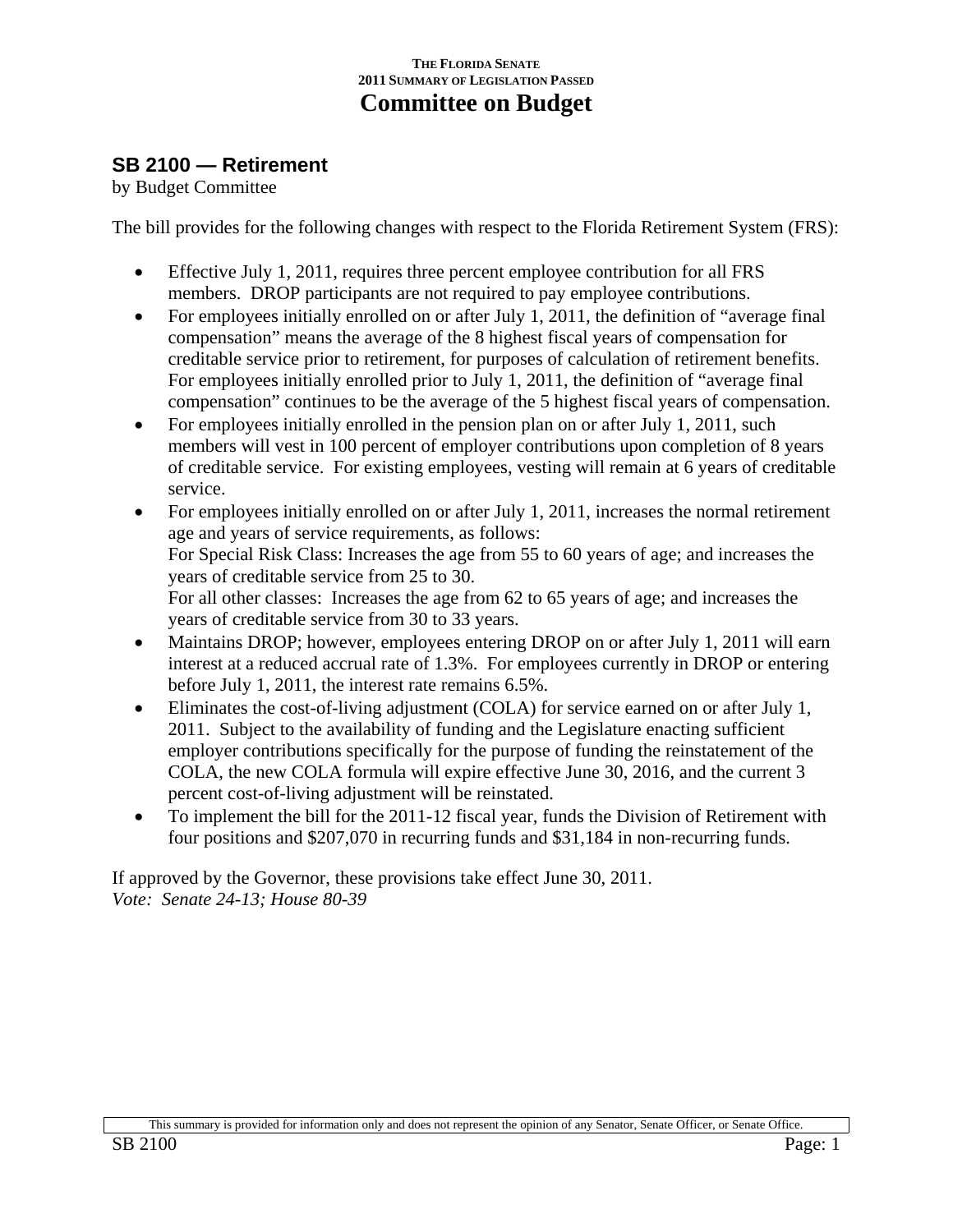# Committee on Budget

## SB 2100 — Retirement

by Budget Committee

The bill provides for the following changes with respect to the Florida Retirement System (FRS):

- Effective July 1, 2011, requires three percent employee contribution for all FRS members. DROP participants are not required to pay employee contributions.
- For employees initially enrolled on or after July 1, 2011, the definition of "average final compensation" means the average of the 8 highest fiscal years of compensation for creditable service prior to retirement, for purposes of calculation of retirement benefits. For employees initially enrolled prior to July 1, 2011, the definition of "average final compensation" continues to be the average of the 5 highest fiscal years of compensation.
- For employees initially enrolled in the pension plan on or after July 1, 2011, such members will vest in 100 percent of employer contributions upon completion of 8 years of creditable service. For existing employees, vesting will remain at 6 years of creditable service.
- For employees initially enrolled on or after July 1, 2011, increases the normal retirement age and years of service requirements, as follows:
  For Special Risk Class: Increases the age from 55 to 60 years of age; and increases the years of creditable service from 25 to 30.
  For all other classes: Increases the age from 62 to 65 years of age; and increases the years of creditable service from 30 to 33 years.
- Maintains DROP; however, employees entering DROP on or after July 1, 2011 will earn interest at a reduced accrual rate of 1.3%. For employees currently in DROP or entering before July 1, 2011, the interest rate remains 6.5%.
- Eliminates the cost-of-living adjustment (COLA) for service earned on or after July 1, 2011. Subject to the availability of funding and the Legislature enacting sufficient employer contributions specifically for the purpose of funding the reinstatement of the COLA, the new COLA formula will expire effective June 30, 2016, and the current 3 percent cost-of-living adjustment will be reinstated.
- To implement the bill for the 2011-12 fiscal year, funds the Division of Retirement with four positions and $207,070 in recurring funds and $31,184 in non-recurring funds.

If approved by the Governor, these provisions take effect June 30, 2011.
*Vote: Senate 24-13; House 80-39*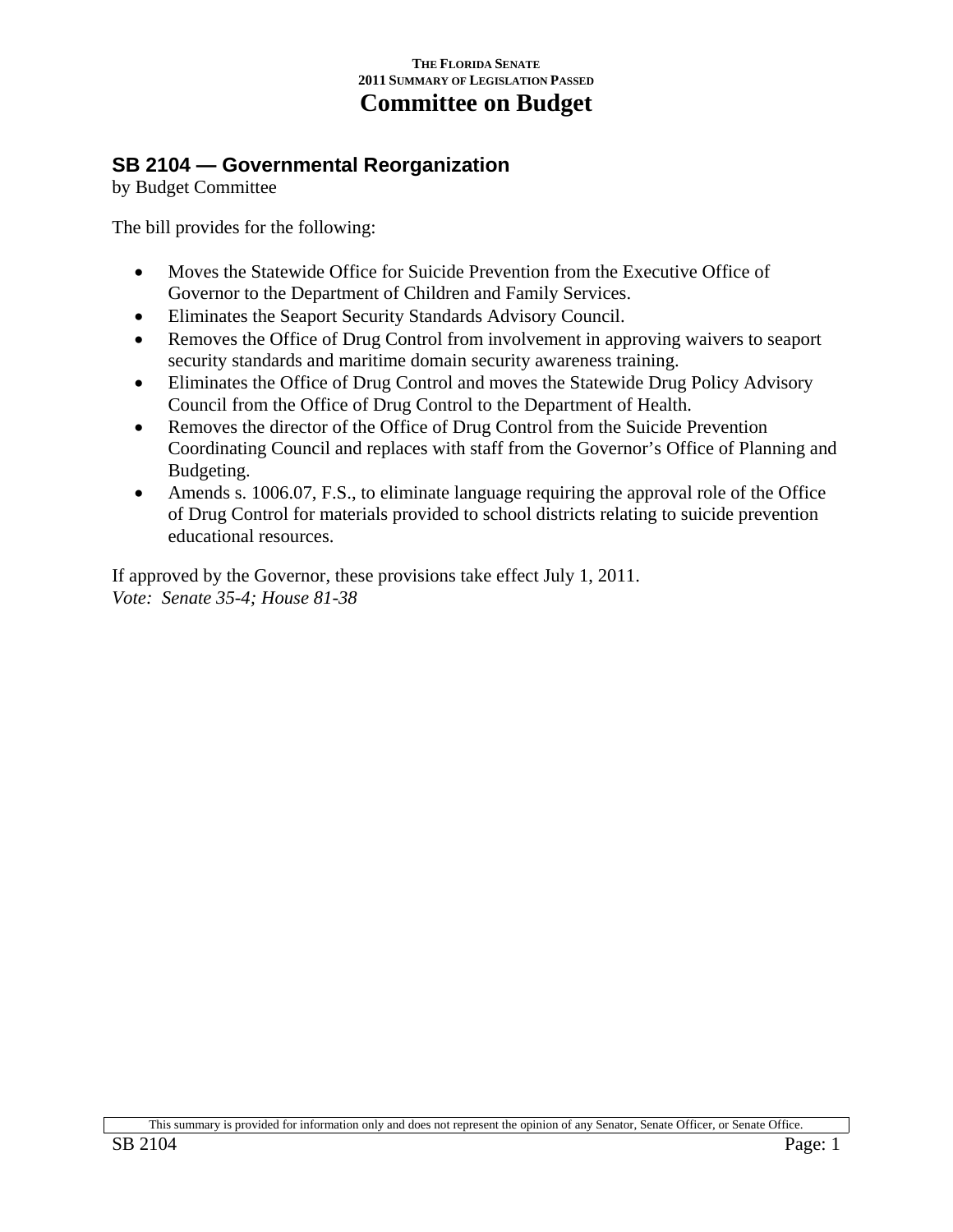## SB 2104 — Governmental Reorganization

by Budget Committee

The bill provides for the following:

- Moves the Statewide Office for Suicide Prevention from the Executive Office of Governor to the Department of Children and Family Services.
- Eliminates the Seaport Security Standards Advisory Council.
- Removes the Office of Drug Control from involvement in approving waivers to seaport security standards and maritime domain security awareness training.
- Eliminates the Office of Drug Control and moves the Statewide Drug Policy Advisory Council from the Office of Drug Control to the Department of Health.
- Removes the director of the Office of Drug Control from the Suicide Prevention Coordinating Council and replaces with staff from the Governor's Office of Planning and Budgeting.
- Amends s. 1006.07, F.S., to eliminate language requiring the approval role of the Office of Drug Control for materials provided to school districts relating to suicide prevention educational resources.

If approved by the Governor, these provisions take effect July 1, 2011.
*Vote: Senate 35-4; House 81-38*

This summary is provided for information only and does not represent the opinion of any Senator, Senate Officer, or Senate Office.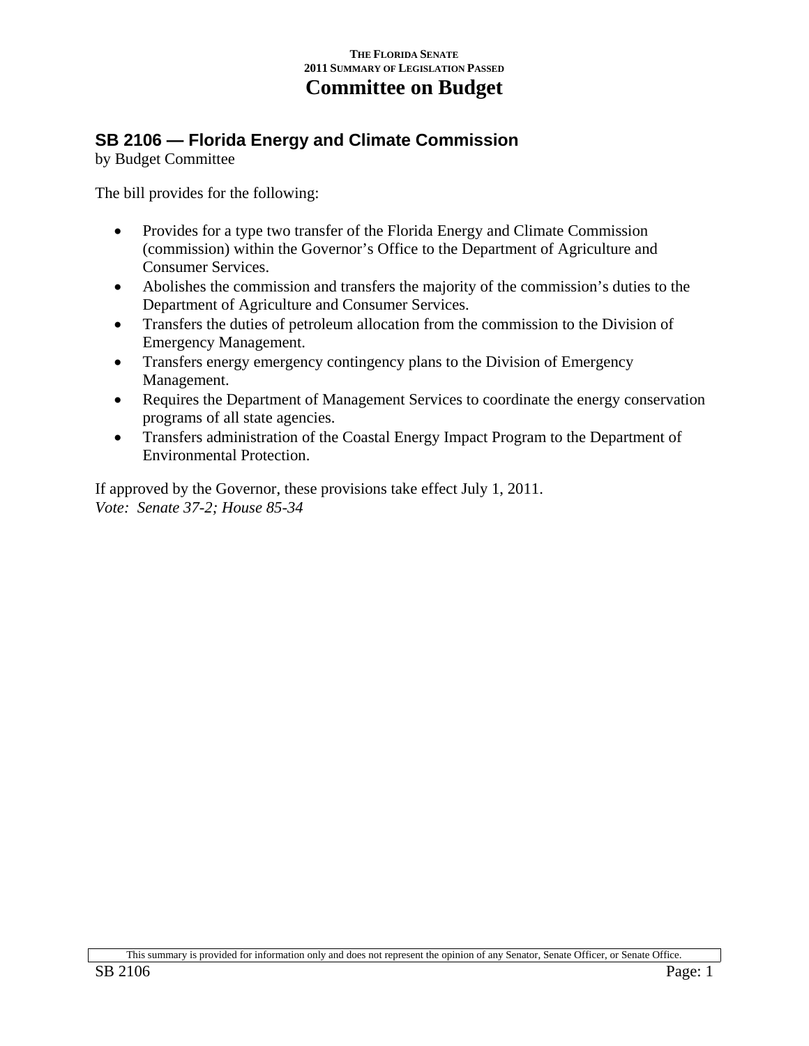THE FLORIDA SENATE
2011 SUMMARY OF LEGISLATION PASSED

# Committee on Budget

## SB 2106 — Florida Energy and Climate Commission

by Budget Committee

The bill provides for the following:

- Provides for a type two transfer of the Florida Energy and Climate Commission (commission) within the Governor's Office to the Department of Agriculture and Consumer Services.
- Abolishes the commission and transfers the majority of the commission's duties to the Department of Agriculture and Consumer Services.
- Transfers the duties of petroleum allocation from the commission to the Division of Emergency Management.
- Transfers energy emergency contingency plans to the Division of Emergency Management.
- Requires the Department of Management Services to coordinate the energy conservation programs of all state agencies.
- Transfers administration of the Coastal Energy Impact Program to the Department of Environmental Protection.

If approved by the Governor, these provisions take effect July 1, 2011.
*Vote: Senate 37-2; House 85-34*

This summary is provided for information only and does not represent the opinion of any Senator, Senate Officer, or Senate Office.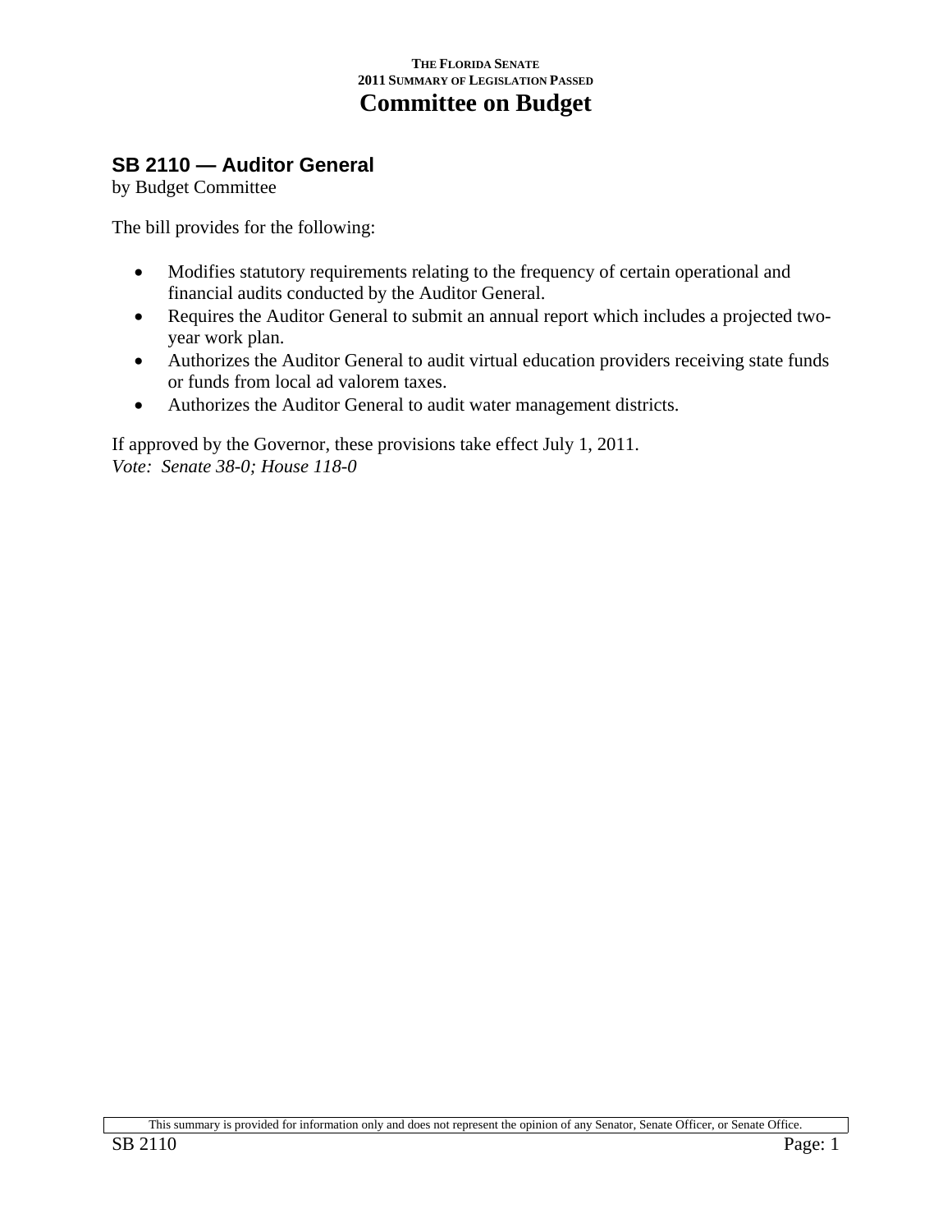## SB 2110 — Auditor General

by Budget Committee

The bill provides for the following:

- Modifies statutory requirements relating to the frequency of certain operational and financial audits conducted by the Auditor General.
- Requires the Auditor General to submit an annual report which includes a projected two-year work plan.
- Authorizes the Auditor General to audit virtual education providers receiving state funds or funds from local ad valorem taxes.
- Authorizes the Auditor General to audit water management districts.

If approved by the Governor, these provisions take effect July 1, 2011.
*Vote: Senate 38-0; House 118-0*

This summary is provided for information only and does not represent the opinion of any Senator, Senate Officer, or Senate Office.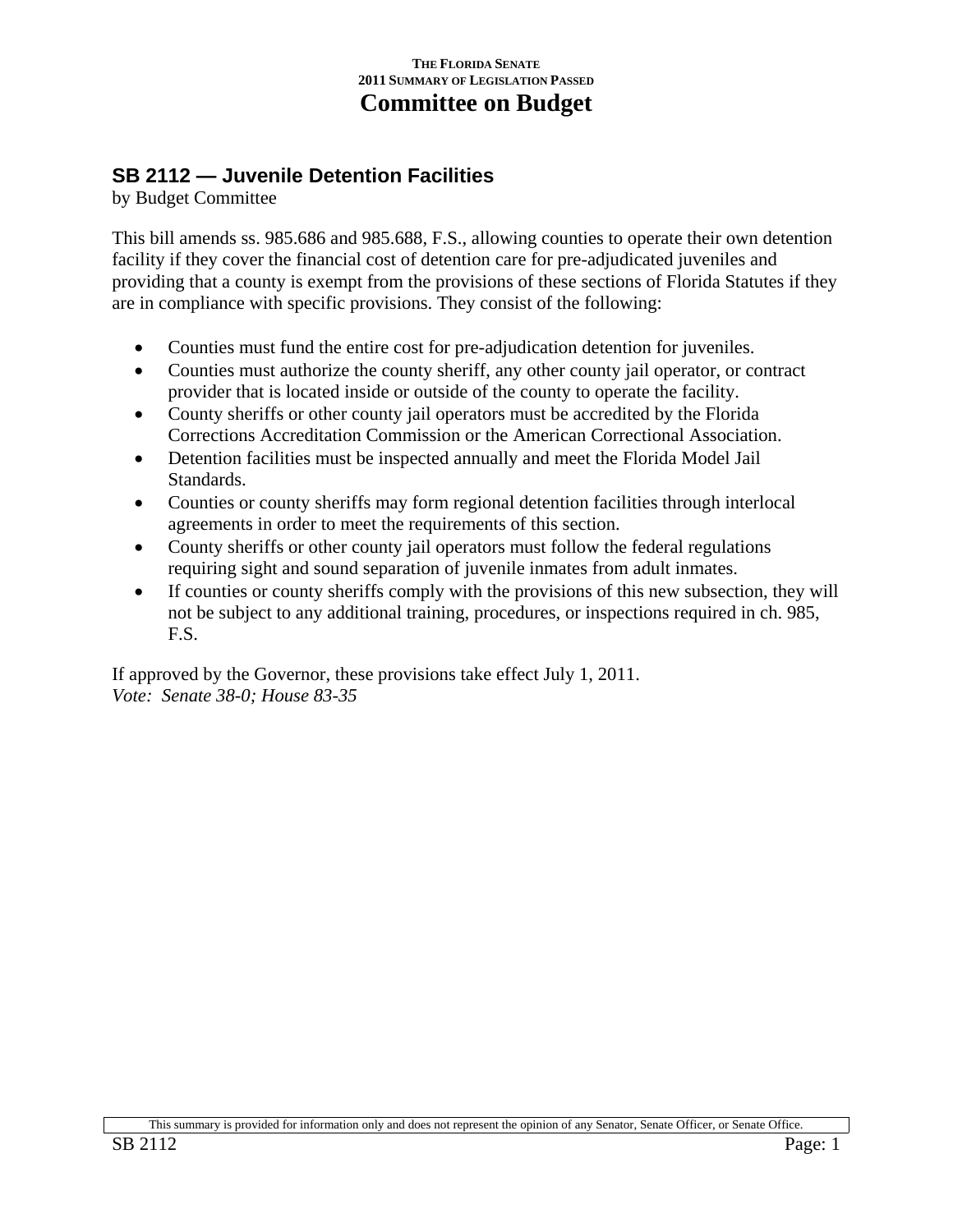# Committee on Budget

## SB 2112 — Juvenile Detention Facilities

by Budget Committee

This bill amends ss. 985.686 and 985.688, F.S., allowing counties to operate their own detention facility if they cover the financial cost of detention care for pre-adjudicated juveniles and providing that a county is exempt from the provisions of these sections of Florida Statutes if they are in compliance with specific provisions. They consist of the following:

- Counties must fund the entire cost for pre-adjudication detention for juveniles.
- Counties must authorize the county sheriff, any other county jail operator, or contract provider that is located inside or outside of the county to operate the facility.
- County sheriffs or other county jail operators must be accredited by the Florida Corrections Accreditation Commission or the American Correctional Association.
- Detention facilities must be inspected annually and meet the Florida Model Jail Standards.
- Counties or county sheriffs may form regional detention facilities through interlocal agreements in order to meet the requirements of this section.
- County sheriffs or other county jail operators must follow the federal regulations requiring sight and sound separation of juvenile inmates from adult inmates.
- If counties or county sheriffs comply with the provisions of this new subsection, they will not be subject to any additional training, procedures, or inspections required in ch. 985, F.S.

If approved by the Governor, these provisions take effect July 1, 2011.

*Vote: Senate 38-0; House 83-35*

This summary is provided for information only and does not represent the opinion of any Senator, Senate Officer, or Senate Office.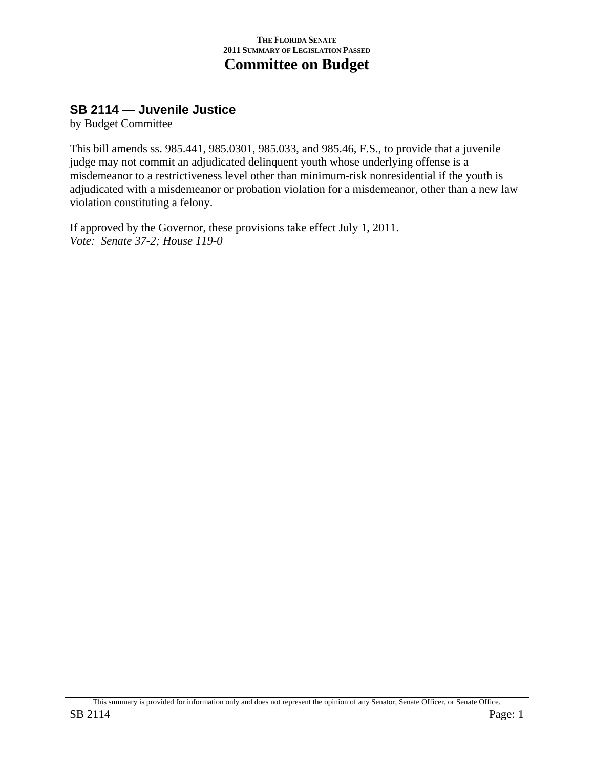## SB 2114 — Juvenile Justice

by Budget Committee

This bill amends ss. 985.441, 985.0301, 985.033, and 985.46, F.S., to provide that a juvenile judge may not commit an adjudicated delinquent youth whose underlying offense is a misdemeanor to a restrictiveness level other than minimum-risk nonresidential if the youth is adjudicated with a misdemeanor or probation violation for a misdemeanor, other than a new law violation constituting a felony.

If approved by the Governor, these provisions take effect July 1, 2011.

*Vote: Senate 37-2; House 119-0*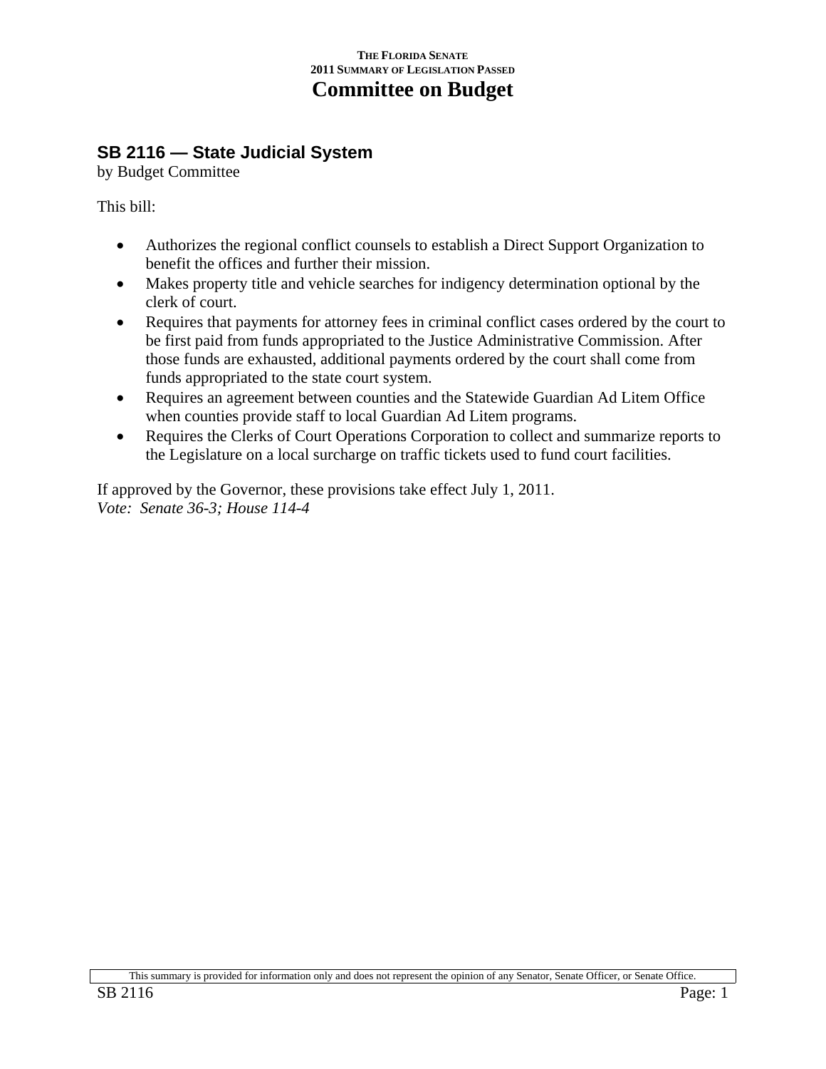## SB 2116 — State Judicial System

by Budget Committee

This bill:

- Authorizes the regional conflict counsels to establish a Direct Support Organization to benefit the offices and further their mission.
- Makes property title and vehicle searches for indigency determination optional by the clerk of court.
- Requires that payments for attorney fees in criminal conflict cases ordered by the court to be first paid from funds appropriated to the Justice Administrative Commission. After those funds are exhausted, additional payments ordered by the court shall come from funds appropriated to the state court system.
- Requires an agreement between counties and the Statewide Guardian Ad Litem Office when counties provide staff to local Guardian Ad Litem programs.
- Requires the Clerks of Court Operations Corporation to collect and summarize reports to the Legislature on a local surcharge on traffic tickets used to fund court facilities.

If approved by the Governor, these provisions take effect July 1, 2011.
*Vote: Senate 36-3; House 114-4*

This summary is provided for information only and does not represent the opinion of any Senator, Senate Officer, or Senate Office.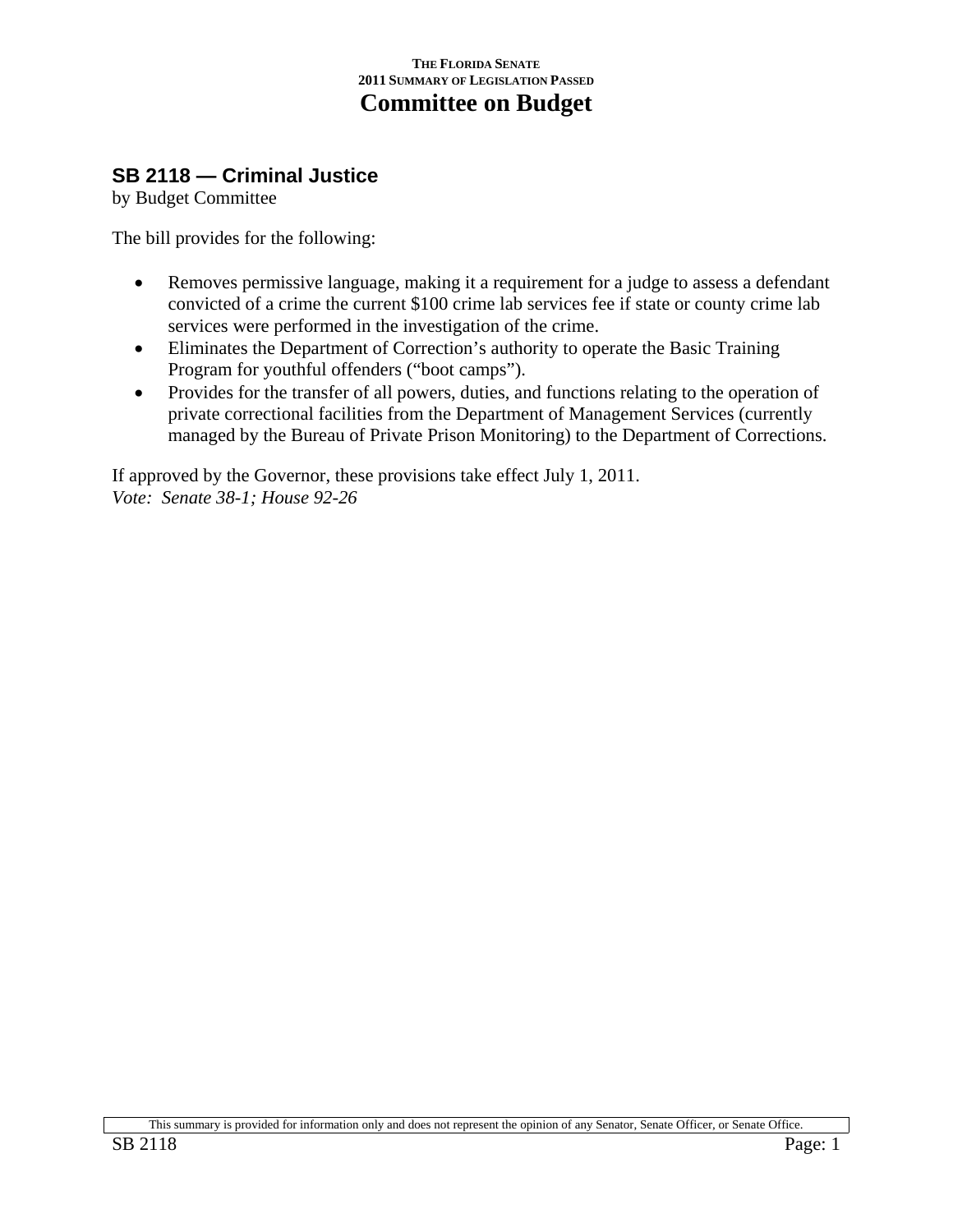## SB 2118 — Criminal Justice

by Budget Committee

The bill provides for the following:

- Removes permissive language, making it a requirement for a judge to assess a defendant convicted of a crime the current $100 crime lab services fee if state or county crime lab services were performed in the investigation of the crime.
- Eliminates the Department of Correction's authority to operate the Basic Training Program for youthful offenders ("boot camps").
- Provides for the transfer of all powers, duties, and functions relating to the operation of private correctional facilities from the Department of Management Services (currently managed by the Bureau of Private Prison Monitoring) to the Department of Corrections.

If approved by the Governor, these provisions take effect July 1, 2011.

*Vote: Senate 38-1; House 92-26*

This summary is provided for information only and does not represent the opinion of any Senator, Senate Officer, or Senate Office.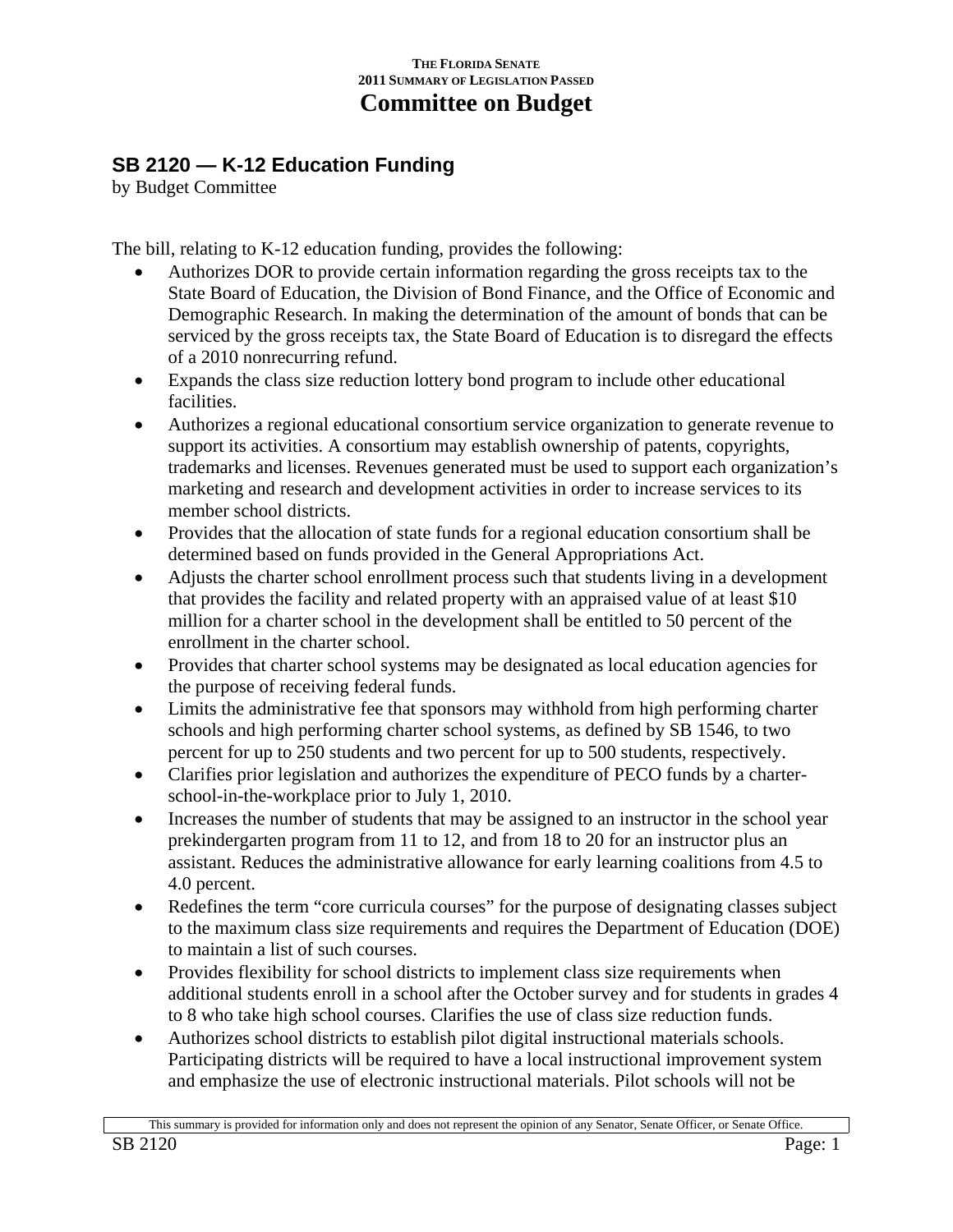THE FLORIDA SENATE
2011 SUMMARY OF LEGISLATION PASSED

# Committee on Budget

## SB 2120 — K-12 Education Funding

by Budget Committee

The bill, relating to K-12 education funding, provides the following:

- Authorizes DOR to provide certain information regarding the gross receipts tax to the State Board of Education, the Division of Bond Finance, and the Office of Economic and Demographic Research. In making the determination of the amount of bonds that can be serviced by the gross receipts tax, the State Board of Education is to disregard the effects of a 2010 nonrecurring refund.
- Expands the class size reduction lottery bond program to include other educational facilities.
- Authorizes a regional educational consortium service organization to generate revenue to support its activities. A consortium may establish ownership of patents, copyrights, trademarks and licenses. Revenues generated must be used to support each organization's marketing and research and development activities in order to increase services to its member school districts.
- Provides that the allocation of state funds for a regional education consortium shall be determined based on funds provided in the General Appropriations Act.
- Adjusts the charter school enrollment process such that students living in a development that provides the facility and related property with an appraised value of at least $10 million for a charter school in the development shall be entitled to 50 percent of the enrollment in the charter school.
- Provides that charter school systems may be designated as local education agencies for the purpose of receiving federal funds.
- Limits the administrative fee that sponsors may withhold from high performing charter schools and high performing charter school systems, as defined by SB 1546, to two percent for up to 250 students and two percent for up to 500 students, respectively.
- Clarifies prior legislation and authorizes the expenditure of PECO funds by a charter-school-in-the-workplace prior to July 1, 2010.
- Increases the number of students that may be assigned to an instructor in the school year prekindergarten program from 11 to 12, and from 18 to 20 for an instructor plus an assistant. Reduces the administrative allowance for early learning coalitions from 4.5 to 4.0 percent.
- Redefines the term "core curricula courses" for the purpose of designating classes subject to the maximum class size requirements and requires the Department of Education (DOE) to maintain a list of such courses.
- Provides flexibility for school districts to implement class size requirements when additional students enroll in a school after the October survey and for students in grades 4 to 8 who take high school courses. Clarifies the use of class size reduction funds.
- Authorizes school districts to establish pilot digital instructional materials schools. Participating districts will be required to have a local instructional improvement system and emphasize the use of electronic instructional materials. Pilot schools will not be

This summary is provided for information only and does not represent the opinion of any Senator, Senate Officer, or Senate Office.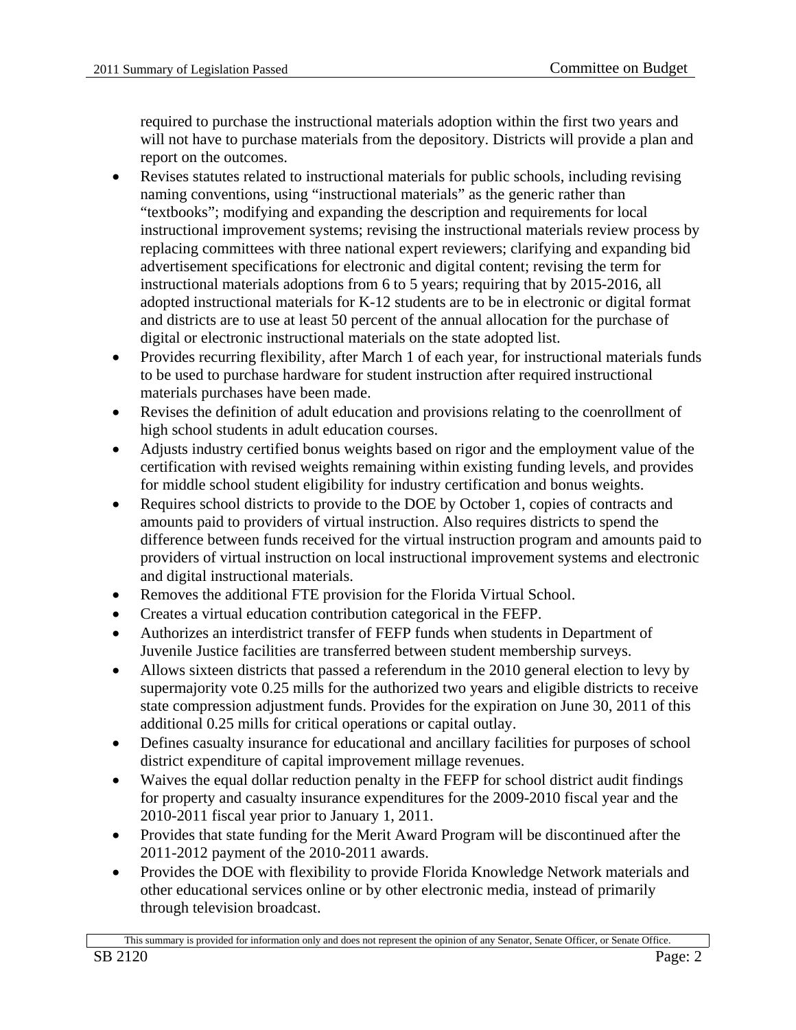required to purchase the instructional materials adoption within the first two years and will not have to purchase materials from the depository. Districts will provide a plan and report on the outcomes.

- Revises statutes related to instructional materials for public schools, including revising naming conventions, using "instructional materials" as the generic rather than "textbooks"; modifying and expanding the description and requirements for local instructional improvement systems; revising the instructional materials review process by replacing committees with three national expert reviewers; clarifying and expanding bid advertisement specifications for electronic and digital content; revising the term for instructional materials adoptions from 6 to 5 years; requiring that by 2015-2016, all adopted instructional materials for K-12 students are to be in electronic or digital format and districts are to use at least 50 percent of the annual allocation for the purchase of digital or electronic instructional materials on the state adopted list.
- Provides recurring flexibility, after March 1 of each year, for instructional materials funds to be used to purchase hardware for student instruction after required instructional materials purchases have been made.
- Revises the definition of adult education and provisions relating to the coenrollment of high school students in adult education courses.
- Adjusts industry certified bonus weights based on rigor and the employment value of the certification with revised weights remaining within existing funding levels, and provides for middle school student eligibility for industry certification and bonus weights.
- Requires school districts to provide to the DOE by October 1, copies of contracts and amounts paid to providers of virtual instruction. Also requires districts to spend the difference between funds received for the virtual instruction program and amounts paid to providers of virtual instruction on local instructional improvement systems and electronic and digital instructional materials.
- Removes the additional FTE provision for the Florida Virtual School.
- Creates a virtual education contribution categorical in the FEFP.
- Authorizes an interdistrict transfer of FEFP funds when students in Department of Juvenile Justice facilities are transferred between student membership surveys.
- Allows sixteen districts that passed a referendum in the 2010 general election to levy by supermajority vote 0.25 mills for the authorized two years and eligible districts to receive state compression adjustment funds. Provides for the expiration on June 30, 2011 of this additional 0.25 mills for critical operations or capital outlay.
- Defines casualty insurance for educational and ancillary facilities for purposes of school district expenditure of capital improvement millage revenues.
- Waives the equal dollar reduction penalty in the FEFP for school district audit findings for property and casualty insurance expenditures for the 2009-2010 fiscal year and the 2010-2011 fiscal year prior to January 1, 2011.
- Provides that state funding for the Merit Award Program will be discontinued after the 2011-2012 payment of the 2010-2011 awards.
- Provides the DOE with flexibility to provide Florida Knowledge Network materials and other educational services online or by other electronic media, instead of primarily through television broadcast.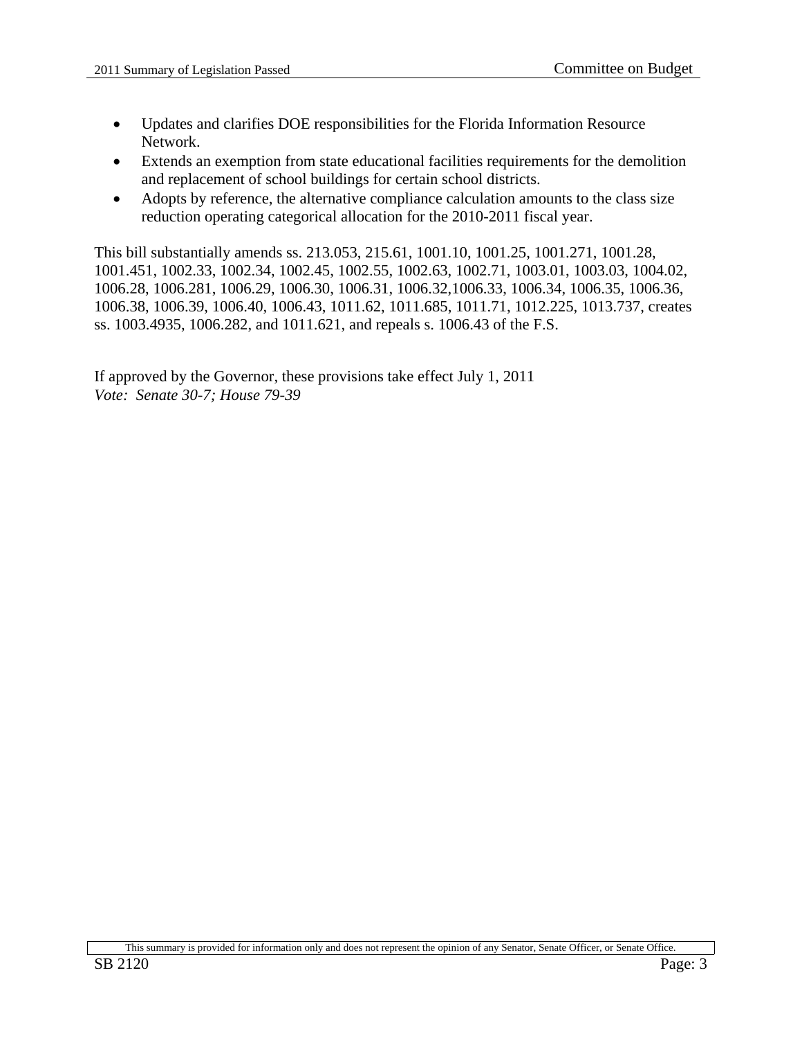- Updates and clarifies DOE responsibilities for the Florida Information Resource Network.
- Extends an exemption from state educational facilities requirements for the demolition and replacement of school buildings for certain school districts.
- Adopts by reference, the alternative compliance calculation amounts to the class size reduction operating categorical allocation for the 2010-2011 fiscal year.

This bill substantially amends ss. 213.053, 215.61, 1001.10, 1001.25, 1001.271, 1001.28, 1001.451, 1002.33, 1002.34, 1002.45, 1002.55, 1002.63, 1002.71, 1003.01, 1003.03, 1004.02, 1006.28, 1006.281, 1006.29, 1006.30, 1006.31, 1006.32,1006.33, 1006.34, 1006.35, 1006.36, 1006.38, 1006.39, 1006.40, 1006.43, 1011.62, 1011.685, 1011.71, 1012.225, 1013.737, creates ss. 1003.4935, 1006.282, and 1011.621, and repeals s. 1006.43 of the F.S.

If approved by the Governor, these provisions take effect July 1, 2011
*Vote: Senate 30-7; House 79-39*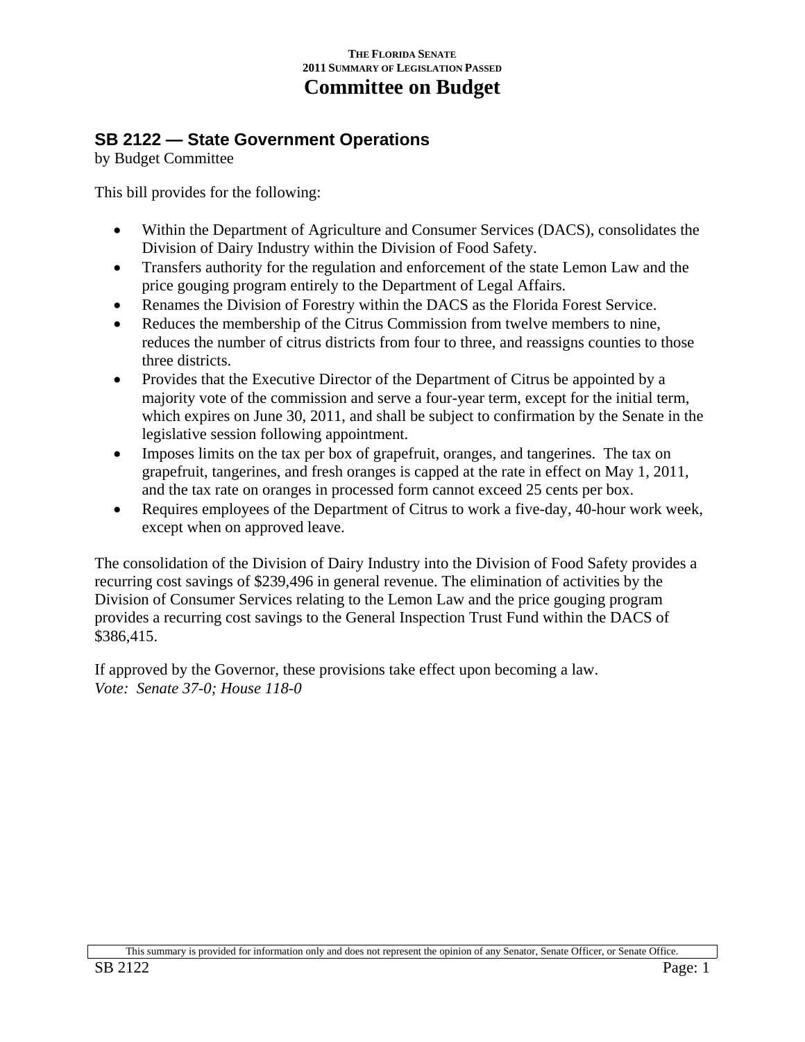**THE FLORIDA SENATE**
**2011 SUMMARY OF LEGISLATION PASSED**

# Committee on Budget

## SB 2122 — State Government Operations

by Budget Committee

This bill provides for the following:

- Within the Department of Agriculture and Consumer Services (DACS), consolidates the Division of Dairy Industry within the Division of Food Safety.
- Transfers authority for the regulation and enforcement of the state Lemon Law and the price gouging program entirely to the Department of Legal Affairs.
- Renames the Division of Forestry within the DACS as the Florida Forest Service.
- Reduces the membership of the Citrus Commission from twelve members to nine, reduces the number of citrus districts from four to three, and reassigns counties to those three districts.
- Provides that the Executive Director of the Department of Citrus be appointed by a majority vote of the commission and serve a four-year term, except for the initial term, which expires on June 30, 2011, and shall be subject to confirmation by the Senate in the legislative session following appointment.
- Imposes limits on the tax per box of grapefruit, oranges, and tangerines. The tax on grapefruit, tangerines, and fresh oranges is capped at the rate in effect on May 1, 2011, and the tax rate on oranges in processed form cannot exceed 25 cents per box.
- Requires employees of the Department of Citrus to work a five-day, 40-hour work week, except when on approved leave.

The consolidation of the Division of Dairy Industry into the Division of Food Safety provides a recurring cost savings of $239,496 in general revenue. The elimination of activities by the Division of Consumer Services relating to the Lemon Law and the price gouging program provides a recurring cost savings to the General Inspection Trust Fund within the DACS of $386,415.

If approved by the Governor, these provisions take effect upon becoming a law.
*Vote: Senate 37-0; House 118-0*

This summary is provided for information only and does not represent the opinion of any Senator, Senate Officer, or Senate Office.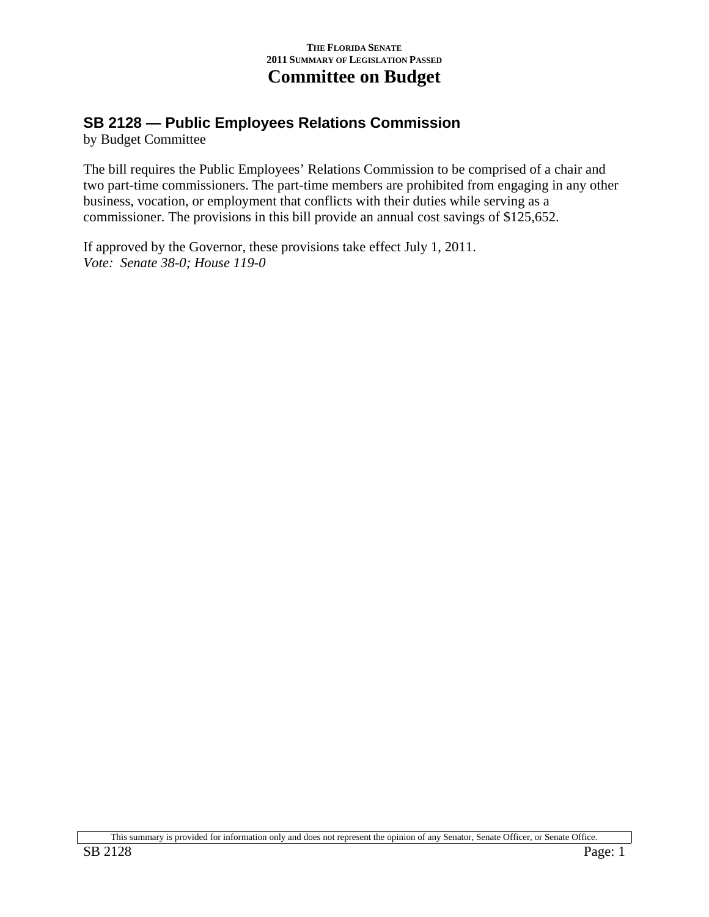## SB 2128 — Public Employees Relations Commission

by Budget Committee

The bill requires the Public Employees' Relations Commission to be comprised of a chair and two part-time commissioners. The part-time members are prohibited from engaging in any other business, vocation, or employment that conflicts with their duties while serving as a commissioner. The provisions in this bill provide an annual cost savings of $125,652.

If approved by the Governor, these provisions take effect July 1, 2011.
*Vote: Senate 38-0; House 119-0*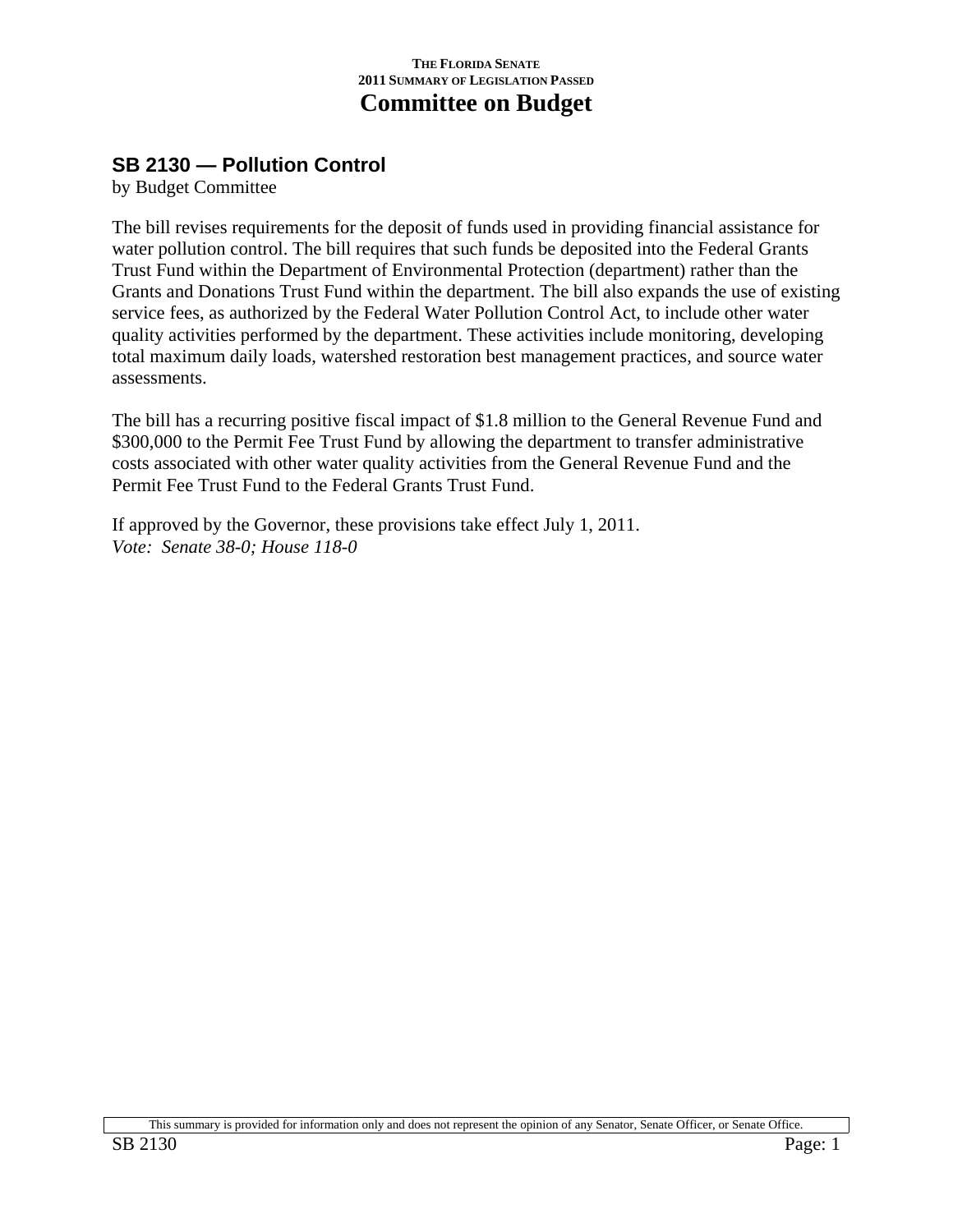THE FLORIDA SENATE
2011 SUMMARY OF LEGISLATION PASSED

# Committee on Budget

## SB 2130 — Pollution Control

by Budget Committee

The bill revises requirements for the deposit of funds used in providing financial assistance for water pollution control. The bill requires that such funds be deposited into the Federal Grants Trust Fund within the Department of Environmental Protection (department) rather than the Grants and Donations Trust Fund within the department. The bill also expands the use of existing service fees, as authorized by the Federal Water Pollution Control Act, to include other water quality activities performed by the department. These activities include monitoring, developing total maximum daily loads, watershed restoration best management practices, and source water assessments.

The bill has a recurring positive fiscal impact of $1.8 million to the General Revenue Fund and $300,000 to the Permit Fee Trust Fund by allowing the department to transfer administrative costs associated with other water quality activities from the General Revenue Fund and the Permit Fee Trust Fund to the Federal Grants Trust Fund.

If approved by the Governor, these provisions take effect July 1, 2011.
*Vote: Senate 38-0; House 118-0*

This summary is provided for information only and does not represent the opinion of any Senator, Senate Officer, or Senate Office.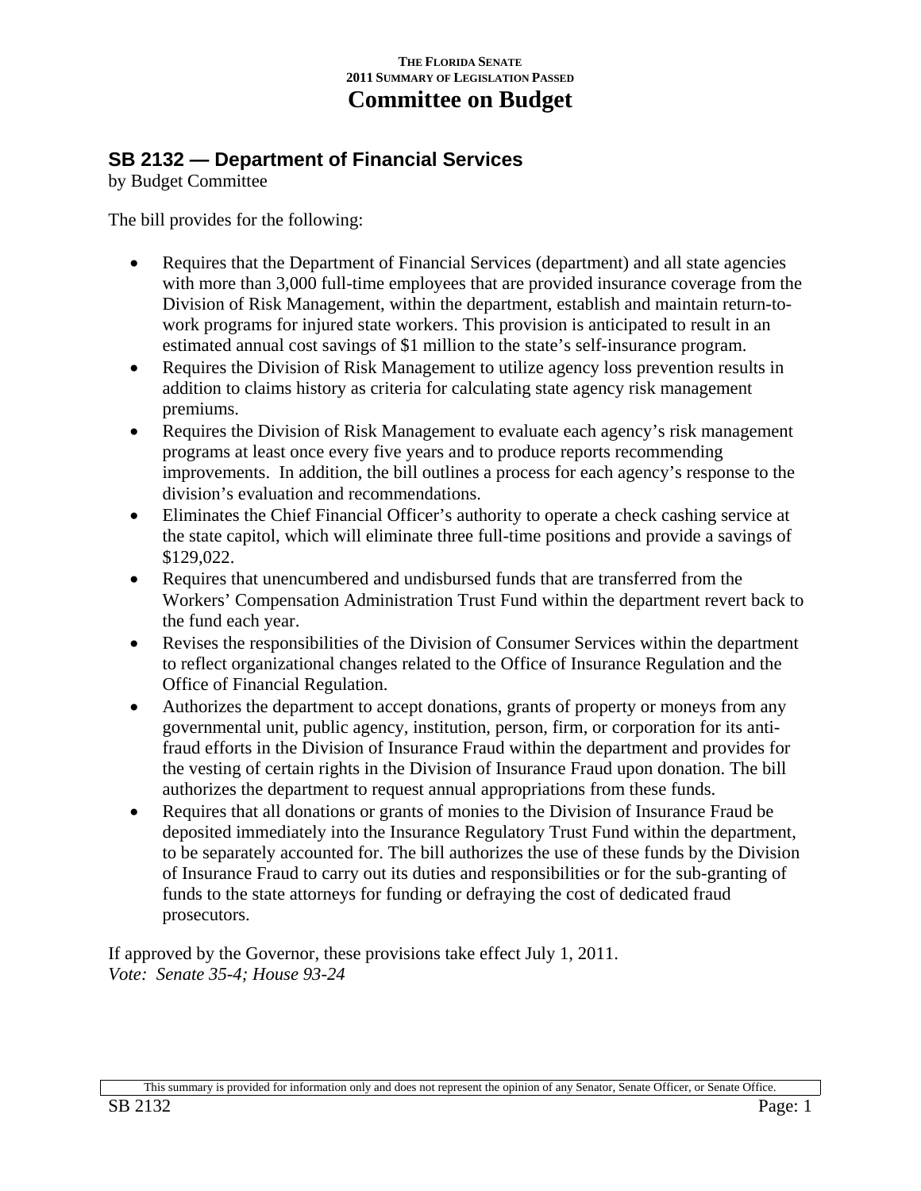THE FLORIDA SENATE
2011 SUMMARY OF LEGISLATION PASSED

# Committee on Budget

## SB 2132 — Department of Financial Services

by Budget Committee

The bill provides for the following:

- Requires that the Department of Financial Services (department) and all state agencies with more than 3,000 full-time employees that are provided insurance coverage from the Division of Risk Management, within the department, establish and maintain return-to-work programs for injured state workers. This provision is anticipated to result in an estimated annual cost savings of $1 million to the state's self-insurance program.
- Requires the Division of Risk Management to utilize agency loss prevention results in addition to claims history as criteria for calculating state agency risk management premiums.
- Requires the Division of Risk Management to evaluate each agency's risk management programs at least once every five years and to produce reports recommending improvements. In addition, the bill outlines a process for each agency's response to the division's evaluation and recommendations.
- Eliminates the Chief Financial Officer's authority to operate a check cashing service at the state capitol, which will eliminate three full-time positions and provide a savings of $129,022.
- Requires that unencumbered and undisbursed funds that are transferred from the Workers' Compensation Administration Trust Fund within the department revert back to the fund each year.
- Revises the responsibilities of the Division of Consumer Services within the department to reflect organizational changes related to the Office of Insurance Regulation and the Office of Financial Regulation.
- Authorizes the department to accept donations, grants of property or moneys from any governmental unit, public agency, institution, person, firm, or corporation for its anti-fraud efforts in the Division of Insurance Fraud within the department and provides for the vesting of certain rights in the Division of Insurance Fraud upon donation. The bill authorizes the department to request annual appropriations from these funds.
- Requires that all donations or grants of monies to the Division of Insurance Fraud be deposited immediately into the Insurance Regulatory Trust Fund within the department, to be separately accounted for. The bill authorizes the use of these funds by the Division of Insurance Fraud to carry out its duties and responsibilities or for the sub-granting of funds to the state attorneys for funding or defraying the cost of dedicated fraud prosecutors.

If approved by the Governor, these provisions take effect July 1, 2011.
*Vote: Senate 35-4; House 93-24*

This summary is provided for information only and does not represent the opinion of any Senator, Senate Officer, or Senate Office.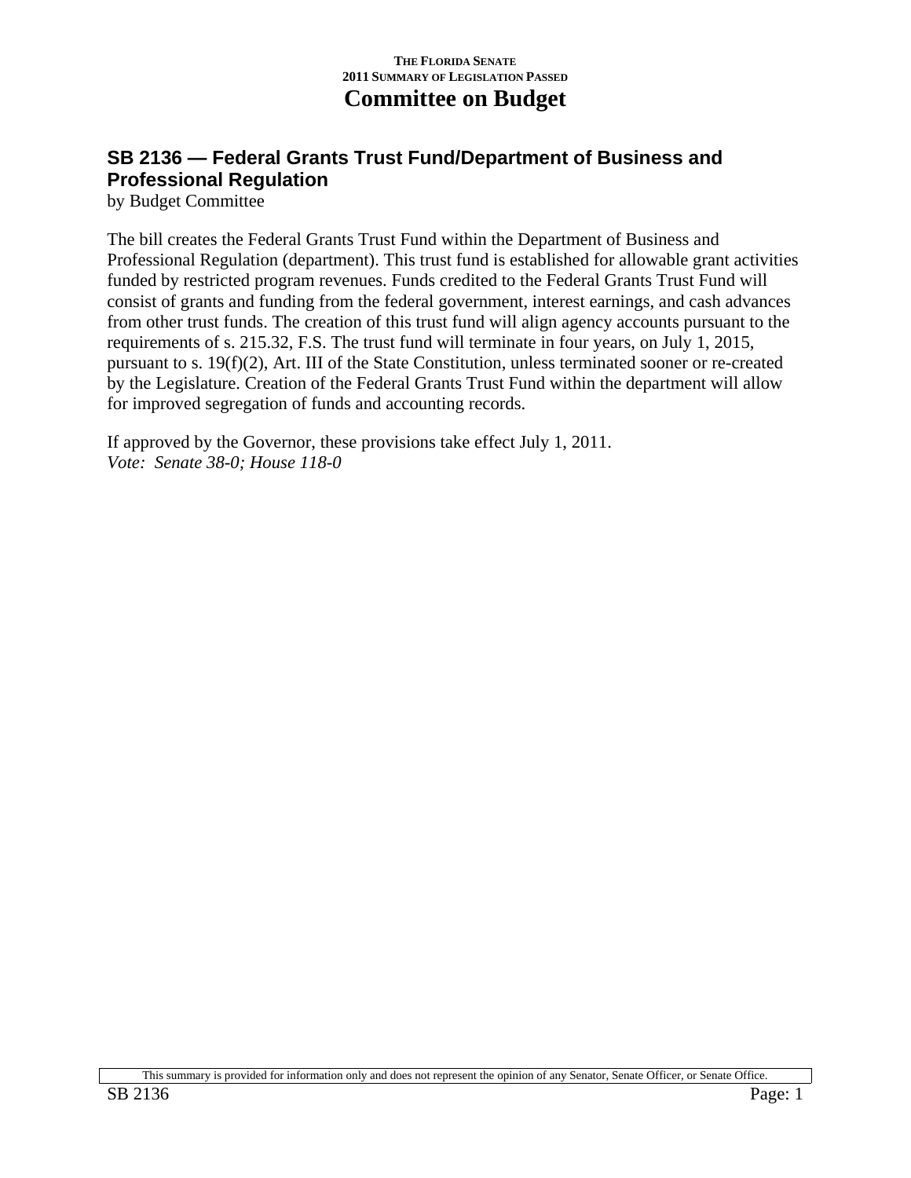THE FLORIDA SENATE
2011 SUMMARY OF LEGISLATION PASSED

# Committee on Budget

## SB 2136 — Federal Grants Trust Fund/Department of Business and Professional Regulation

by Budget Committee

The bill creates the Federal Grants Trust Fund within the Department of Business and Professional Regulation (department). This trust fund is established for allowable grant activities funded by restricted program revenues. Funds credited to the Federal Grants Trust Fund will consist of grants and funding from the federal government, interest earnings, and cash advances from other trust funds. The creation of this trust fund will align agency accounts pursuant to the requirements of s. 215.32, F.S. The trust fund will terminate in four years, on July 1, 2015, pursuant to s. 19(f)(2), Art. III of the State Constitution, unless terminated sooner or re-created by the Legislature. Creation of the Federal Grants Trust Fund within the department will allow for improved segregation of funds and accounting records.

If approved by the Governor, these provisions take effect July 1, 2011.
*Vote: Senate 38-0; House 118-0*

This summary is provided for information only and does not represent the opinion of any Senator, Senate Officer, or Senate Office.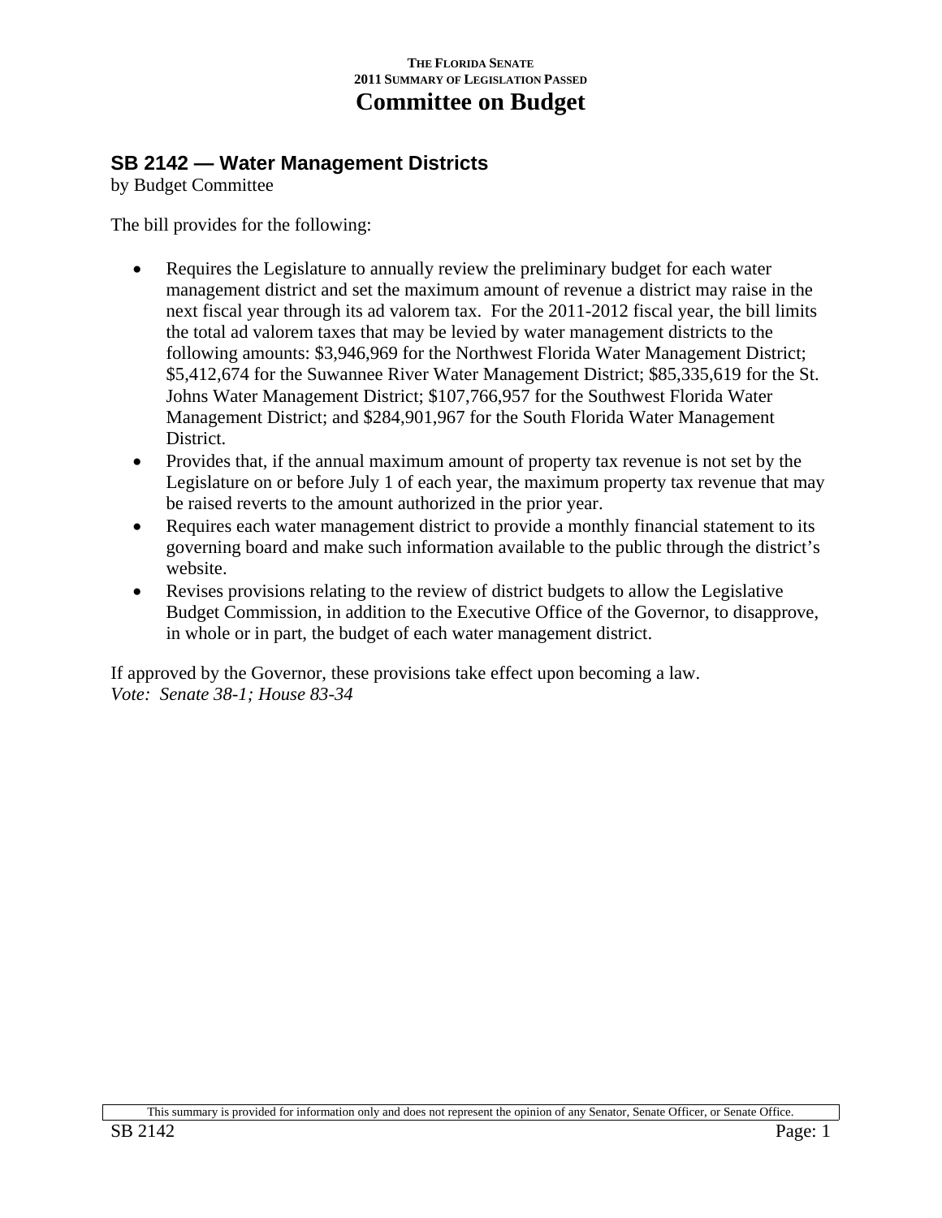## SB 2142 — Water Management Districts

by Budget Committee

The bill provides for the following:

- Requires the Legislature to annually review the preliminary budget for each water management district and set the maximum amount of revenue a district may raise in the next fiscal year through its ad valorem tax. For the 2011-2012 fiscal year, the bill limits the total ad valorem taxes that may be levied by water management districts to the following amounts: $3,946,969 for the Northwest Florida Water Management District; $5,412,674 for the Suwannee River Water Management District; $85,335,619 for the St. Johns Water Management District; $107,766,957 for the Southwest Florida Water Management District; and $284,901,967 for the South Florida Water Management District.
- Provides that, if the annual maximum amount of property tax revenue is not set by the Legislature on or before July 1 of each year, the maximum property tax revenue that may be raised reverts to the amount authorized in the prior year.
- Requires each water management district to provide a monthly financial statement to its governing board and make such information available to the public through the district's website.
- Revises provisions relating to the review of district budgets to allow the Legislative Budget Commission, in addition to the Executive Office of the Governor, to disapprove, in whole or in part, the budget of each water management district.

If approved by the Governor, these provisions take effect upon becoming a law.
*Vote: Senate 38-1; House 83-34*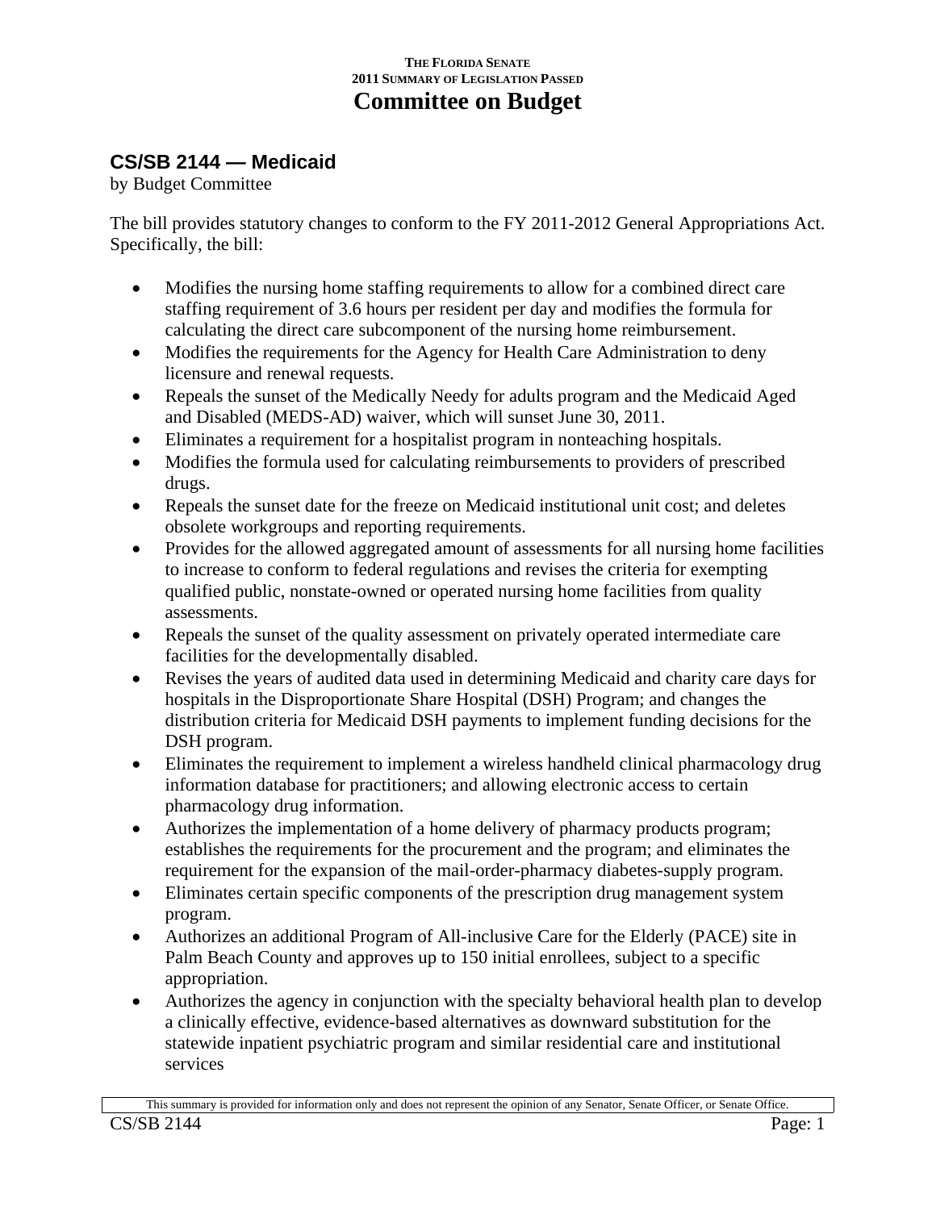# Committee on Budget

## CS/SB 2144 — Medicaid

by Budget Committee

The bill provides statutory changes to conform to the FY 2011-2012 General Appropriations Act. Specifically, the bill:

- Modifies the nursing home staffing requirements to allow for a combined direct care staffing requirement of 3.6 hours per resident per day and modifies the formula for calculating the direct care subcomponent of the nursing home reimbursement.
- Modifies the requirements for the Agency for Health Care Administration to deny licensure and renewal requests.
- Repeals the sunset of the Medically Needy for adults program and the Medicaid Aged and Disabled (MEDS-AD) waiver, which will sunset June 30, 2011.
- Eliminates a requirement for a hospitalist program in nonteaching hospitals.
- Modifies the formula used for calculating reimbursements to providers of prescribed drugs.
- Repeals the sunset date for the freeze on Medicaid institutional unit cost; and deletes obsolete workgroups and reporting requirements.
- Provides for the allowed aggregated amount of assessments for all nursing home facilities to increase to conform to federal regulations and revises the criteria for exempting qualified public, nonstate-owned or operated nursing home facilities from quality assessments.
- Repeals the sunset of the quality assessment on privately operated intermediate care facilities for the developmentally disabled.
- Revises the years of audited data used in determining Medicaid and charity care days for hospitals in the Disproportionate Share Hospital (DSH) Program; and changes the distribution criteria for Medicaid DSH payments to implement funding decisions for the DSH program.
- Eliminates the requirement to implement a wireless handheld clinical pharmacology drug information database for practitioners; and allowing electronic access to certain pharmacology drug information.
- Authorizes the implementation of a home delivery of pharmacy products program; establishes the requirements for the procurement and the program; and eliminates the requirement for the expansion of the mail-order-pharmacy diabetes-supply program.
- Eliminates certain specific components of the prescription drug management system program.
- Authorizes an additional Program of All-inclusive Care for the Elderly (PACE) site in Palm Beach County and approves up to 150 initial enrollees, subject to a specific appropriation.
- Authorizes the agency in conjunction with the specialty behavioral health plan to develop a clinically effective, evidence-based alternatives as downward substitution for the statewide inpatient psychiatric program and similar residential care and institutional services

This summary is provided for information only and does not represent the opinion of any Senator, Senate Officer, or Senate Office.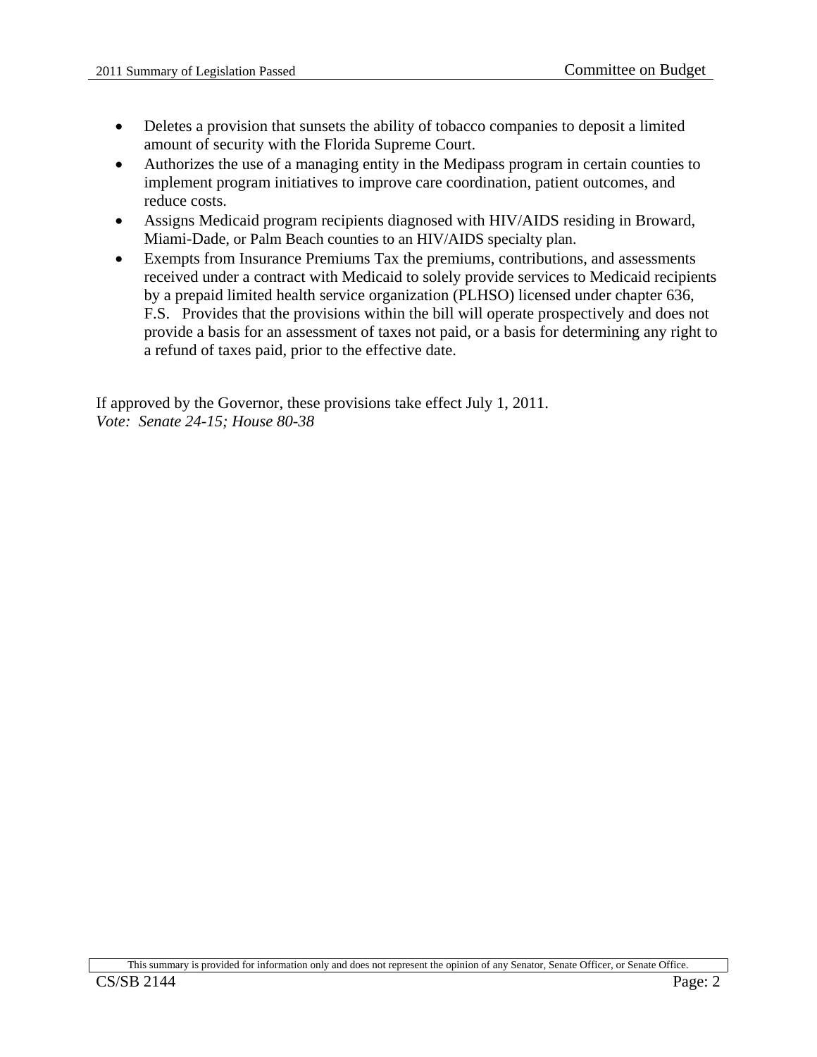- Deletes a provision that sunsets the ability of tobacco companies to deposit a limited amount of security with the Florida Supreme Court.
- Authorizes the use of a managing entity in the Medipass program in certain counties to implement program initiatives to improve care coordination, patient outcomes, and reduce costs.
- Assigns Medicaid program recipients diagnosed with HIV/AIDS residing in Broward, Miami-Dade, or Palm Beach counties to an HIV/AIDS specialty plan.
- Exempts from Insurance Premiums Tax the premiums, contributions, and assessments received under a contract with Medicaid to solely provide services to Medicaid recipients by a prepaid limited health service organization (PLHSO) licensed under chapter 636, F.S. Provides that the provisions within the bill will operate prospectively and does not provide a basis for an assessment of taxes not paid, or a basis for determining any right to a refund of taxes paid, prior to the effective date.

If approved by the Governor, these provisions take effect July 1, 2011.
*Vote: Senate 24-15; House 80-38*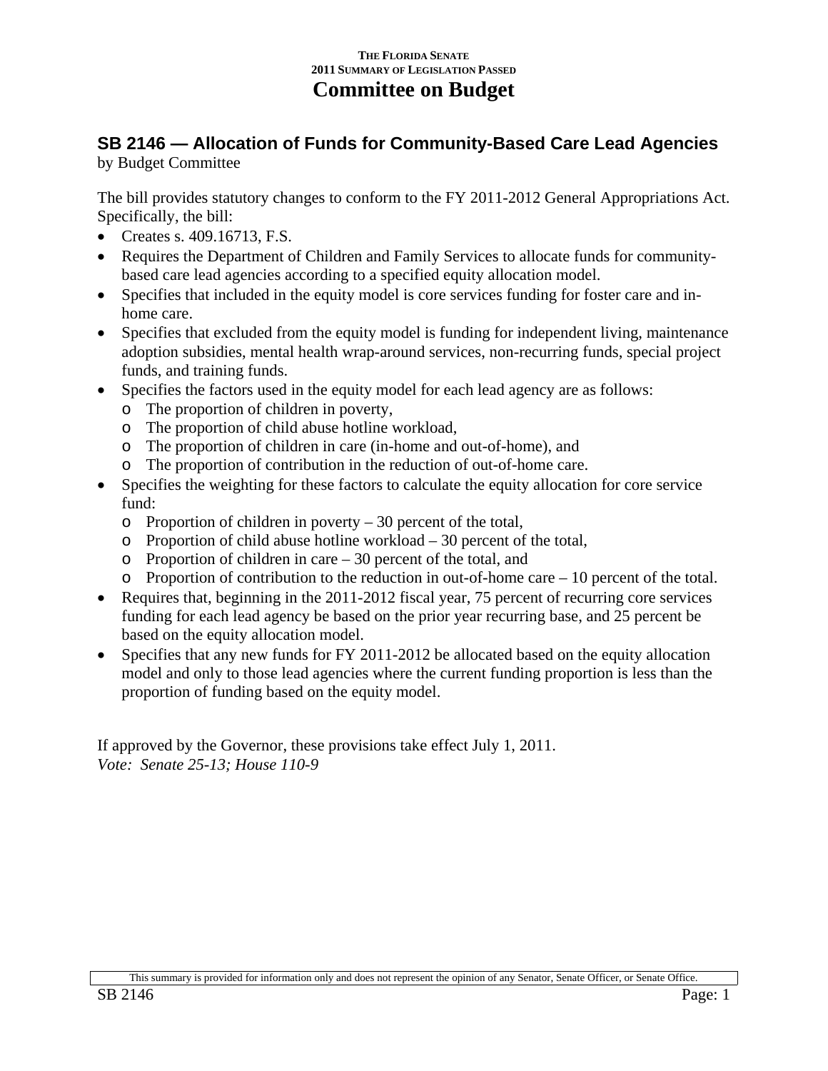THE FLORIDA SENATE
2011 SUMMARY OF LEGISLATION PASSED

# Committee on Budget

## SB 2146 — Allocation of Funds for Community-Based Care Lead Agencies

by Budget Committee

The bill provides statutory changes to conform to the FY 2011-2012 General Appropriations Act. Specifically, the bill:

- Creates s. 409.16713, F.S.
- Requires the Department of Children and Family Services to allocate funds for community-based care lead agencies according to a specified equity allocation model.
- Specifies that included in the equity model is core services funding for foster care and in-home care.
- Specifies that excluded from the equity model is funding for independent living, maintenance adoption subsidies, mental health wrap-around services, non-recurring funds, special project funds, and training funds.
- Specifies the factors used in the equity model for each lead agency are as follows:
  - The proportion of children in poverty,
  - The proportion of child abuse hotline workload,
  - The proportion of children in care (in-home and out-of-home), and
  - The proportion of contribution in the reduction of out-of-home care.
- Specifies the weighting for these factors to calculate the equity allocation for core service fund:
  - Proportion of children in poverty – 30 percent of the total,
  - Proportion of child abuse hotline workload – 30 percent of the total,
  - Proportion of children in care – 30 percent of the total, and
  - Proportion of contribution to the reduction in out-of-home care – 10 percent of the total.
- Requires that, beginning in the 2011-2012 fiscal year, 75 percent of recurring core services funding for each lead agency be based on the prior year recurring base, and 25 percent be based on the equity allocation model.
- Specifies that any new funds for FY 2011-2012 be allocated based on the equity allocation model and only to those lead agencies where the current funding proportion is less than the proportion of funding based on the equity model.

If approved by the Governor, these provisions take effect July 1, 2011.
*Vote: Senate 25-13; House 110-9*

This summary is provided for information only and does not represent the opinion of any Senator, Senate Officer, or Senate Office.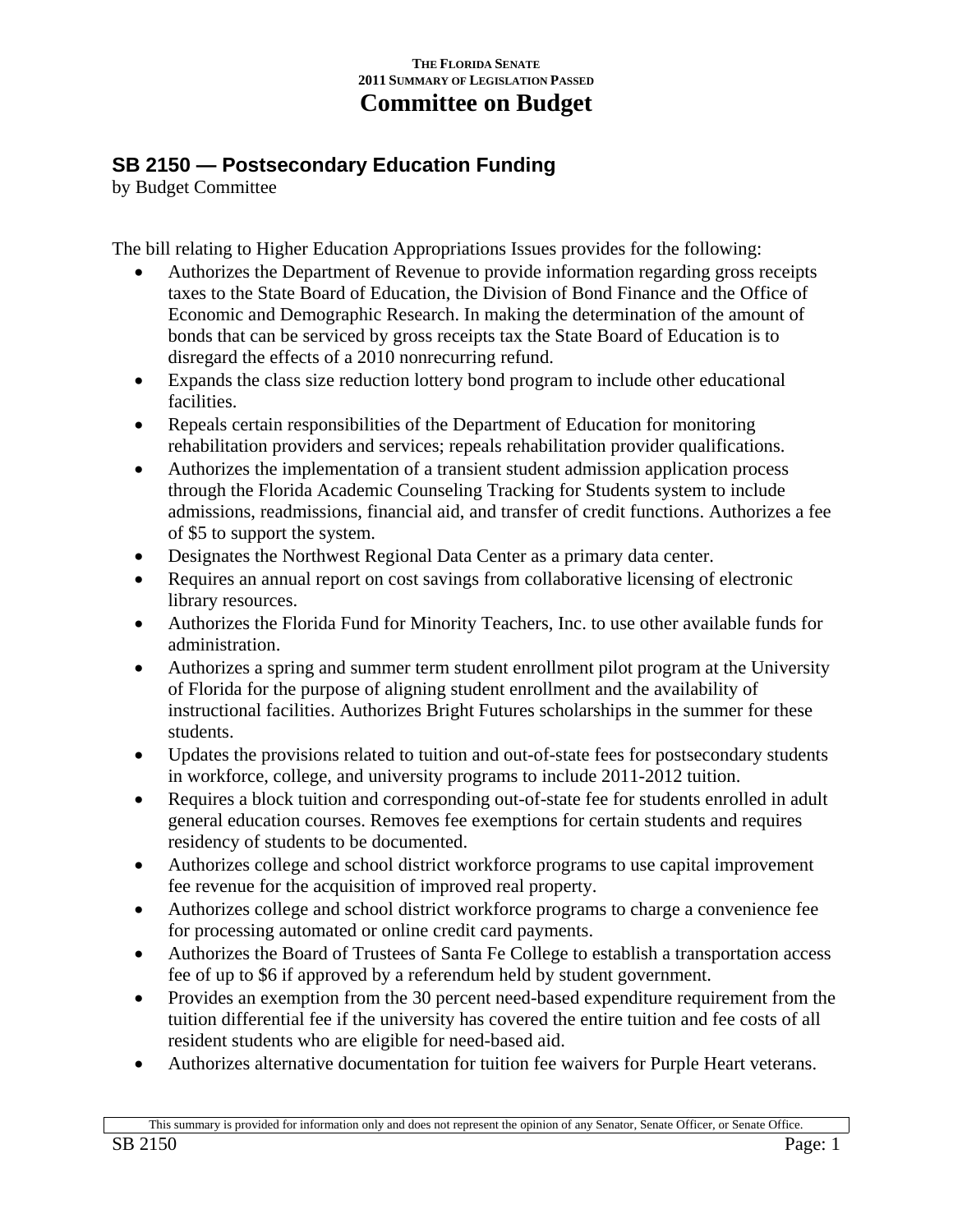THE FLORIDA SENATE
2011 SUMMARY OF LEGISLATION PASSED

# Committee on Budget

## SB 2150 — Postsecondary Education Funding

by Budget Committee

The bill relating to Higher Education Appropriations Issues provides for the following:

- Authorizes the Department of Revenue to provide information regarding gross receipts taxes to the State Board of Education, the Division of Bond Finance and the Office of Economic and Demographic Research. In making the determination of the amount of bonds that can be serviced by gross receipts tax the State Board of Education is to disregard the effects of a 2010 nonrecurring refund.
- Expands the class size reduction lottery bond program to include other educational facilities.
- Repeals certain responsibilities of the Department of Education for monitoring rehabilitation providers and services; repeals rehabilitation provider qualifications.
- Authorizes the implementation of a transient student admission application process through the Florida Academic Counseling Tracking for Students system to include admissions, readmissions, financial aid, and transfer of credit functions. Authorizes a fee of $5 to support the system.
- Designates the Northwest Regional Data Center as a primary data center.
- Requires an annual report on cost savings from collaborative licensing of electronic library resources.
- Authorizes the Florida Fund for Minority Teachers, Inc. to use other available funds for administration.
- Authorizes a spring and summer term student enrollment pilot program at the University of Florida for the purpose of aligning student enrollment and the availability of instructional facilities. Authorizes Bright Futures scholarships in the summer for these students.
- Updates the provisions related to tuition and out-of-state fees for postsecondary students in workforce, college, and university programs to include 2011-2012 tuition.
- Requires a block tuition and corresponding out-of-state fee for students enrolled in adult general education courses. Removes fee exemptions for certain students and requires residency of students to be documented.
- Authorizes college and school district workforce programs to use capital improvement fee revenue for the acquisition of improved real property.
- Authorizes college and school district workforce programs to charge a convenience fee for processing automated or online credit card payments.
- Authorizes the Board of Trustees of Santa Fe College to establish a transportation access fee of up to $6 if approved by a referendum held by student government.
- Provides an exemption from the 30 percent need-based expenditure requirement from the tuition differential fee if the university has covered the entire tuition and fee costs of all resident students who are eligible for need-based aid.
- Authorizes alternative documentation for tuition fee waivers for Purple Heart veterans.

This summary is provided for information only and does not represent the opinion of any Senator, Senate Officer, or Senate Office.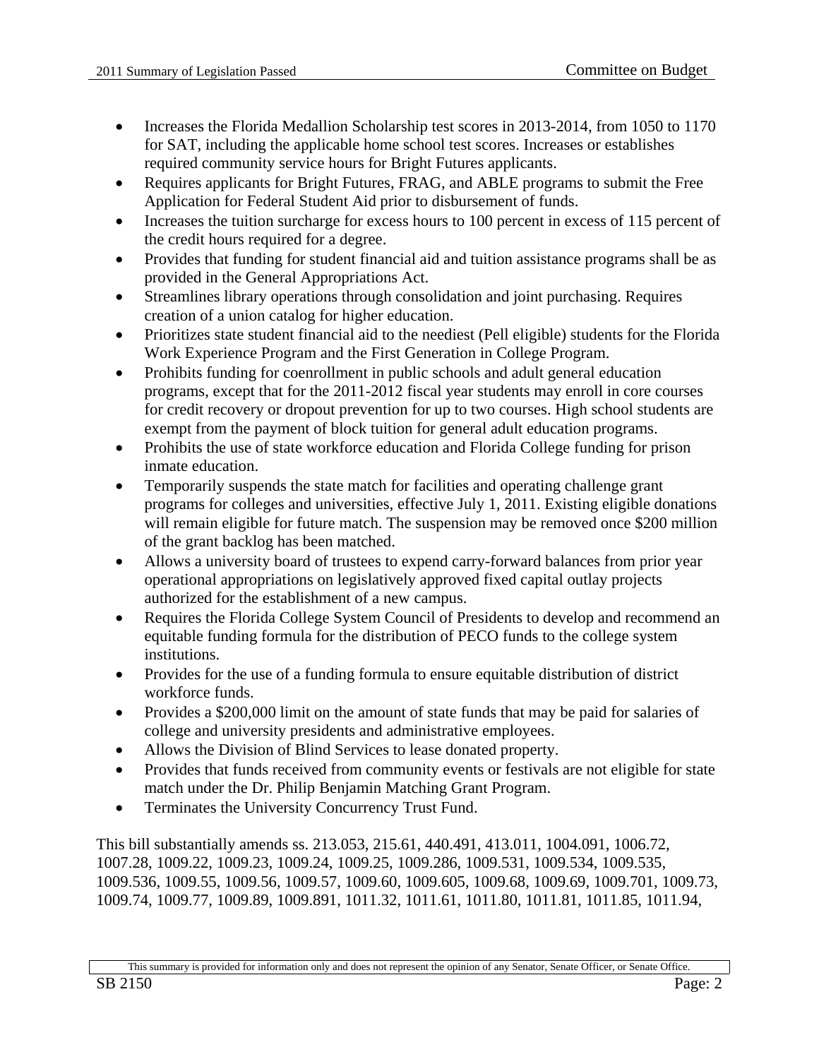- Increases the Florida Medallion Scholarship test scores in 2013-2014, from 1050 to 1170 for SAT, including the applicable home school test scores. Increases or establishes required community service hours for Bright Futures applicants.
- Requires applicants for Bright Futures, FRAG, and ABLE programs to submit the Free Application for Federal Student Aid prior to disbursement of funds.
- Increases the tuition surcharge for excess hours to 100 percent in excess of 115 percent of the credit hours required for a degree.
- Provides that funding for student financial aid and tuition assistance programs shall be as provided in the General Appropriations Act.
- Streamlines library operations through consolidation and joint purchasing. Requires creation of a union catalog for higher education.
- Prioritizes state student financial aid to the neediest (Pell eligible) students for the Florida Work Experience Program and the First Generation in College Program.
- Prohibits funding for coenrollment in public schools and adult general education programs, except that for the 2011-2012 fiscal year students may enroll in core courses for credit recovery or dropout prevention for up to two courses. High school students are exempt from the payment of block tuition for general adult education programs.
- Prohibits the use of state workforce education and Florida College funding for prison inmate education.
- Temporarily suspends the state match for facilities and operating challenge grant programs for colleges and universities, effective July 1, 2011. Existing eligible donations will remain eligible for future match. The suspension may be removed once $200 million of the grant backlog has been matched.
- Allows a university board of trustees to expend carry-forward balances from prior year operational appropriations on legislatively approved fixed capital outlay projects authorized for the establishment of a new campus.
- Requires the Florida College System Council of Presidents to develop and recommend an equitable funding formula for the distribution of PECO funds to the college system institutions.
- Provides for the use of a funding formula to ensure equitable distribution of district workforce funds.
- Provides a $200,000 limit on the amount of state funds that may be paid for salaries of college and university presidents and administrative employees.
- Allows the Division of Blind Services to lease donated property.
- Provides that funds received from community events or festivals are not eligible for state match under the Dr. Philip Benjamin Matching Grant Program.
- Terminates the University Concurrency Trust Fund.

This bill substantially amends ss. 213.053, 215.61, 440.491, 413.011, 1004.091, 1006.72, 1007.28, 1009.22, 1009.23, 1009.24, 1009.25, 1009.286, 1009.531, 1009.534, 1009.535, 1009.536, 1009.55, 1009.56, 1009.57, 1009.60, 1009.605, 1009.68, 1009.69, 1009.701, 1009.73, 1009.74, 1009.77, 1009.89, 1009.891, 1011.32, 1011.61, 1011.80, 1011.81, 1011.85, 1011.94,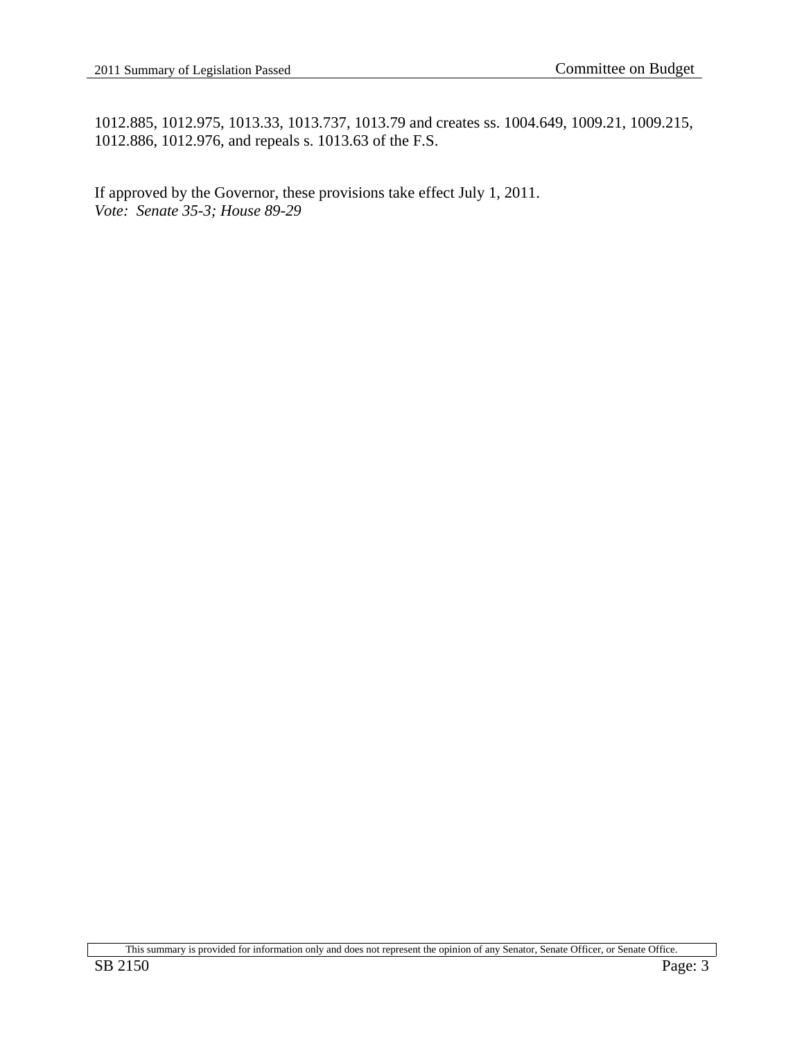1012.885, 1012.975, 1013.33, 1013.737, 1013.79 and creates ss. 1004.649, 1009.21, 1009.215, 1012.886, 1012.976, and repeals s. 1013.63 of the F.S.

If approved by the Governor, these provisions take effect July 1, 2011.
*Vote: Senate 35-3; House 89-29*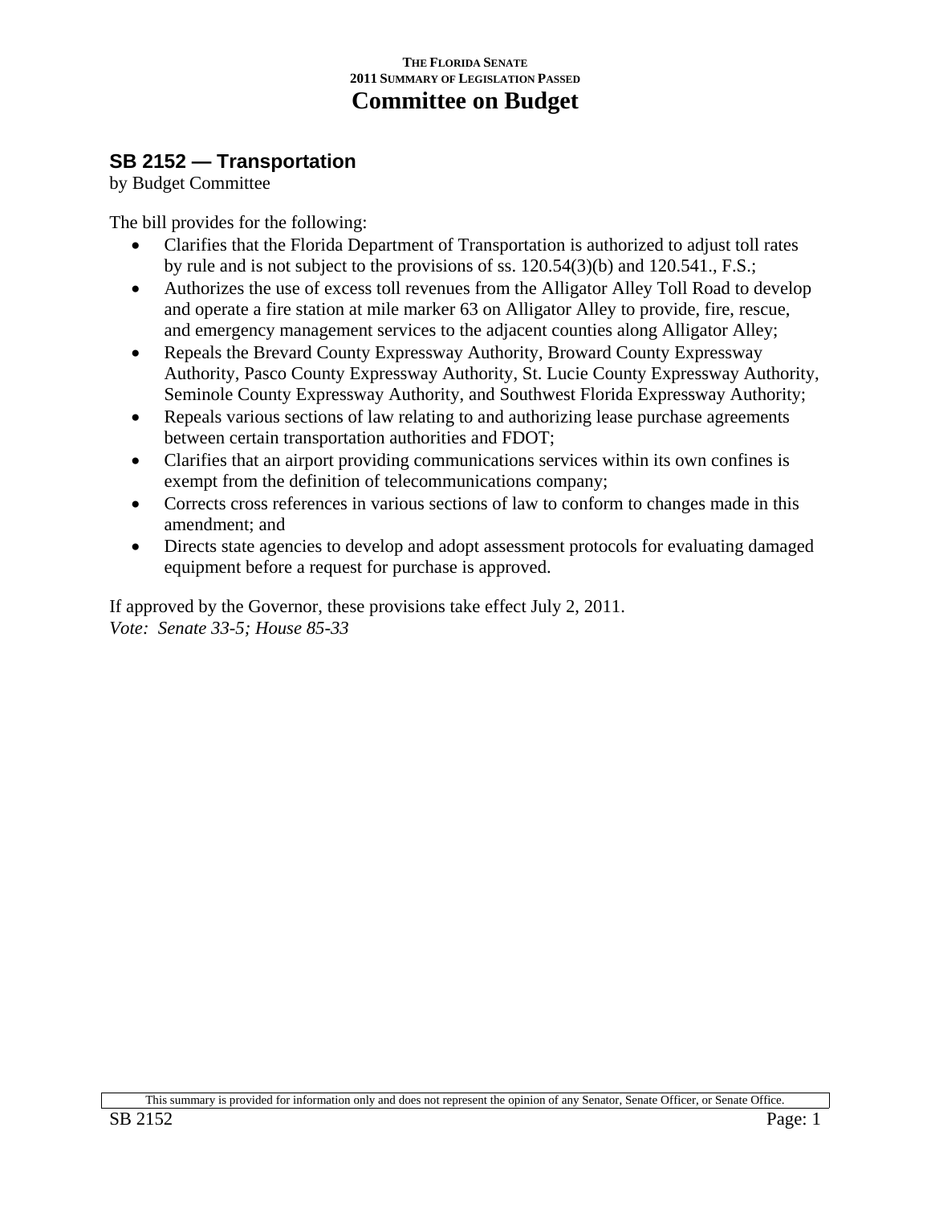THE FLORIDA SENATE
2011 SUMMARY OF LEGISLATION PASSED

# Committee on Budget

## SB 2152 — Transportation

by Budget Committee

The bill provides for the following:

- Clarifies that the Florida Department of Transportation is authorized to adjust toll rates by rule and is not subject to the provisions of ss. 120.54(3)(b) and 120.541., F.S.;
- Authorizes the use of excess toll revenues from the Alligator Alley Toll Road to develop and operate a fire station at mile marker 63 on Alligator Alley to provide, fire, rescue, and emergency management services to the adjacent counties along Alligator Alley;
- Repeals the Brevard County Expressway Authority, Broward County Expressway Authority, Pasco County Expressway Authority, St. Lucie County Expressway Authority, Seminole County Expressway Authority, and Southwest Florida Expressway Authority;
- Repeals various sections of law relating to and authorizing lease purchase agreements between certain transportation authorities and FDOT;
- Clarifies that an airport providing communications services within its own confines is exempt from the definition of telecommunications company;
- Corrects cross references in various sections of law to conform to changes made in this amendment; and
- Directs state agencies to develop and adopt assessment protocols for evaluating damaged equipment before a request for purchase is approved.

If approved by the Governor, these provisions take effect July 2, 2011.
*Vote: Senate 33-5; House 85-33*

This summary is provided for information only and does not represent the opinion of any Senator, Senate Officer, or Senate Office.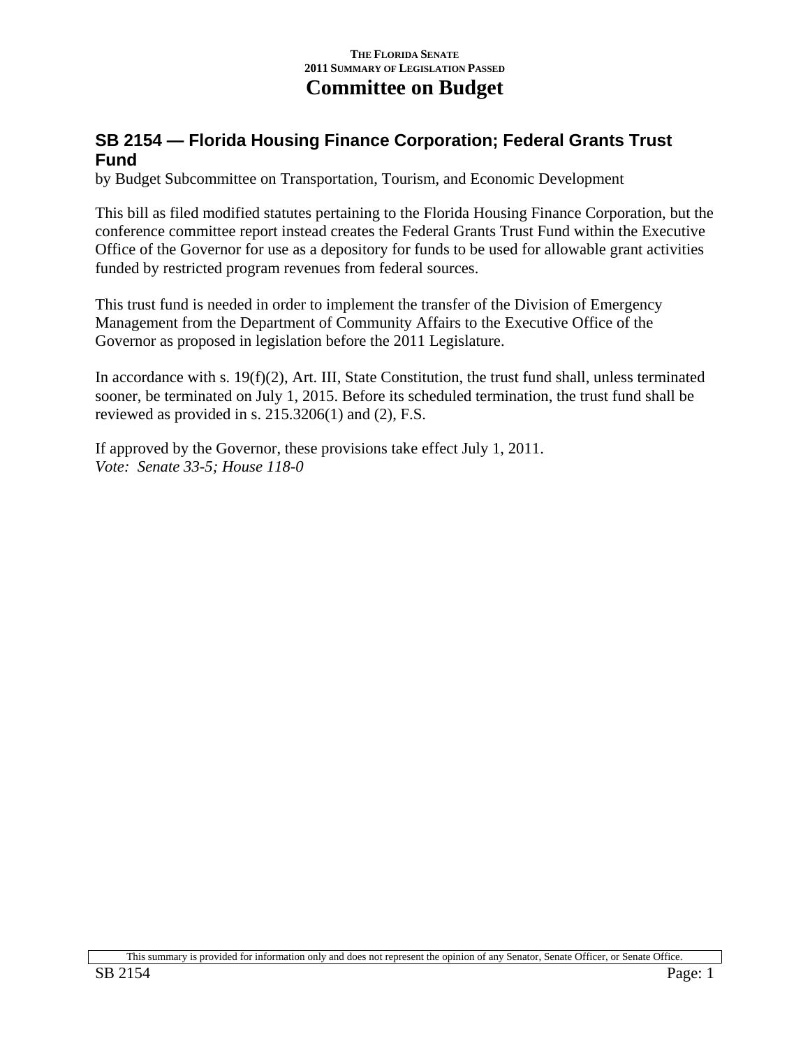## SB 2154 — Florida Housing Finance Corporation; Federal Grants Trust Fund

by Budget Subcommittee on Transportation, Tourism, and Economic Development

This bill as filed modified statutes pertaining to the Florida Housing Finance Corporation, but the conference committee report instead creates the Federal Grants Trust Fund within the Executive Office of the Governor for use as a depository for funds to be used for allowable grant activities funded by restricted program revenues from federal sources.

This trust fund is needed in order to implement the transfer of the Division of Emergency Management from the Department of Community Affairs to the Executive Office of the Governor as proposed in legislation before the 2011 Legislature.

In accordance with s. 19(f)(2), Art. III, State Constitution, the trust fund shall, unless terminated sooner, be terminated on July 1, 2015. Before its scheduled termination, the trust fund shall be reviewed as provided in s. 215.3206(1) and (2), F.S.

If approved by the Governor, these provisions take effect July 1, 2011.
*Vote: Senate 33-5; House 118-0*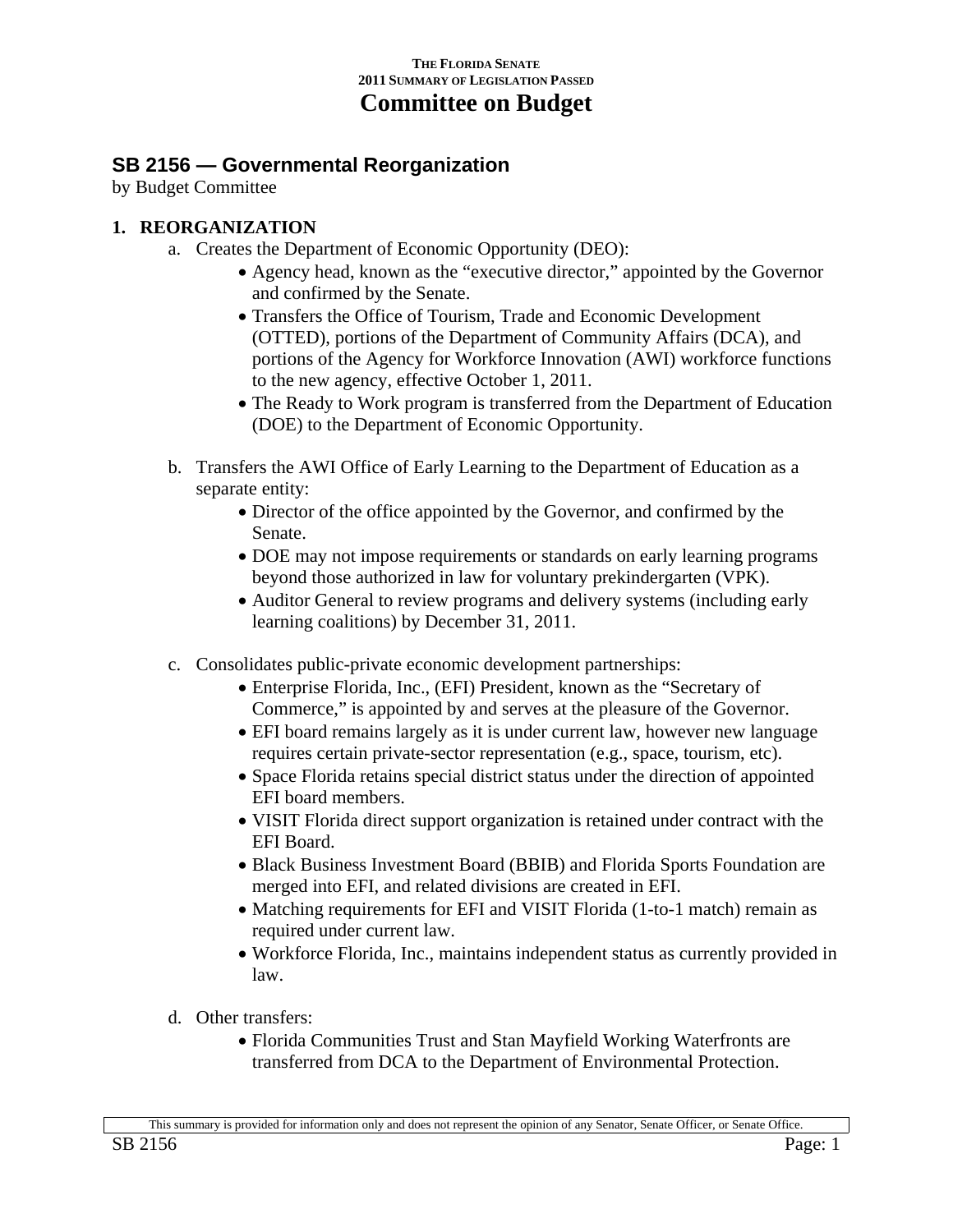THE FLORIDA SENATE
2011 SUMMARY OF LEGISLATION PASSED

# Committee on Budget

## SB 2156 — Governmental Reorganization

by Budget Committee

### 1. REORGANIZATION

a. Creates the Department of Economic Opportunity (DEO):
   - Agency head, known as the "executive director," appointed by the Governor and confirmed by the Senate.
   - Transfers the Office of Tourism, Trade and Economic Development (OTTED), portions of the Department of Community Affairs (DCA), and portions of the Agency for Workforce Innovation (AWI) workforce functions to the new agency, effective October 1, 2011.
   - The Ready to Work program is transferred from the Department of Education (DOE) to the Department of Economic Opportunity.

b. Transfers the AWI Office of Early Learning to the Department of Education as a separate entity:
   - Director of the office appointed by the Governor, and confirmed by the Senate.
   - DOE may not impose requirements or standards on early learning programs beyond those authorized in law for voluntary prekindergarten (VPK).
   - Auditor General to review programs and delivery systems (including early learning coalitions) by December 31, 2011.

c. Consolidates public-private economic development partnerships:
   - Enterprise Florida, Inc., (EFI) President, known as the "Secretary of Commerce," is appointed by and serves at the pleasure of the Governor.
   - EFI board remains largely as it is under current law, however new language requires certain private-sector representation (e.g., space, tourism, etc).
   - Space Florida retains special district status under the direction of appointed EFI board members.
   - VISIT Florida direct support organization is retained under contract with the EFI Board.
   - Black Business Investment Board (BBIB) and Florida Sports Foundation are merged into EFI, and related divisions are created in EFI.
   - Matching requirements for EFI and VISIT Florida (1-to-1 match) remain as required under current law.
   - Workforce Florida, Inc., maintains independent status as currently provided in law.

d. Other transfers:
   - Florida Communities Trust and Stan Mayfield Working Waterfronts are transferred from DCA to the Department of Environmental Protection.

This summary is provided for information only and does not represent the opinion of any Senator, Senate Officer, or Senate Office.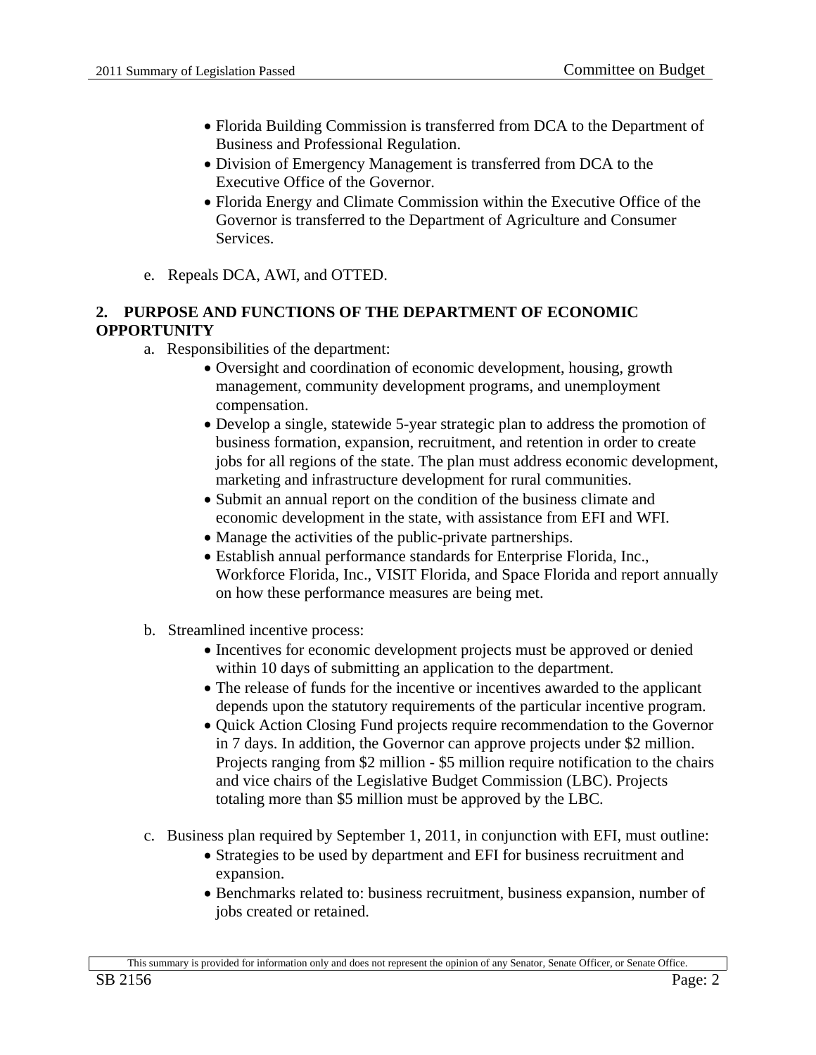- Florida Building Commission is transferred from DCA to the Department of Business and Professional Regulation.
- Division of Emergency Management is transferred from DCA to the Executive Office of the Governor.
- Florida Energy and Climate Commission within the Executive Office of the Governor is transferred to the Department of Agriculture and Consumer Services.

e. Repeals DCA, AWI, and OTTED.

**2. PURPOSE AND FUNCTIONS OF THE DEPARTMENT OF ECONOMIC OPPORTUNITY**

a. Responsibilities of the department:
   - Oversight and coordination of economic development, housing, growth management, community development programs, and unemployment compensation.
   - Develop a single, statewide 5-year strategic plan to address the promotion of business formation, expansion, recruitment, and retention in order to create jobs for all regions of the state. The plan must address economic development, marketing and infrastructure development for rural communities.
   - Submit an annual report on the condition of the business climate and economic development in the state, with assistance from EFI and WFI.
   - Manage the activities of the public-private partnerships.
   - Establish annual performance standards for Enterprise Florida, Inc., Workforce Florida, Inc., VISIT Florida, and Space Florida and report annually on how these performance measures are being met.

b. Streamlined incentive process:
   - Incentives for economic development projects must be approved or denied within 10 days of submitting an application to the department.
   - The release of funds for the incentive or incentives awarded to the applicant depends upon the statutory requirements of the particular incentive program.
   - Quick Action Closing Fund projects require recommendation to the Governor in 7 days. In addition, the Governor can approve projects under $2 million. Projects ranging from $2 million - $5 million require notification to the chairs and vice chairs of the Legislative Budget Commission (LBC). Projects totaling more than $5 million must be approved by the LBC.

c. Business plan required by September 1, 2011, in conjunction with EFI, must outline:
   - Strategies to be used by department and EFI for business recruitment and expansion.
   - Benchmarks related to: business recruitment, business expansion, number of jobs created or retained.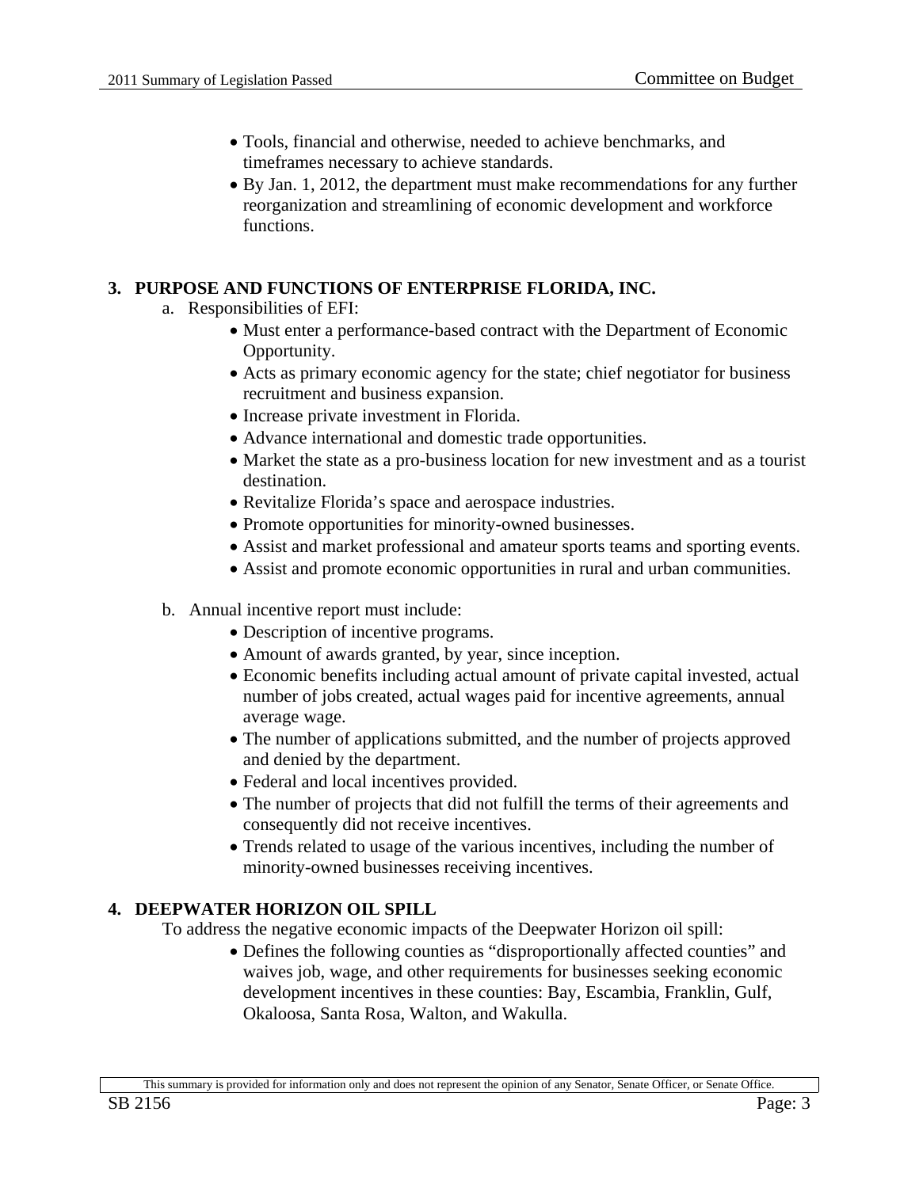- Tools, financial and otherwise, needed to achieve benchmarks, and timeframes necessary to achieve standards.
- By Jan. 1, 2012, the department must make recommendations for any further reorganization and streamlining of economic development and workforce functions.

**3. PURPOSE AND FUNCTIONS OF ENTERPRISE FLORIDA, INC.**

a. Responsibilities of EFI:

- Must enter a performance-based contract with the Department of Economic Opportunity.
- Acts as primary economic agency for the state; chief negotiator for business recruitment and business expansion.
- Increase private investment in Florida.
- Advance international and domestic trade opportunities.
- Market the state as a pro-business location for new investment and as a tourist destination.
- Revitalize Florida's space and aerospace industries.
- Promote opportunities for minority-owned businesses.
- Assist and market professional and amateur sports teams and sporting events.
- Assist and promote economic opportunities in rural and urban communities.

b. Annual incentive report must include:

- Description of incentive programs.
- Amount of awards granted, by year, since inception.
- Economic benefits including actual amount of private capital invested, actual number of jobs created, actual wages paid for incentive agreements, annual average wage.
- The number of applications submitted, and the number of projects approved and denied by the department.
- Federal and local incentives provided.
- The number of projects that did not fulfill the terms of their agreements and consequently did not receive incentives.
- Trends related to usage of the various incentives, including the number of minority-owned businesses receiving incentives.

**4. DEEPWATER HORIZON OIL SPILL**

To address the negative economic impacts of the Deepwater Horizon oil spill:

- Defines the following counties as "disproportionally affected counties" and waives job, wage, and other requirements for businesses seeking economic development incentives in these counties: Bay, Escambia, Franklin, Gulf, Okaloosa, Santa Rosa, Walton, and Wakulla.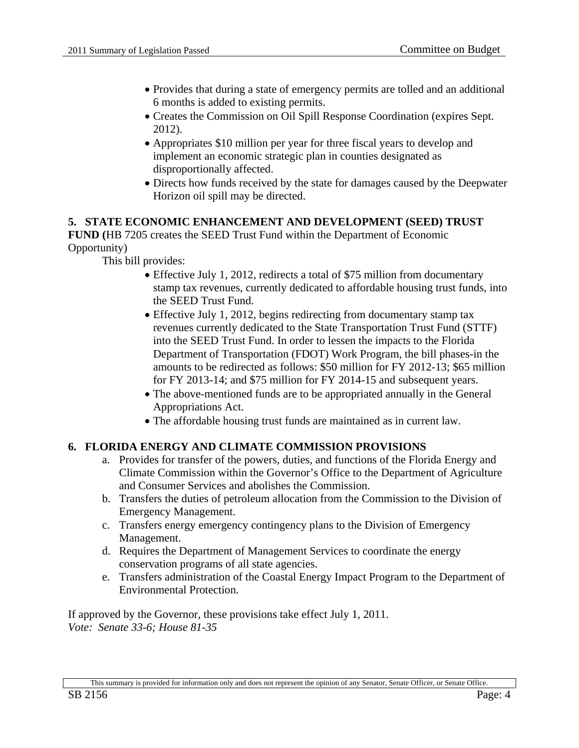- Provides that during a state of emergency permits are tolled and an additional 6 months is added to existing permits.
- Creates the Commission on Oil Spill Response Coordination (expires Sept. 2012).
- Appropriates $10 million per year for three fiscal years to develop and implement an economic strategic plan in counties designated as disproportionally affected.
- Directs how funds received by the state for damages caused by the Deepwater Horizon oil spill may be directed.

**5. STATE ECONOMIC ENHANCEMENT AND DEVELOPMENT (SEED) TRUST FUND (**HB 7205 creates the SEED Trust Fund within the Department of Economic Opportunity)

This bill provides:

- Effective July 1, 2012, redirects a total of $75 million from documentary stamp tax revenues, currently dedicated to affordable housing trust funds, into the SEED Trust Fund.
- Effective July 1, 2012, begins redirecting from documentary stamp tax revenues currently dedicated to the State Transportation Trust Fund (STTF) into the SEED Trust Fund. In order to lessen the impacts to the Florida Department of Transportation (FDOT) Work Program, the bill phases-in the amounts to be redirected as follows: $50 million for FY 2012-13; $65 million for FY 2013-14; and $75 million for FY 2014-15 and subsequent years.
- The above-mentioned funds are to be appropriated annually in the General Appropriations Act.
- The affordable housing trust funds are maintained as in current law.

**6. FLORIDA ENERGY AND CLIMATE COMMISSION PROVISIONS**

a. Provides for transfer of the powers, duties, and functions of the Florida Energy and Climate Commission within the Governor's Office to the Department of Agriculture and Consumer Services and abolishes the Commission.
b. Transfers the duties of petroleum allocation from the Commission to the Division of Emergency Management.
c. Transfers energy emergency contingency plans to the Division of Emergency Management.
d. Requires the Department of Management Services to coordinate the energy conservation programs of all state agencies.
e. Transfers administration of the Coastal Energy Impact Program to the Department of Environmental Protection.

If approved by the Governor, these provisions take effect July 1, 2011.
*Vote: Senate 33-6; House 81-35*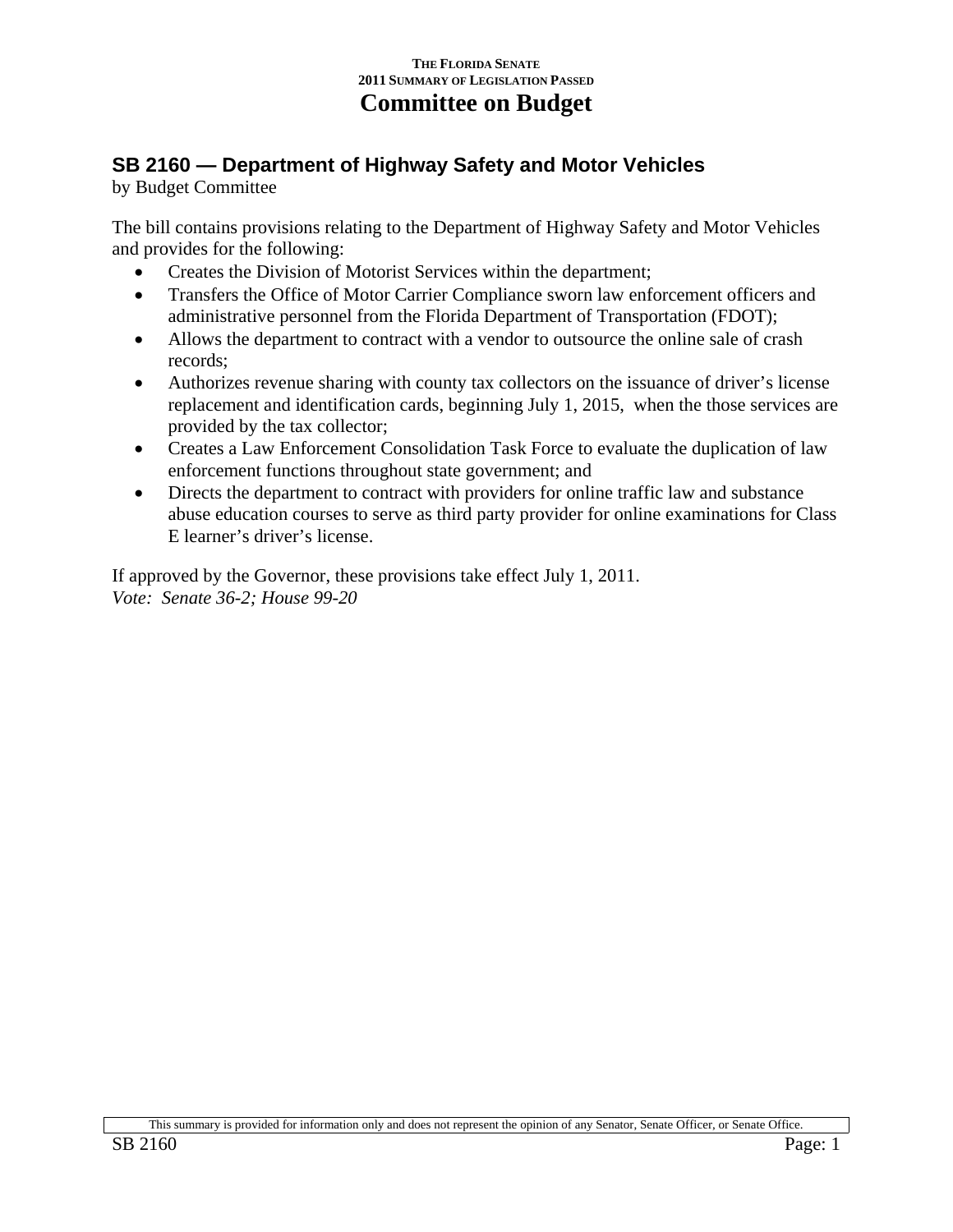# Committee on Budget

## SB 2160 — Department of Highway Safety and Motor Vehicles

by Budget Committee

The bill contains provisions relating to the Department of Highway Safety and Motor Vehicles and provides for the following:

- Creates the Division of Motorist Services within the department;
- Transfers the Office of Motor Carrier Compliance sworn law enforcement officers and administrative personnel from the Florida Department of Transportation (FDOT);
- Allows the department to contract with a vendor to outsource the online sale of crash records;
- Authorizes revenue sharing with county tax collectors on the issuance of driver's license replacement and identification cards, beginning July 1, 2015, when the those services are provided by the tax collector;
- Creates a Law Enforcement Consolidation Task Force to evaluate the duplication of law enforcement functions throughout state government; and
- Directs the department to contract with providers for online traffic law and substance abuse education courses to serve as third party provider for online examinations for Class E learner's driver's license.

If approved by the Governor, these provisions take effect July 1, 2011.

*Vote: Senate 36-2; House 99-20*

This summary is provided for information only and does not represent the opinion of any Senator, Senate Officer, or Senate Office.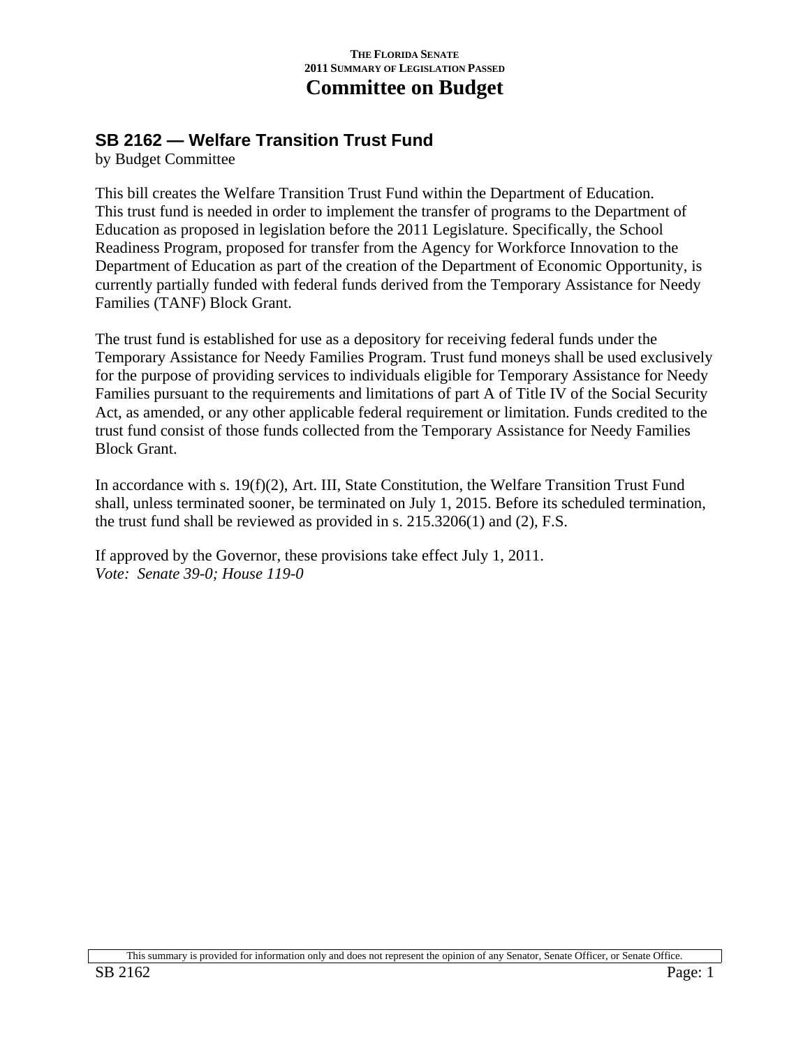THE FLORIDA SENATE
2011 SUMMARY OF LEGISLATION PASSED

# Committee on Budget

## SB 2162 — Welfare Transition Trust Fund

by Budget Committee

This bill creates the Welfare Transition Trust Fund within the Department of Education. This trust fund is needed in order to implement the transfer of programs to the Department of Education as proposed in legislation before the 2011 Legislature. Specifically, the School Readiness Program, proposed for transfer from the Agency for Workforce Innovation to the Department of Education as part of the creation of the Department of Economic Opportunity, is currently partially funded with federal funds derived from the Temporary Assistance for Needy Families (TANF) Block Grant.

The trust fund is established for use as a depository for receiving federal funds under the Temporary Assistance for Needy Families Program. Trust fund moneys shall be used exclusively for the purpose of providing services to individuals eligible for Temporary Assistance for Needy Families pursuant to the requirements and limitations of part A of Title IV of the Social Security Act, as amended, or any other applicable federal requirement or limitation. Funds credited to the trust fund consist of those funds collected from the Temporary Assistance for Needy Families Block Grant.

In accordance with s. 19(f)(2), Art. III, State Constitution, the Welfare Transition Trust Fund shall, unless terminated sooner, be terminated on July 1, 2015. Before its scheduled termination, the trust fund shall be reviewed as provided in s. 215.3206(1) and (2), F.S.

If approved by the Governor, these provisions take effect July 1, 2011.
*Vote: Senate 39-0; House 119-0*

This summary is provided for information only and does not represent the opinion of any Senator, Senate Officer, or Senate Office.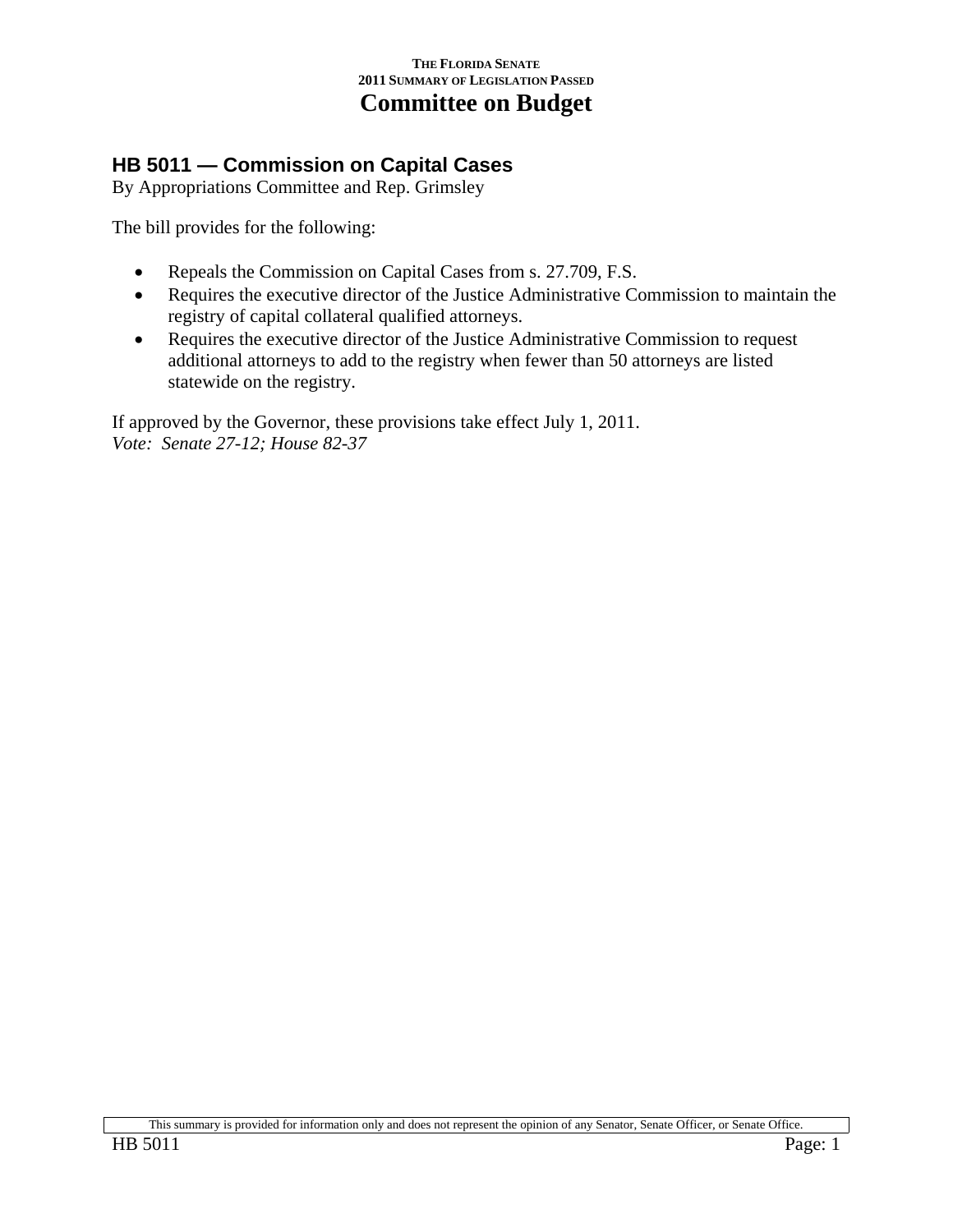THE FLORIDA SENATE
2011 SUMMARY OF LEGISLATION PASSED

# Committee on Budget

## HB 5011 — Commission on Capital Cases

By Appropriations Committee and Rep. Grimsley

The bill provides for the following:

- Repeals the Commission on Capital Cases from s. 27.709, F.S.
- Requires the executive director of the Justice Administrative Commission to maintain the registry of capital collateral qualified attorneys.
- Requires the executive director of the Justice Administrative Commission to request additional attorneys to add to the registry when fewer than 50 attorneys are listed statewide on the registry.

If approved by the Governor, these provisions take effect July 1, 2011.
*Vote: Senate 27-12; House 82-37*

This summary is provided for information only and does not represent the opinion of any Senator, Senate Officer, or Senate Office.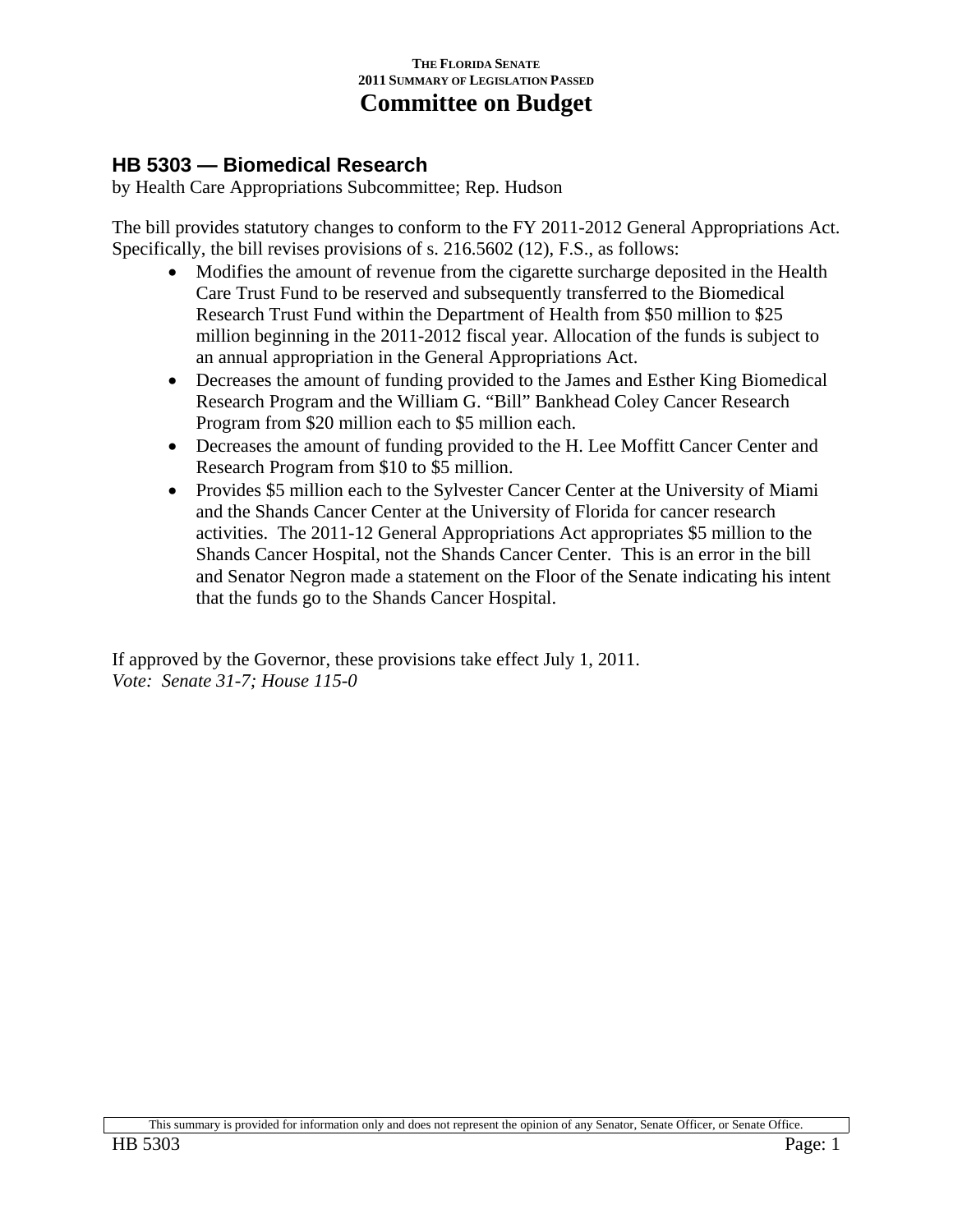## HB 5303 — Biomedical Research

by Health Care Appropriations Subcommittee; Rep. Hudson

The bill provides statutory changes to conform to the FY 2011-2012 General Appropriations Act. Specifically, the bill revises provisions of s. 216.5602 (12), F.S., as follows:

- Modifies the amount of revenue from the cigarette surcharge deposited in the Health Care Trust Fund to be reserved and subsequently transferred to the Biomedical Research Trust Fund within the Department of Health from $50 million to $25 million beginning in the 2011-2012 fiscal year. Allocation of the funds is subject to an annual appropriation in the General Appropriations Act.
- Decreases the amount of funding provided to the James and Esther King Biomedical Research Program and the William G. "Bill" Bankhead Coley Cancer Research Program from $20 million each to $5 million each.
- Decreases the amount of funding provided to the H. Lee Moffitt Cancer Center and Research Program from $10 to $5 million.
- Provides $5 million each to the Sylvester Cancer Center at the University of Miami and the Shands Cancer Center at the University of Florida for cancer research activities. The 2011-12 General Appropriations Act appropriates $5 million to the Shands Cancer Hospital, not the Shands Cancer Center. This is an error in the bill and Senator Negron made a statement on the Floor of the Senate indicating his intent that the funds go to the Shands Cancer Hospital.

If approved by the Governor, these provisions take effect July 1, 2011.
*Vote: Senate 31-7; House 115-0*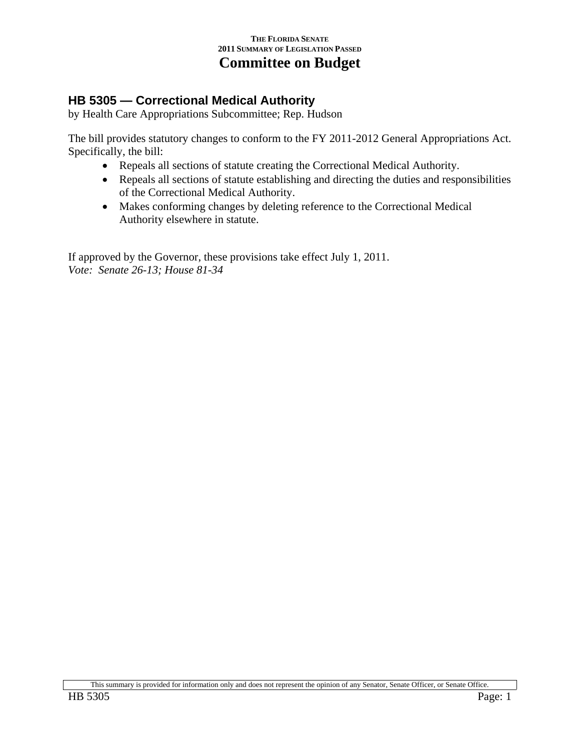## HB 5305 — Correctional Medical Authority

by Health Care Appropriations Subcommittee; Rep. Hudson

The bill provides statutory changes to conform to the FY 2011-2012 General Appropriations Act. Specifically, the bill:

- Repeals all sections of statute creating the Correctional Medical Authority.
- Repeals all sections of statute establishing and directing the duties and responsibilities of the Correctional Medical Authority.
- Makes conforming changes by deleting reference to the Correctional Medical Authority elsewhere in statute.

If approved by the Governor, these provisions take effect July 1, 2011.
*Vote: Senate 26-13; House 81-34*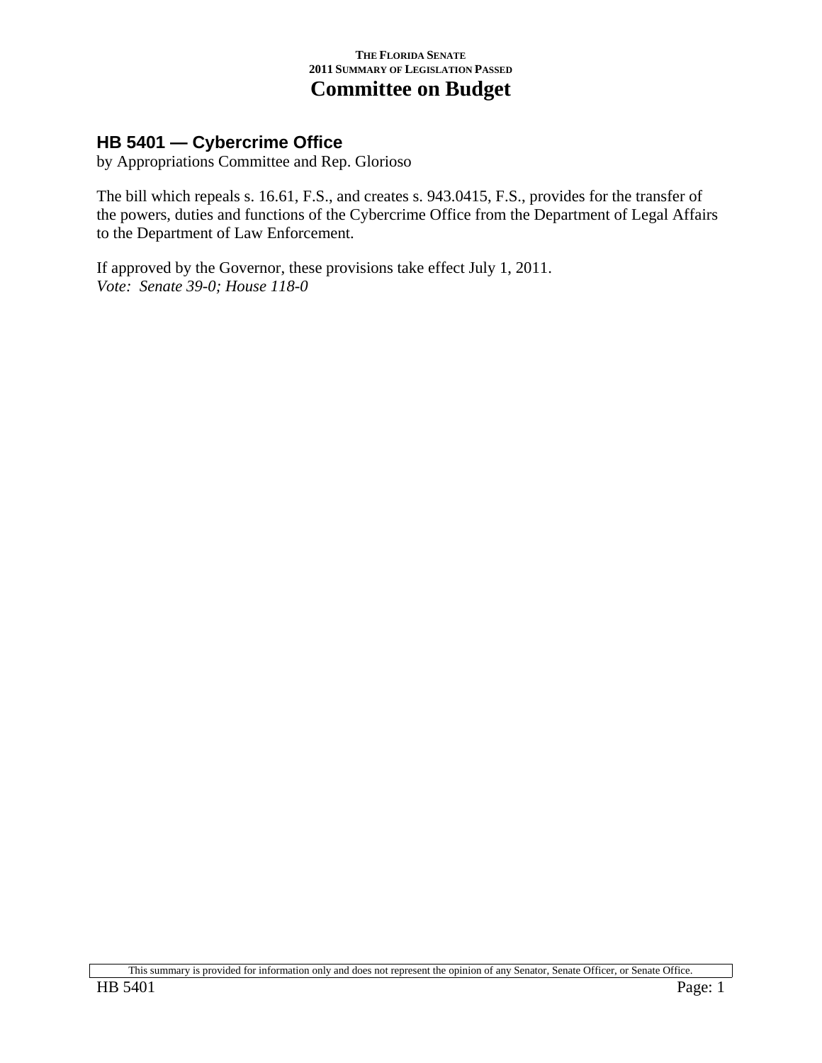## HB 5401 — Cybercrime Office

by Appropriations Committee and Rep. Glorioso

The bill which repeals s. 16.61, F.S., and creates s. 943.0415, F.S., provides for the transfer of the powers, duties and functions of the Cybercrime Office from the Department of Legal Affairs to the Department of Law Enforcement.

If approved by the Governor, these provisions take effect July 1, 2011.
*Vote: Senate 39-0; House 118-0*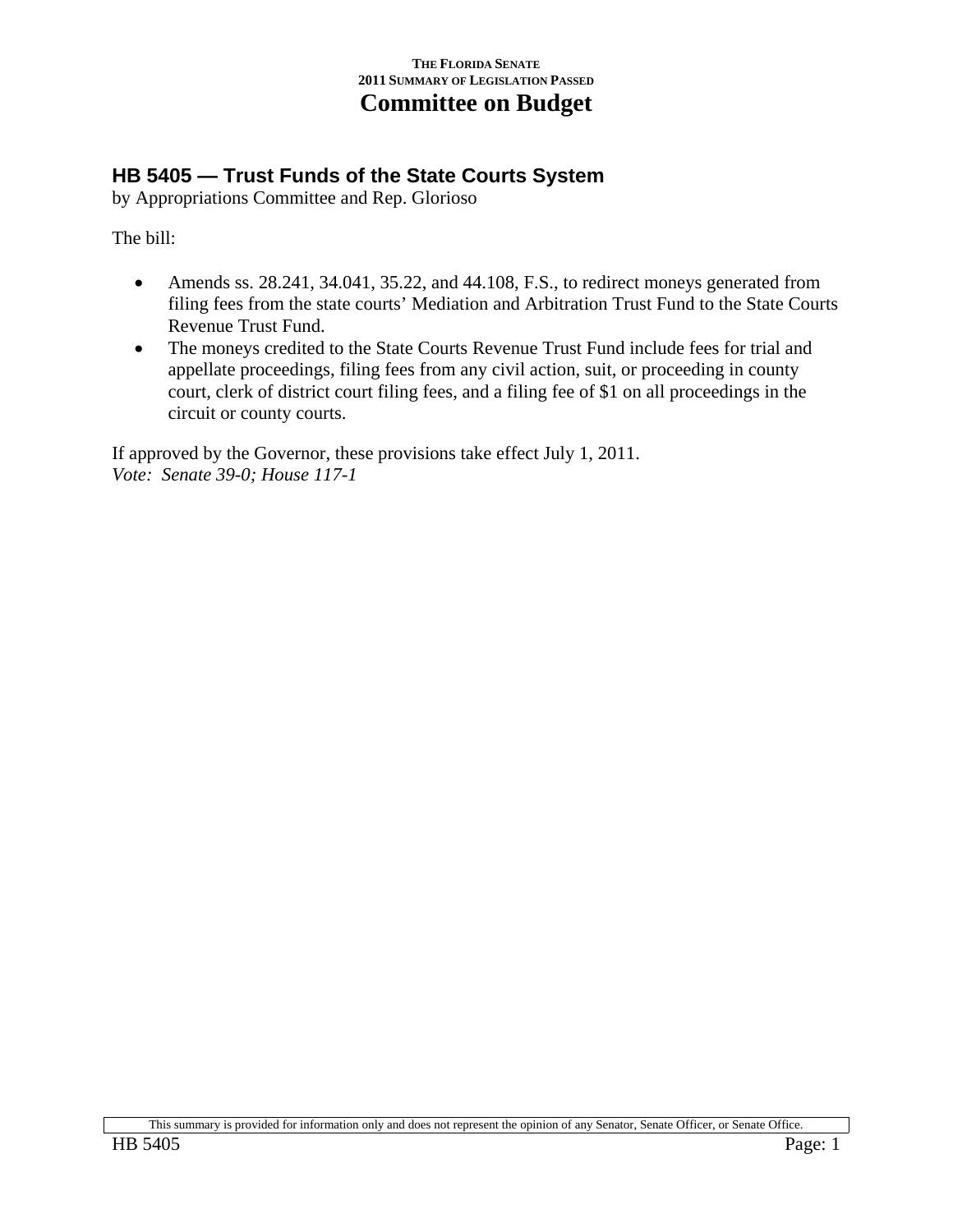THE FLORIDA SENATE
2011 SUMMARY OF LEGISLATION PASSED

# Committee on Budget

## HB 5405 — Trust Funds of the State Courts System

by Appropriations Committee and Rep. Glorioso

The bill:

- Amends ss. 28.241, 34.041, 35.22, and 44.108, F.S., to redirect moneys generated from filing fees from the state courts' Mediation and Arbitration Trust Fund to the State Courts Revenue Trust Fund.
- The moneys credited to the State Courts Revenue Trust Fund include fees for trial and appellate proceedings, filing fees from any civil action, suit, or proceeding in county court, clerk of district court filing fees, and a filing fee of $1 on all proceedings in the circuit or county courts.

If approved by the Governor, these provisions take effect July 1, 2011.
*Vote: Senate 39-0; House 117-1*

This summary is provided for information only and does not represent the opinion of any Senator, Senate Officer, or Senate Office.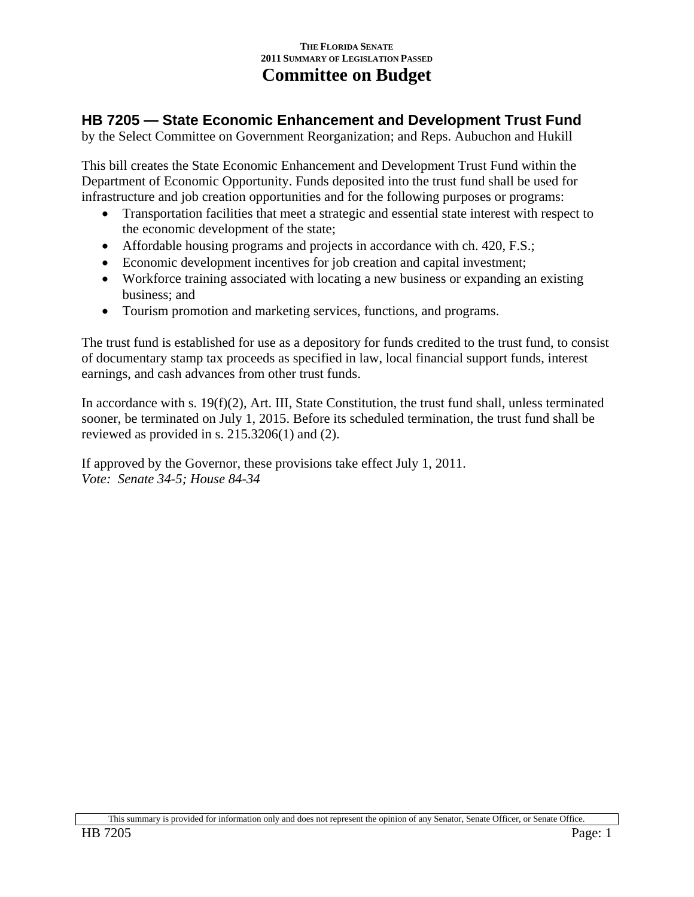# Committee on Budget

## HB 7205 — State Economic Enhancement and Development Trust Fund

by the Select Committee on Government Reorganization; and Reps. Aubuchon and Hukill

This bill creates the State Economic Enhancement and Development Trust Fund within the Department of Economic Opportunity. Funds deposited into the trust fund shall be used for infrastructure and job creation opportunities and for the following purposes or programs:

- Transportation facilities that meet a strategic and essential state interest with respect to the economic development of the state;
- Affordable housing programs and projects in accordance with ch. 420, F.S.;
- Economic development incentives for job creation and capital investment;
- Workforce training associated with locating a new business or expanding an existing business; and
- Tourism promotion and marketing services, functions, and programs.

The trust fund is established for use as a depository for funds credited to the trust fund, to consist of documentary stamp tax proceeds as specified in law, local financial support funds, interest earnings, and cash advances from other trust funds.

In accordance with s. 19(f)(2), Art. III, State Constitution, the trust fund shall, unless terminated sooner, be terminated on July 1, 2015. Before its scheduled termination, the trust fund shall be reviewed as provided in s. 215.3206(1) and (2).

If approved by the Governor, these provisions take effect July 1, 2011.
*Vote: Senate 34-5; House 84-34*

This summary is provided for information only and does not represent the opinion of any Senator, Senate Officer, or Senate Office.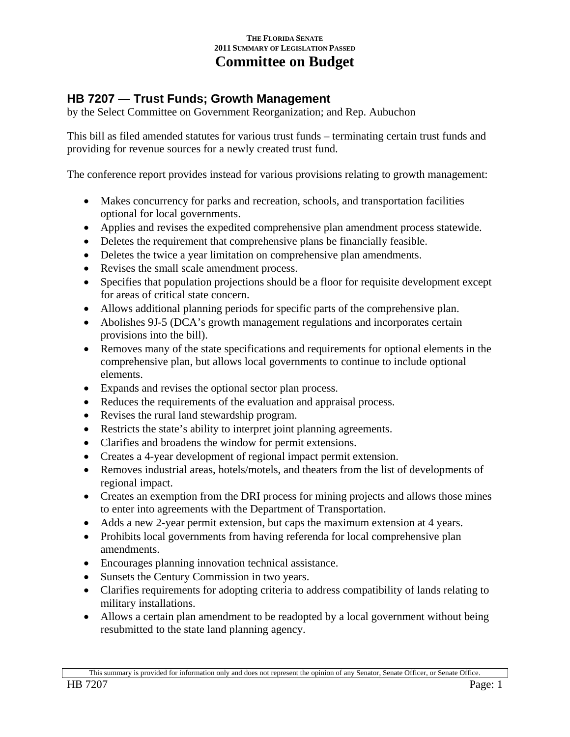# Committee on Budget

## HB 7207 — Trust Funds; Growth Management

by the Select Committee on Government Reorganization; and Rep. Aubuchon

This bill as filed amended statutes for various trust funds – terminating certain trust funds and providing for revenue sources for a newly created trust fund.

The conference report provides instead for various provisions relating to growth management:

- Makes concurrency for parks and recreation, schools, and transportation facilities optional for local governments.
- Applies and revises the expedited comprehensive plan amendment process statewide.
- Deletes the requirement that comprehensive plans be financially feasible.
- Deletes the twice a year limitation on comprehensive plan amendments.
- Revises the small scale amendment process.
- Specifies that population projections should be a floor for requisite development except for areas of critical state concern.
- Allows additional planning periods for specific parts of the comprehensive plan.
- Abolishes 9J-5 (DCA's growth management regulations and incorporates certain provisions into the bill).
- Removes many of the state specifications and requirements for optional elements in the comprehensive plan, but allows local governments to continue to include optional elements.
- Expands and revises the optional sector plan process.
- Reduces the requirements of the evaluation and appraisal process.
- Revises the rural land stewardship program.
- Restricts the state's ability to interpret joint planning agreements.
- Clarifies and broadens the window for permit extensions.
- Creates a 4-year development of regional impact permit extension.
- Removes industrial areas, hotels/motels, and theaters from the list of developments of regional impact.
- Creates an exemption from the DRI process for mining projects and allows those mines to enter into agreements with the Department of Transportation.
- Adds a new 2-year permit extension, but caps the maximum extension at 4 years.
- Prohibits local governments from having referenda for local comprehensive plan amendments.
- Encourages planning innovation technical assistance.
- Sunsets the Century Commission in two years.
- Clarifies requirements for adopting criteria to address compatibility of lands relating to military installations.
- Allows a certain plan amendment to be readopted by a local government without being resubmitted to the state land planning agency.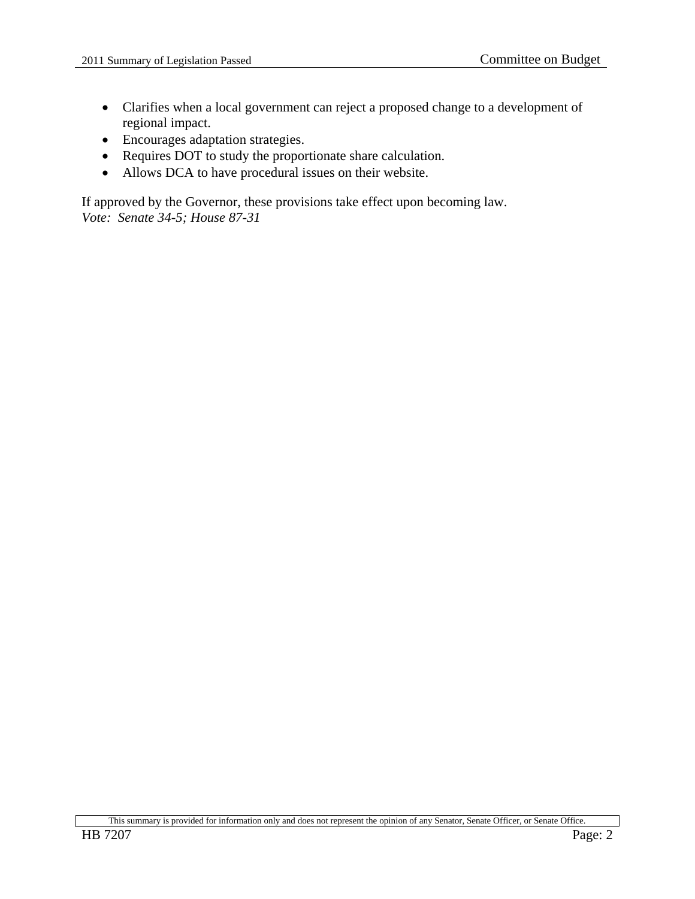- Clarifies when a local government can reject a proposed change to a development of regional impact.
- Encourages adaptation strategies.
- Requires DOT to study the proportionate share calculation.
- Allows DCA to have procedural issues on their website.

If approved by the Governor, these provisions take effect upon becoming law.
*Vote: Senate 34-5; House 87-31*